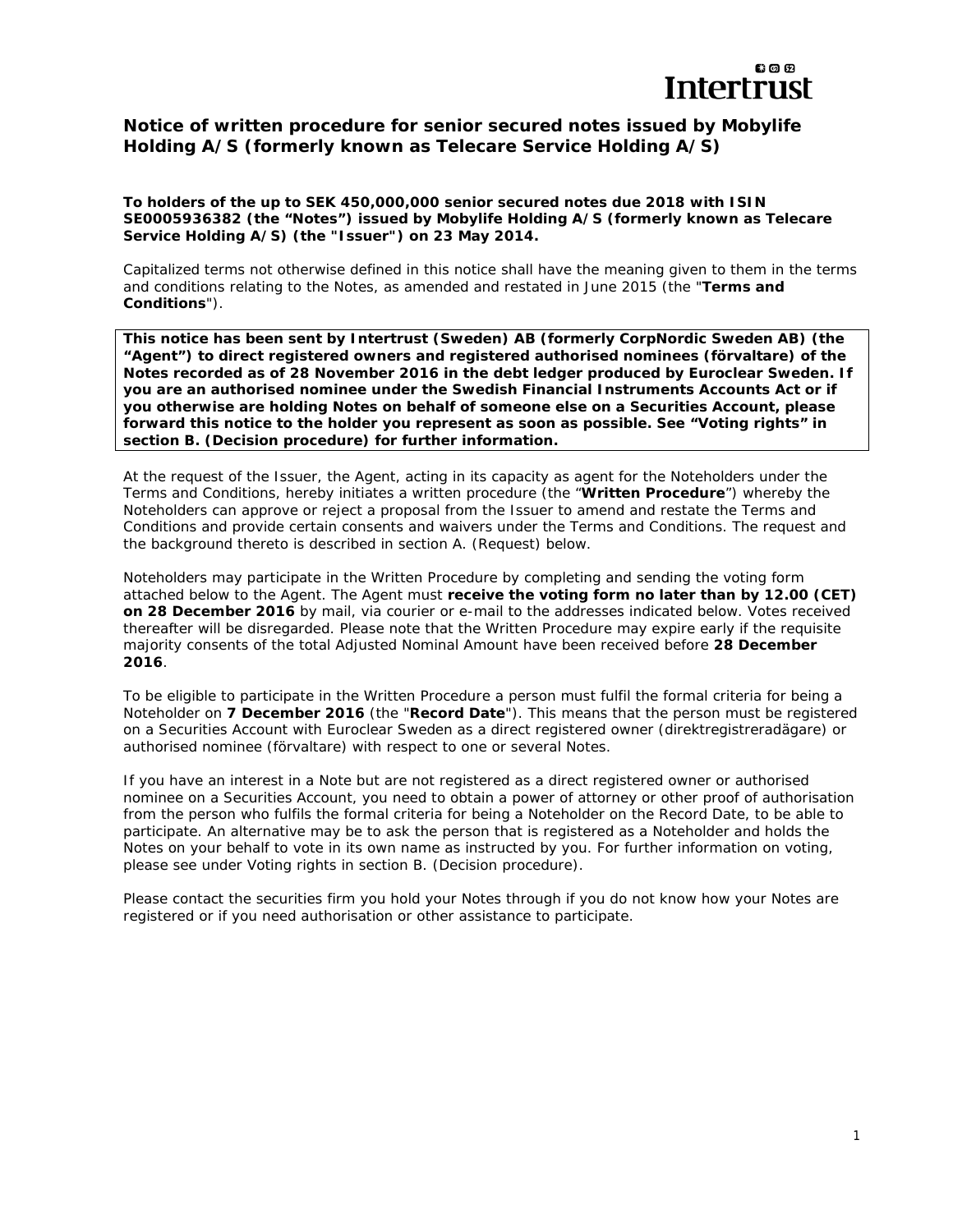# Notice of written procedure for senior secured notes issued by Mobylife Holding A/S (formerly known as Telecare Service Holding A/S)

**To holders of the up to SEK 450,000,000 senior secured notes due 2018 with ISIN SE0005936382 (the "Notes") issued by Mobylife Holding A/S (formerly known as Telecare Service Holding A/S) (the "Issuer") on 23 May 2014.**

Capitalized terms not otherwise defined in this notice shall have the meaning given to them in the terms and conditions relating to the Notes, as amended and restated in June 2015 (the "**Terms and Conditions**").

**This notice has been sent by Intertrust (Sweden) AB (formerly CorpNordic Sweden AB) (the "Agent") to direct registered owners and registered authorised nominees (förvaltare) of the Notes recorded as of 28 November 2016 in the debt ledger produced by Euroclear Sweden. If you are an authorised nominee under the Swedish Financial Instruments Accounts Act or if you otherwise are holding Notes on behalf of someone else on a Securities Account, please forward this notice to the holder you represent as soon as possible. See "Voting rights" in section B. (Decision procedure) for further information.**

At the request of the Issuer, the Agent, acting in its capacity as agent for the Noteholders under the Terms and Conditions, hereby initiates a written procedure (the "**Written Procedure**") whereby the Noteholders can approve or reject a proposal from the Issuer to amend and restate the Terms and Conditions and provide certain consents and waivers under the Terms and Conditions. The request and the background thereto is described in section A. (Request) below.

Noteholders may participate in the Written Procedure by completing and sending the voting form attached below to the Agent. The Agent must **receive the voting form no later than by 12.00 (CET) on 28 December 2016** by mail, via courier or e-mail to the addresses indicated below. Votes received thereafter will be disregarded. Please note that the Written Procedure may expire early if the requisite majority consents of the total Adjusted Nominal Amount have been received before **28 December 2016**.

To be eligible to participate in the Written Procedure a person must fulfil the formal criteria for being a Noteholder on **7 December 2016** (the "**Record Date**"). This means that the person must be registered on a Securities Account with Euroclear Sweden as a direct registered owner (direktregistreradägare) or authorised nominee (förvaltare) with respect to one or several Notes.

If you have an interest in a Note but are not registered as a direct registered owner or authorised nominee on a Securities Account, you need to obtain a power of attorney or other proof of authorisation from the person who fulfils the formal criteria for being a Noteholder on the Record Date, to be able to participate. An alternative may be to ask the person that is registered as a Noteholder and holds the Notes on your behalf to vote in its own name as instructed by you. For further information on voting, please see under Voting rights in section B. (Decision procedure).

Please contact the securities firm you hold your Notes through if you do not know how your Notes are registered or if you need authorisation or other assistance to participate.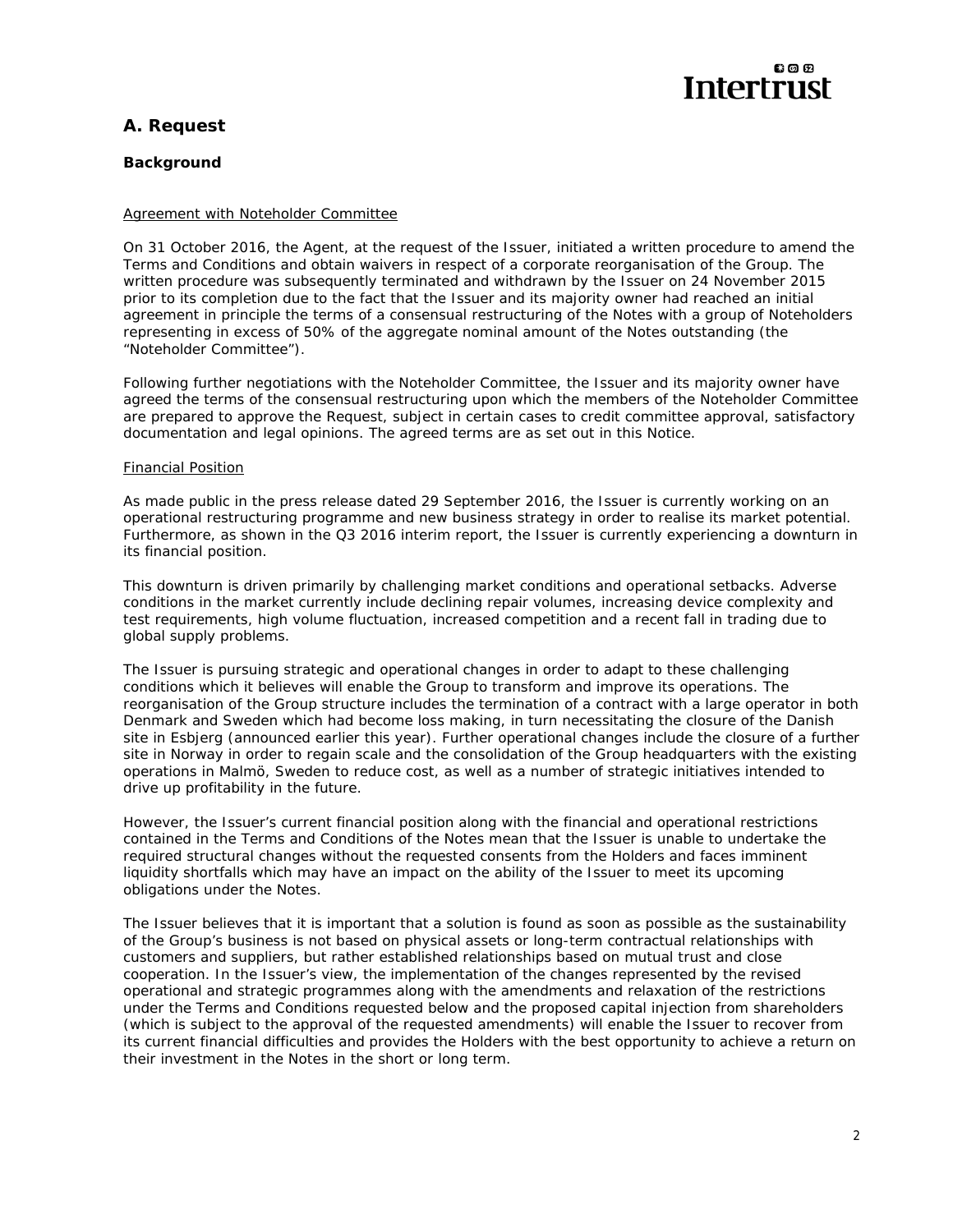## A. Request

### Background

Agreement with Noteholder Committee

On 31 October 2016, the Agent, at the request of the Issuer, initiated a written procedure to amend the Terms and Conditions and obtain waivers in respect of a corporate reorganisation of the Group. The written procedure was subsequently terminated and withdrawn by the Issuer on 24 November 2015 prior to its completion due to the fact that the Issuer and its majority owner had reached an initial agreement in principle the terms of a consensual restructuring of the Notes with a group of Noteholders representing in excess of 50% of the aggregate nominal amount of the Notes outstanding (the "Noteholder Committee").

Following further negotiations with the Noteholder Committee, the Issuer and its majority owner have agreed the terms of the consensual restructuring upon which the members of the Noteholder Committee are prepared to approve the Request, subject in certain cases to credit committee approval, satisfactory documentation and legal opinions. The agreed terms are as set out in this Notice.

Financial Position

As made public in the press release dated 29 September 2016, the Issuer is currently working on an operational restructuring programme and new business strategy in order to realise its market potential. Furthermore, as shown in the Q3 2016 interim report, the Issuer is currently experiencing a downturn in its financial position.

This downturn is driven primarily by challenging market conditions and operational setbacks. Adverse conditions in the market currently include declining repair volumes, increasing device complexity and test requirements, high volume fluctuation, increased competition and a recent fall in trading due to global supply problems.

The Issuer is pursuing strategic and operational changes in order to adapt to these challenging conditions which it believes will enable the Group to transform and improve its operations. The reorganisation of the Group structure includes the termination of a contract with a large operator in both Denmark and Sweden which had become loss making, in turn necessitating the closure of the Danish site in Esbjerg (announced earlier this year). Further operational changes include the closure of a further site in Norway in order to regain scale and the consolidation of the Group headquarters with the existing operations in Malmö, Sweden to reduce cost, as well as a number of strategic initiatives intended to drive up profitability in the future.

However, the Issuer's current financial position along with the financial and operational restrictions contained in the Terms and Conditions of the Notes mean that the Issuer is unable to undertake the required structural changes without the requested consents from the Holders and faces imminent liquidity shortfalls which may have an impact on the ability of the Issuer to meet its upcoming obligations under the Notes.

The Issuer believes that it is important that a solution is found as soon as possible as the sustainability of the Group's business is not based on physical assets or long-term contractual relationships with customers and suppliers, but rather established relationships based on mutual trust and close cooperation. In the Issuer's view, the implementation of the changes represented by the revised operational and strategic programmes along with the amendments and relaxation of the restrictions under the Terms and Conditions requested below and the proposed capital injection from shareholders (which is subject to the approval of the requested amendments) will enable the Issuer to recover from its current financial difficulties and provides the Holders with the best opportunity to achieve a return on their investment in the Notes in the short or long term.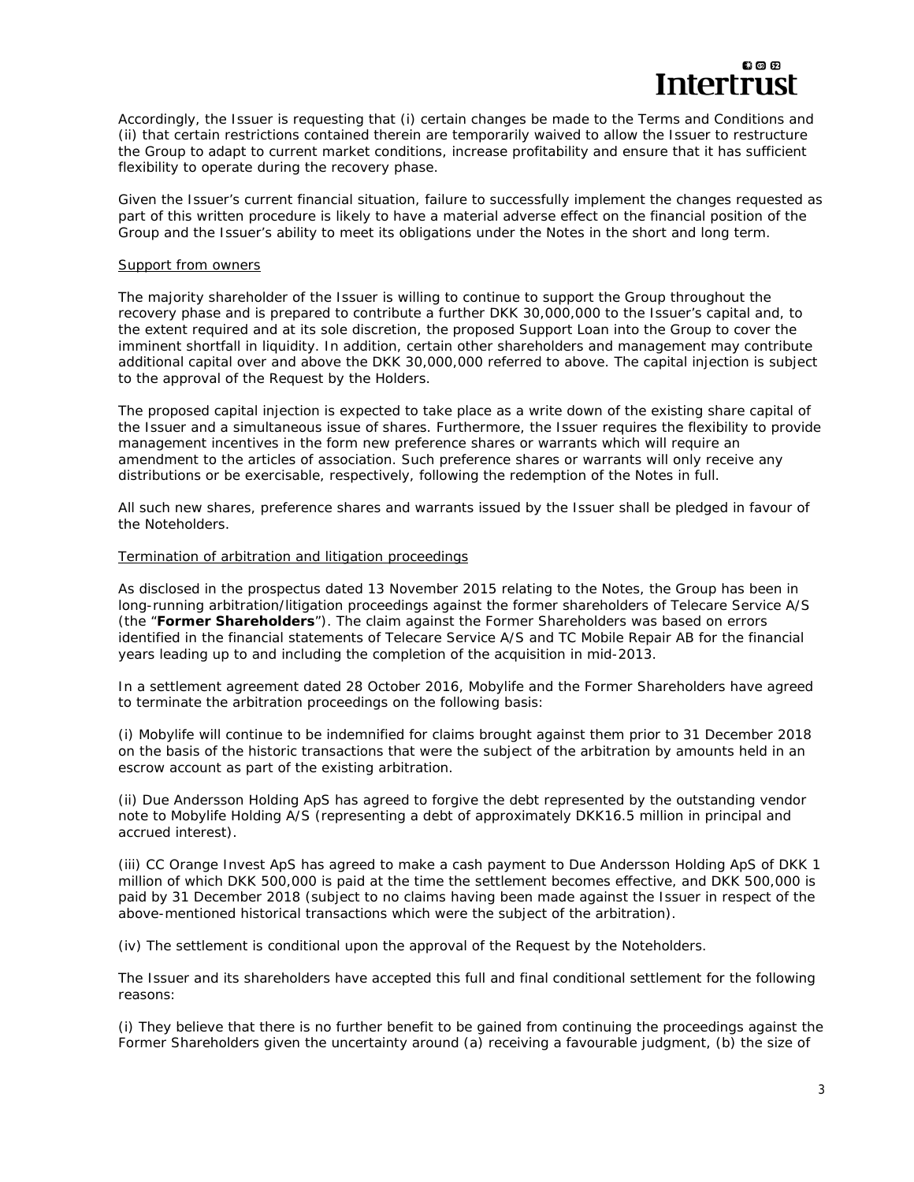Accordingly, the Issuer is requesting that (i) certain changes be made to the Terms and Conditions and (ii) that certain restrictions contained therein are temporarily waived to allow the Issuer to restructure the Group to adapt to current market conditions, increase profitability and ensure that it has sufficient flexibility to operate during the recovery phase.

Given the Issuer's current financial situation, failure to successfully implement the changes requested as part of this written procedure is likely to have a material adverse effect on the financial position of the Group and the Issuer's ability to meet its obligations under the Notes in the short and long term.

Support from owners

The majority shareholder of the Issuer is willing to continue to support the Group throughout the recovery phase and is prepared to contribute a further DKK 30,000,000 to the Issuer's capital and, to the extent required and at its sole discretion, the proposed Support Loan into the Group to cover the imminent shortfall in liquidity. In addition, certain other shareholders and management may contribute additional capital over and above the DKK 30,000,000 referred to above. The capital injection is subject to the approval of the Request by the Holders.

The proposed capital injection is expected to take place as a write down of the existing share capital of the Issuer and a simultaneous issue of shares. Furthermore, the Issuer requires the flexibility to provide management incentives in the form new preference shares or warrants which will require an amendment to the articles of association. Such preference shares or warrants will only receive any distributions or be exercisable, respectively, following the redemption of the Notes in full.

All such new shares, preference shares and warrants issued by the Issuer shall be pledged in favour of the Noteholders.

Termination of arbitration and litigation proceedings

As disclosed in the prospectus dated 13 November 2015 relating to the Notes, the Group has been in long-running arbitration/litigation proceedings against the former shareholders of Telecare Service A/S (the "**Former Shareholders**"). The claim against the Former Shareholders was based on errors identified in the financial statements of Telecare Service A/S and TC Mobile Repair AB for the financial years leading up to and including the completion of the acquisition in mid-2013.

In a settlement agreement dated 28 October 2016, Mobylife and the Former Shareholders have agreed to terminate the arbitration proceedings on the following basis:

(i) Mobylife will continue to be indemnified for claims brought against them prior to 31 December 2018 on the basis of the historic transactions that were the subject of the arbitration by amounts held in an escrow account as part of the existing arbitration.

(ii) Due Andersson Holding ApS has agreed to forgive the debt represented by the outstanding vendor note to Mobylife Holding A/S (representing a debt of approximately DKK16.5 million in principal and accrued interest).

(iii) CC Orange Invest ApS has agreed to make a cash payment to Due Andersson Holding ApS of DKK 1 million of which DKK 500,000 is paid at the time the settlement becomes effective, and DKK 500,000 is paid by 31 December 2018 (subject to no claims having been made against the Issuer in respect of the above-mentioned historical transactions which were the subject of the arbitration).

(iv) The settlement is conditional upon the approval of the Request by the Noteholders.

The Issuer and its shareholders have accepted this full and final conditional settlement for the following reasons:

(i) They believe that there is no further benefit to be gained from continuing the proceedings against the Former Shareholders given the uncertainty around (a) receiving a favourable judgment, (b) the size of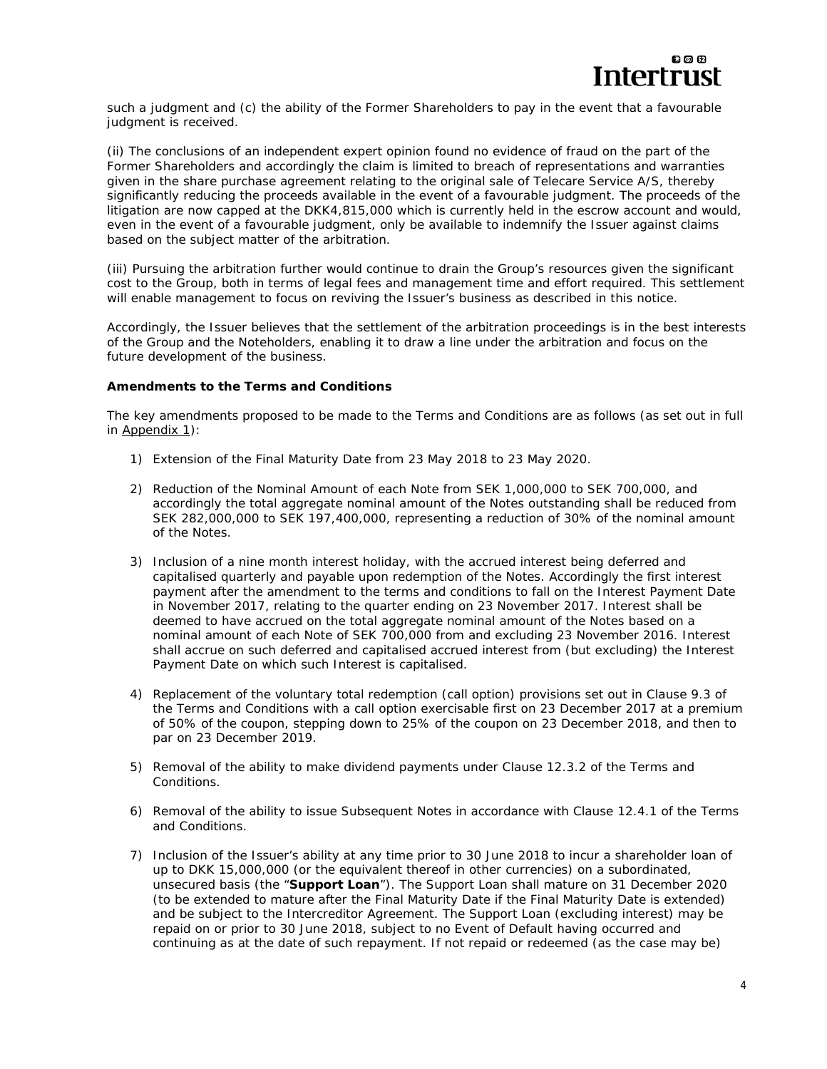such a judgment and (c) the ability of the Former Shareholders to pay in the event that a favourable judgment is received.

(ii) The conclusions of an independent expert opinion found no evidence of fraud on the part of the Former Shareholders and accordingly the claim is limited to breach of representations and warranties given in the share purchase agreement relating to the original sale of Telecare Service A/S, thereby significantly reducing the proceeds available in the event of a favourable judgment. The proceeds of the litigation are now capped at the DKK4,815,000 which is currently held in the escrow account and would, even in the event of a favourable judgment, only be available to indemnify the Issuer against claims based on the subject matter of the arbitration.

(iii) Pursuing the arbitration further would continue to drain the Group's resources given the significant cost to the Group, both in terms of legal fees and management time and effort required. This settlement will enable management to focus on reviving the Issuer's business as described in this notice.

Accordingly, the Issuer believes that the settlement of the arbitration proceedings is in the best interests of the Group and the Noteholders, enabling it to draw a line under the arbitration and focus on the future development of the business.

**Amendments to the Terms and Conditions**

The key amendments proposed to be made to the Terms and Conditions are as follows (as set out in full in Appendix 1):

1) Extension of the Final Maturity Date from 23 May 2018 to 23 May 2020.

2) Reduction of the Nominal Amount of each Note from SEK 1,000,000 to SEK 700,000, and accordingly the total aggregate nominal amount of the Notes outstanding shall be reduced from SEK 282,000,000 to SEK 197,400,000, representing a reduction of 30% of the nominal amount of the Notes.

3) Inclusion of a nine month interest holiday, with the accrued interest being deferred and capitalised quarterly and payable upon redemption of the Notes. Accordingly the first interest payment after the amendment to the terms and conditions to fall on the Interest Payment Date in November 2017, relating to the quarter ending on 23 November 2017. Interest shall be deemed to have accrued on the total aggregate nominal amount of the Notes based on a nominal amount of each Note of SEK 700,000 from and excluding 23 November 2016. Interest shall accrue on such deferred and capitalised accrued interest from (but excluding) the Interest Payment Date on which such Interest is capitalised.

4) Replacement of the voluntary total redemption (call option) provisions set out in Clause 9.3 of the Terms and Conditions with a call option exercisable first on 23 December 2017 at a premium of 50% of the coupon, stepping down to 25% of the coupon on 23 December 2018, and then to par on 23 December 2019.

5) Removal of the ability to make dividend payments under Clause 12.3.2 of the Terms and Conditions.

6) Removal of the ability to issue Subsequent Notes in accordance with Clause 12.4.1 of the Terms and Conditions.

7) Inclusion of the Issuer's ability at any time prior to 30 June 2018 to incur a shareholder loan of up to DKK 15,000,000 (or the equivalent thereof in other currencies) on a subordinated, unsecured basis (the "**Support Loan**"). The Support Loan shall mature on 31 December 2020 (to be extended to mature after the Final Maturity Date if the Final Maturity Date is extended) and be subject to the Intercreditor Agreement. The Support Loan (excluding interest) may be repaid on or prior to 30 June 2018, subject to no Event of Default having occurred and continuing as at the date of such repayment. If not repaid or redeemed (as the case may be)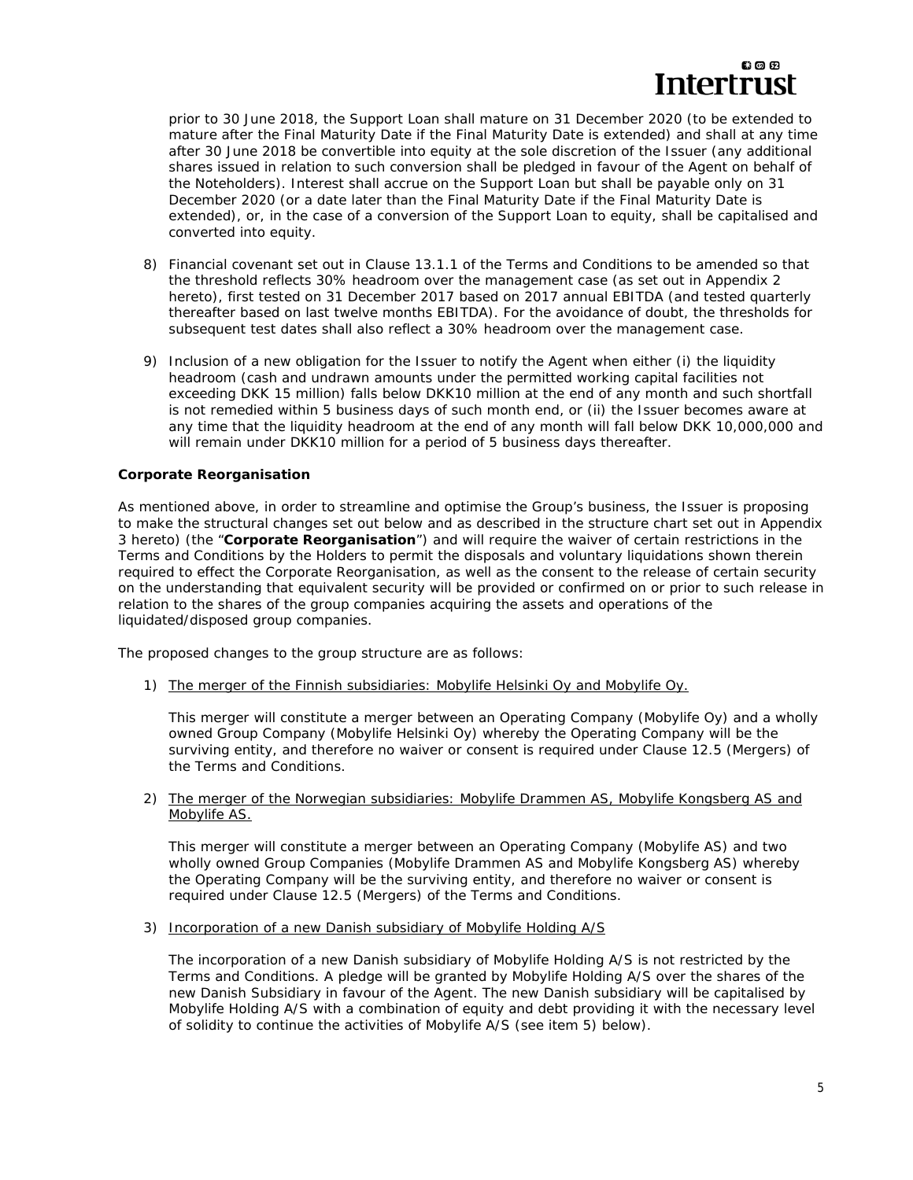prior to 30 June 2018, the Support Loan shall mature on 31 December 2020 (to be extended to mature after the Final Maturity Date if the Final Maturity Date is extended) and shall at any time after 30 June 2018 be convertible into equity at the sole discretion of the Issuer (any additional shares issued in relation to such conversion shall be pledged in favour of the Agent on behalf of the Noteholders). Interest shall accrue on the Support Loan but shall be payable only on 31 December 2020 (or a date later than the Final Maturity Date if the Final Maturity Date is extended), or, in the case of a conversion of the Support Loan to equity, shall be capitalised and converted into equity.

8) Financial covenant set out in Clause 13.1.1 of the Terms and Conditions to be amended so that the threshold reflects 30% headroom over the management case (as set out in Appendix 2 hereto), first tested on 31 December 2017 based on 2017 annual EBITDA (and tested quarterly thereafter based on last twelve months EBITDA). For the avoidance of doubt, the thresholds for subsequent test dates shall also reflect a 30% headroom over the management case.

9) Inclusion of a new obligation for the Issuer to notify the Agent when either (i) the liquidity headroom (cash and undrawn amounts under the permitted working capital facilities not exceeding DKK 15 million) falls below DKK10 million at the end of any month and such shortfall is not remedied within 5 business days of such month end, or (ii) the Issuer becomes aware at any time that the liquidity headroom at the end of any month will fall below DKK 10,000,000 and will remain under DKK10 million for a period of 5 business days thereafter.

**Corporate Reorganisation**

As mentioned above, in order to streamline and optimise the Group's business, the Issuer is proposing to make the structural changes set out below and as described in the structure chart set out in Appendix 3 hereto) (the "**Corporate Reorganisation**") and will require the waiver of certain restrictions in the Terms and Conditions by the Holders to permit the disposals and voluntary liquidations shown therein required to effect the Corporate Reorganisation, as well as the consent to the release of certain security on the understanding that equivalent security will be provided or confirmed on or prior to such release in relation to the shares of the group companies acquiring the assets and operations of the liquidated/disposed group companies.

The proposed changes to the group structure are as follows:

1) <u>The merger of the Finnish subsidiaries: Mobylife Helsinki Oy and Mobylife Oy.</u>

   This merger will constitute a merger between an Operating Company (Mobylife Oy) and a wholly owned Group Company (Mobylife Helsinki Oy) whereby the Operating Company will be the surviving entity, and therefore no waiver or consent is required under Clause 12.5 (Mergers) of the Terms and Conditions.

2) <u>The merger of the Norwegian subsidiaries: Mobylife Drammen AS, Mobylife Kongsberg AS and Mobylife AS.</u>

   This merger will constitute a merger between an Operating Company (Mobylife AS) and two wholly owned Group Companies (Mobylife Drammen AS and Mobylife Kongsberg AS) whereby the Operating Company will be the surviving entity, and therefore no waiver or consent is required under Clause 12.5 (Mergers) of the Terms and Conditions.

3) <u>Incorporation of a new Danish subsidiary of Mobylife Holding A/S</u>

   The incorporation of a new Danish subsidiary of Mobylife Holding A/S is not restricted by the Terms and Conditions. A pledge will be granted by Mobylife Holding A/S over the shares of the new Danish Subsidiary in favour of the Agent. The new Danish subsidiary will be capitalised by Mobylife Holding A/S with a combination of equity and debt providing it with the necessary level of solidity to continue the activities of Mobylife A/S (see item 5) below).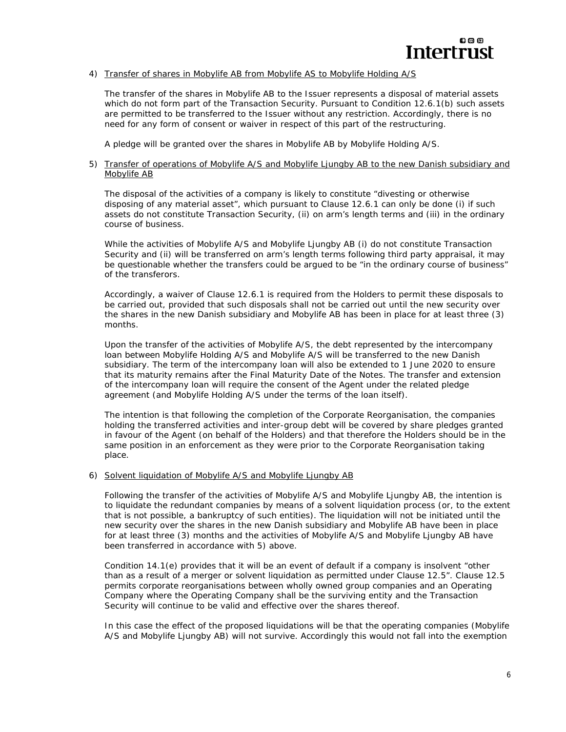4) <u>Transfer of shares in Mobylife AB from Mobylife AS to Mobylife Holding A/S</u>

   The transfer of the shares in Mobylife AB to the Issuer represents a disposal of material assets which do not form part of the Transaction Security. Pursuant to Condition 12.6.1(b) such assets are permitted to be transferred to the Issuer without any restriction. Accordingly, there is no need for any form of consent or waiver in respect of this part of the restructuring.

   A pledge will be granted over the shares in Mobylife AB by Mobylife Holding A/S.

5) <u>Transfer of operations of Mobylife A/S and Mobylife Ljungby AB to the new Danish subsidiary and Mobylife AB</u>

   The disposal of the activities of a company is likely to constitute "divesting or otherwise disposing of any material asset", which pursuant to Clause 12.6.1 can only be done (i) if such assets do not constitute Transaction Security, (ii) on arm's length terms and (iii) in the ordinary course of business.

   While the activities of Mobylife A/S and Mobylife Ljungby AB (i) do not constitute Transaction Security and (ii) will be transferred on arm's length terms following third party appraisal, it may be questionable whether the transfers could be argued to be "in the ordinary course of business" of the transferors.

   Accordingly, a waiver of Clause 12.6.1 is required from the Holders to permit these disposals to be carried out, provided that such disposals shall not be carried out until the new security over the shares in the new Danish subsidiary and Mobylife AB has been in place for at least three (3) months.

   Upon the transfer of the activities of Mobylife A/S, the debt represented by the intercompany loan between Mobylife Holding A/S and Mobylife A/S will be transferred to the new Danish subsidiary. The term of the intercompany loan will also be extended to 1 June 2020 to ensure that its maturity remains after the Final Maturity Date of the Notes. The transfer and extension of the intercompany loan will require the consent of the Agent under the related pledge agreement (and Mobylife Holding A/S under the terms of the loan itself).

   The intention is that following the completion of the Corporate Reorganisation, the companies holding the transferred activities and inter-group debt will be covered by share pledges granted in favour of the Agent (on behalf of the Holders) and that therefore the Holders should be in the same position in an enforcement as they were prior to the Corporate Reorganisation taking place.

6) <u>Solvent liquidation of Mobylife A/S and Mobylife Ljungby AB</u>

   Following the transfer of the activities of Mobylife A/S and Mobylife Ljungby AB, the intention is to liquidate the redundant companies by means of a solvent liquidation process (or, to the extent that is not possible, a bankruptcy of such entities). The liquidation will not be initiated until the new security over the shares in the new Danish subsidiary and Mobylife AB have been in place for at least three (3) months and the activities of Mobylife A/S and Mobylife Ljungby AB have been transferred in accordance with 5) above.

   Condition 14.1(e) provides that it will be an event of default if a company is insolvent "other than as a result of a merger or solvent liquidation as permitted under Clause 12.5". Clause 12.5 permits corporate reorganisations between wholly owned group companies and an Operating Company where the Operating Company shall be the surviving entity and the Transaction Security will continue to be valid and effective over the shares thereof.

   In this case the effect of the proposed liquidations will be that the operating companies (Mobylife A/S and Mobylife Ljungby AB) will not survive. Accordingly this would not fall into the exemption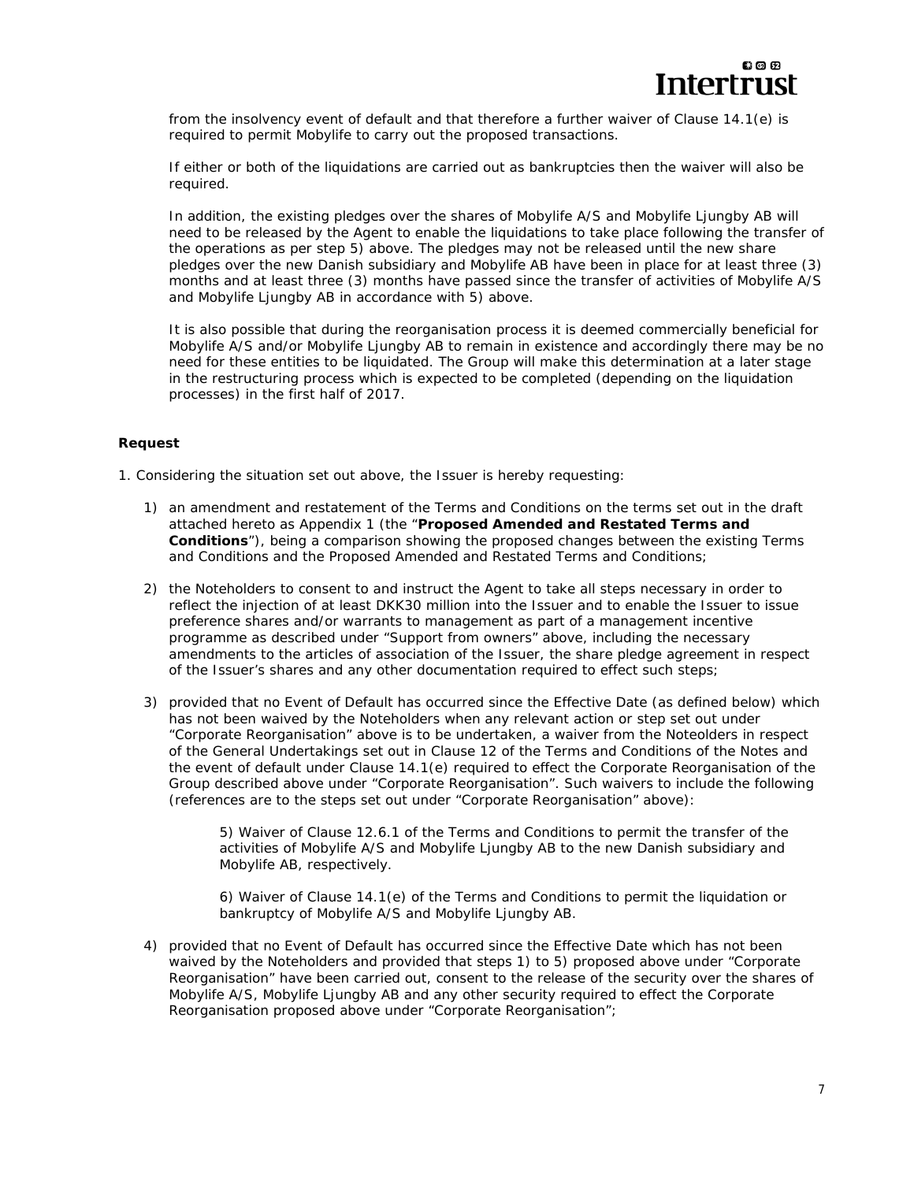from the insolvency event of default and that therefore a further waiver of Clause 14.1(e) is required to permit Mobylife to carry out the proposed transactions.

If either or both of the liquidations are carried out as bankruptcies then the waiver will also be required.

In addition, the existing pledges over the shares of Mobylife A/S and Mobylife Ljungby AB will need to be released by the Agent to enable the liquidations to take place following the transfer of the operations as per step 5) above. The pledges may not be released until the new share pledges over the new Danish subsidiary and Mobylife AB have been in place for at least three (3) months and at least three (3) months have passed since the transfer of activities of Mobylife A/S and Mobylife Ljungby AB in accordance with 5) above.

It is also possible that during the reorganisation process it is deemed commercially beneficial for Mobylife A/S and/or Mobylife Ljungby AB to remain in existence and accordingly there may be no need for these entities to be liquidated. The Group will make this determination at a later stage in the restructuring process which is expected to be completed (depending on the liquidation processes) in the first half of 2017.

**Request**

1. Considering the situation set out above, the Issuer is hereby requesting:

   1) an amendment and restatement of the Terms and Conditions on the terms set out in the draft attached hereto as Appendix 1 (the "**Proposed Amended and Restated Terms and Conditions**"), being a comparison showing the proposed changes between the existing Terms and Conditions and the Proposed Amended and Restated Terms and Conditions;

   2) the Noteholders to consent to and instruct the Agent to take all steps necessary in order to reflect the injection of at least DKK30 million into the Issuer and to enable the Issuer to issue preference shares and/or warrants to management as part of a management incentive programme as described under "Support from owners" above, including the necessary amendments to the articles of association of the Issuer, the share pledge agreement in respect of the Issuer's shares and any other documentation required to effect such steps;

   3) provided that no Event of Default has occurred since the Effective Date (as defined below) which has not been waived by the Noteholders when any relevant action or step set out under "Corporate Reorganisation" above is to be undertaken, a waiver from the Noteolders in respect of the General Undertakings set out in Clause 12 of the Terms and Conditions of the Notes and the event of default under Clause 14.1(e) required to effect the Corporate Reorganisation of the Group described above under "Corporate Reorganisation". Such waivers to include the following (references are to the steps set out under "Corporate Reorganisation" above):

      5) Waiver of Clause 12.6.1 of the Terms and Conditions to permit the transfer of the activities of Mobylife A/S and Mobylife Ljungby AB to the new Danish subsidiary and Mobylife AB, respectively.

      6) Waiver of Clause 14.1(e) of the Terms and Conditions to permit the liquidation or bankruptcy of Mobylife A/S and Mobylife Ljungby AB.

   4) provided that no Event of Default has occurred since the Effective Date which has not been waived by the Noteholders and provided that steps 1) to 5) proposed above under "Corporate Reorganisation" have been carried out, consent to the release of the security over the shares of Mobylife A/S, Mobylife Ljungby AB and any other security required to effect the Corporate Reorganisation proposed above under "Corporate Reorganisation";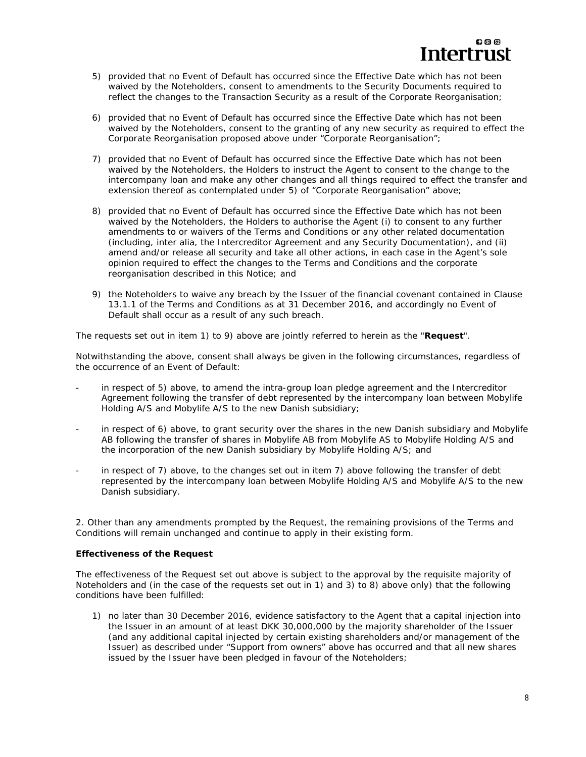5) provided that no Event of Default has occurred since the Effective Date which has not been waived by the Noteholders, consent to amendments to the Security Documents required to reflect the changes to the Transaction Security as a result of the Corporate Reorganisation;

6) provided that no Event of Default has occurred since the Effective Date which has not been waived by the Noteholders, consent to the granting of any new security as required to effect the Corporate Reorganisation proposed above under "Corporate Reorganisation";

7) provided that no Event of Default has occurred since the Effective Date which has not been waived by the Noteholders, the Holders to instruct the Agent to consent to the change to the intercompany loan and make any other changes and all things required to effect the transfer and extension thereof as contemplated under 5) of "Corporate Reorganisation" above;

8) provided that no Event of Default has occurred since the Effective Date which has not been waived by the Noteholders, the Holders to authorise the Agent (i) to consent to any further amendments to or waivers of the Terms and Conditions or any other related documentation (including, inter alia, the Intercreditor Agreement and any Security Documentation), and (ii) amend and/or release all security and take all other actions, in each case in the Agent's sole opinion required to effect the changes to the Terms and Conditions and the corporate reorganisation described in this Notice; and

9) the Noteholders to waive any breach by the Issuer of the financial covenant contained in Clause 13.1.1 of the Terms and Conditions as at 31 December 2016, and accordingly no Event of Default shall occur as a result of any such breach.

The requests set out in item 1) to 9) above are jointly referred to herein as the "**Request**".

Notwithstanding the above, consent shall always be given in the following circumstances, regardless of the occurrence of an Event of Default:

- in respect of 5) above, to amend the intra-group loan pledge agreement and the Intercreditor Agreement following the transfer of debt represented by the intercompany loan between Mobylife Holding A/S and Mobylife A/S to the new Danish subsidiary;
- in respect of 6) above, to grant security over the shares in the new Danish subsidiary and Mobylife AB following the transfer of shares in Mobylife AB from Mobylife AS to Mobylife Holding A/S and the incorporation of the new Danish subsidiary by Mobylife Holding A/S; and
- in respect of 7) above, to the changes set out in item 7) above following the transfer of debt represented by the intercompany loan between Mobylife Holding A/S and Mobylife A/S to the new Danish subsidiary.

2. Other than any amendments prompted by the Request, the remaining provisions of the Terms and Conditions will remain unchanged and continue to apply in their existing form.

**Effectiveness of the Request**

The effectiveness of the Request set out above is subject to the approval by the requisite majority of Noteholders and (in the case of the requests set out in 1) and 3) to 8) above only) that the following conditions have been fulfilled:

1) no later than 30 December 2016, evidence satisfactory to the Agent that a capital injection into the Issuer in an amount of at least DKK 30,000,000 by the majority shareholder of the Issuer (and any additional capital injected by certain existing shareholders and/or management of the Issuer) as described under "Support from owners" above has occurred and that all new shares issued by the Issuer have been pledged in favour of the Noteholders;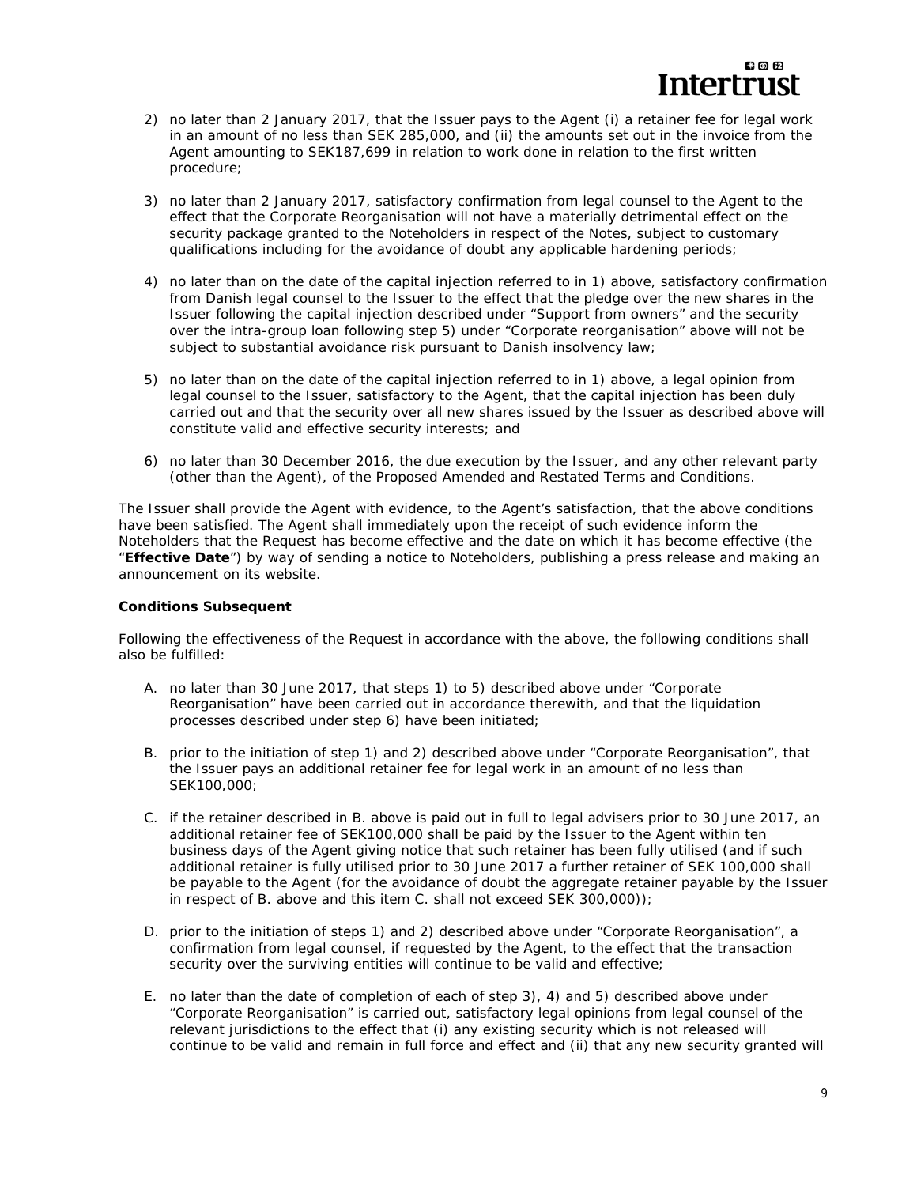2) no later than 2 January 2017, that the Issuer pays to the Agent (i) a retainer fee for legal work in an amount of no less than SEK 285,000, and (ii) the amounts set out in the invoice from the Agent amounting to SEK187,699 in relation to work done in relation to the first written procedure;

3) no later than 2 January 2017, satisfactory confirmation from legal counsel to the Agent to the effect that the Corporate Reorganisation will not have a materially detrimental effect on the security package granted to the Noteholders in respect of the Notes, subject to customary qualifications including for the avoidance of doubt any applicable hardening periods;

4) no later than on the date of the capital injection referred to in 1) above, satisfactory confirmation from Danish legal counsel to the Issuer to the effect that the pledge over the new shares in the Issuer following the capital injection described under "Support from owners" and the security over the intra-group loan following step 5) under "Corporate reorganisation" above will not be subject to substantial avoidance risk pursuant to Danish insolvency law;

5) no later than on the date of the capital injection referred to in 1) above, a legal opinion from legal counsel to the Issuer, satisfactory to the Agent, that the capital injection has been duly carried out and that the security over all new shares issued by the Issuer as described above will constitute valid and effective security interests; and

6) no later than 30 December 2016, the due execution by the Issuer, and any other relevant party (other than the Agent), of the Proposed Amended and Restated Terms and Conditions.

The Issuer shall provide the Agent with evidence, to the Agent's satisfaction, that the above conditions have been satisfied. The Agent shall immediately upon the receipt of such evidence inform the Noteholders that the Request has become effective and the date on which it has become effective (the "**Effective Date**") by way of sending a notice to Noteholders, publishing a press release and making an announcement on its website.

**Conditions Subsequent**

Following the effectiveness of the Request in accordance with the above, the following conditions shall also be fulfilled:

A. no later than 30 June 2017, that steps 1) to 5) described above under "Corporate Reorganisation" have been carried out in accordance therewith, and that the liquidation processes described under step 6) have been initiated;

B. prior to the initiation of step 1) and 2) described above under "Corporate Reorganisation", that the Issuer pays an additional retainer fee for legal work in an amount of no less than SEK100,000;

C. if the retainer described in B. above is paid out in full to legal advisers prior to 30 June 2017, an additional retainer fee of SEK100,000 shall be paid by the Issuer to the Agent within ten business days of the Agent giving notice that such retainer has been fully utilised (and if such additional retainer is fully utilised prior to 30 June 2017 a further retainer of SEK 100,000 shall be payable to the Agent (for the avoidance of doubt the aggregate retainer payable by the Issuer in respect of B. above and this item C. shall not exceed SEK 300,000));

D. prior to the initiation of steps 1) and 2) described above under "Corporate Reorganisation", a confirmation from legal counsel, if requested by the Agent, to the effect that the transaction security over the surviving entities will continue to be valid and effective;

E. no later than the date of completion of each of step 3), 4) and 5) described above under "Corporate Reorganisation" is carried out, satisfactory legal opinions from legal counsel of the relevant jurisdictions to the effect that (i) any existing security which is not released will continue to be valid and remain in full force and effect and (ii) that any new security granted will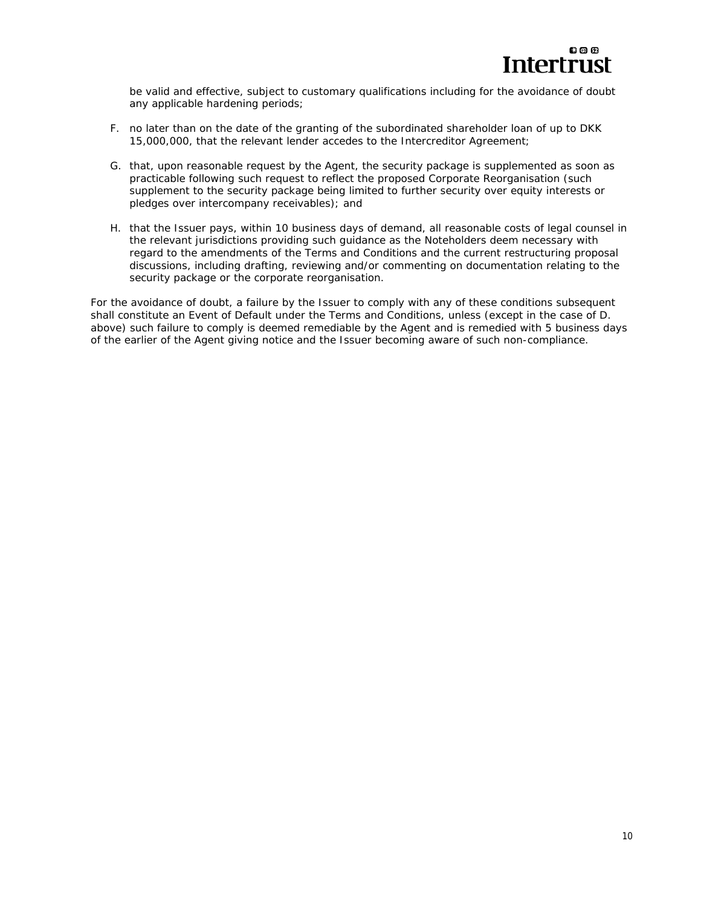be valid and effective, subject to customary qualifications including for the avoidance of doubt any applicable hardening periods;

F. no later than on the date of the granting of the subordinated shareholder loan of up to DKK 15,000,000, that the relevant lender accedes to the Intercreditor Agreement;

G. that, upon reasonable request by the Agent, the security package is supplemented as soon as practicable following such request to reflect the proposed Corporate Reorganisation (such supplement to the security package being limited to further security over equity interests or pledges over intercompany receivables); and

H. that the Issuer pays, within 10 business days of demand, all reasonable costs of legal counsel in the relevant jurisdictions providing such guidance as the Noteholders deem necessary with regard to the amendments of the Terms and Conditions and the current restructuring proposal discussions, including drafting, reviewing and/or commenting on documentation relating to the security package or the corporate reorganisation.

For the avoidance of doubt, a failure by the Issuer to comply with any of these conditions subsequent shall constitute an Event of Default under the Terms and Conditions, unless (except in the case of D. above) such failure to comply is deemed remediable by the Agent and is remedied with 5 business days of the earlier of the Agent giving notice and the Issuer becoming aware of such non-compliance.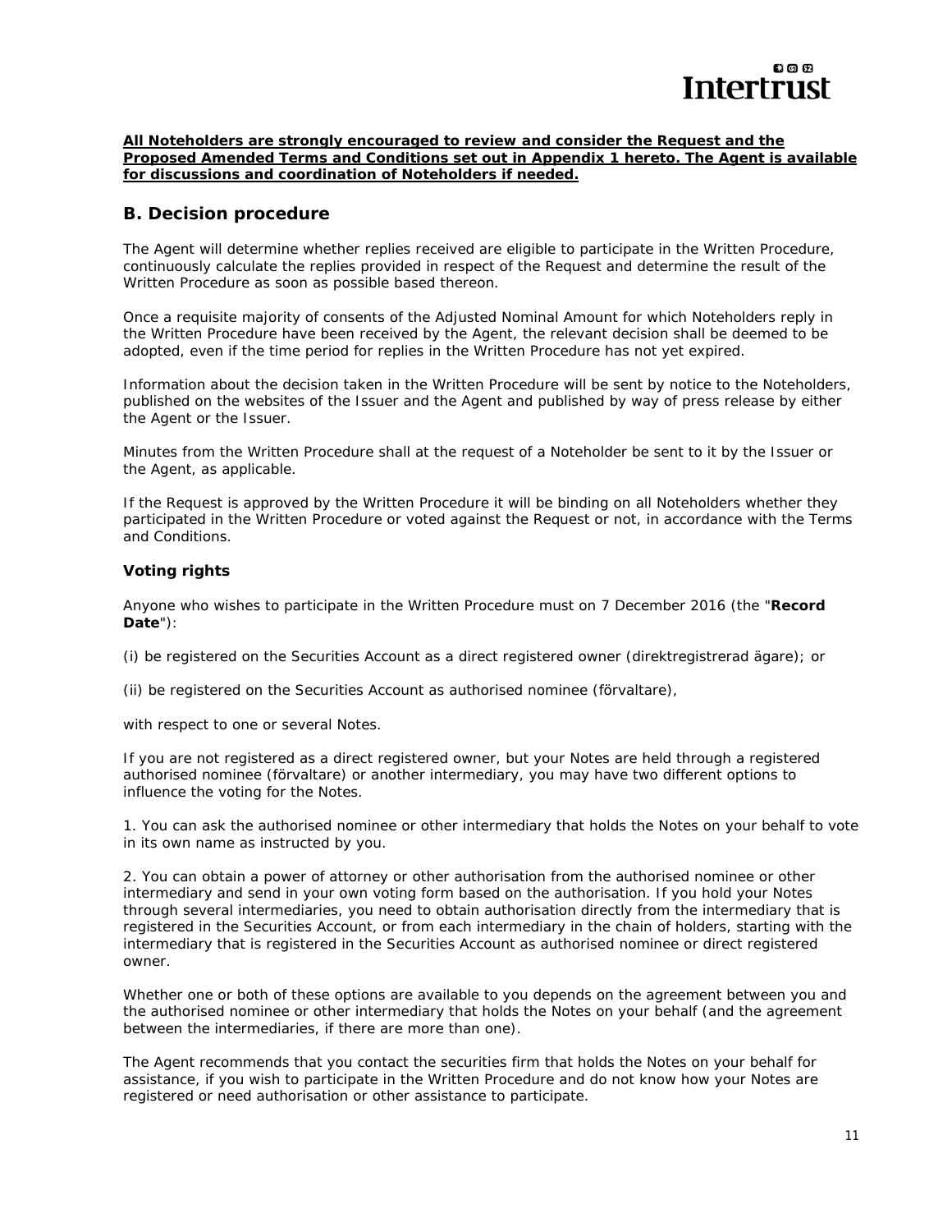**<u>All Noteholders are strongly encouraged to review and consider the Request and the Proposed Amended Terms and Conditions set out in Appendix 1 hereto. The Agent is available for discussions and coordination of Noteholders if needed.</u>**

## B. Decision procedure

The Agent will determine whether replies received are eligible to participate in the Written Procedure, continuously calculate the replies provided in respect of the Request and determine the result of the Written Procedure as soon as possible based thereon.

Once a requisite majority of consents of the Adjusted Nominal Amount for which Noteholders reply in the Written Procedure have been received by the Agent, the relevant decision shall be deemed to be adopted, even if the time period for replies in the Written Procedure has not yet expired.

Information about the decision taken in the Written Procedure will be sent by notice to the Noteholders, published on the websites of the Issuer and the Agent and published by way of press release by either the Agent or the Issuer.

Minutes from the Written Procedure shall at the request of a Noteholder be sent to it by the Issuer or the Agent, as applicable.

If the Request is approved by the Written Procedure it will be binding on all Noteholders whether they participated in the Written Procedure or voted against the Request or not, in accordance with the Terms and Conditions.

### Voting rights

Anyone who wishes to participate in the Written Procedure must on 7 December 2016 (the "**Record Date**"):

(i) be registered on the Securities Account as a direct registered owner (direktregistrerad ägare); or

(ii) be registered on the Securities Account as authorised nominee (förvaltare),

with respect to one or several Notes.

If you are not registered as a direct registered owner, but your Notes are held through a registered authorised nominee (förvaltare) or another intermediary, you may have two different options to influence the voting for the Notes.

1. You can ask the authorised nominee or other intermediary that holds the Notes on your behalf to vote in its own name as instructed by you.

2. You can obtain a power of attorney or other authorisation from the authorised nominee or other intermediary and send in your own voting form based on the authorisation. If you hold your Notes through several intermediaries, you need to obtain authorisation directly from the intermediary that is registered in the Securities Account, or from each intermediary in the chain of holders, starting with the intermediary that is registered in the Securities Account as authorised nominee or direct registered owner.

Whether one or both of these options are available to you depends on the agreement between you and the authorised nominee or other intermediary that holds the Notes on your behalf (and the agreement between the intermediaries, if there are more than one).

The Agent recommends that you contact the securities firm that holds the Notes on your behalf for assistance, if you wish to participate in the Written Procedure and do not know how your Notes are registered or need authorisation or other assistance to participate.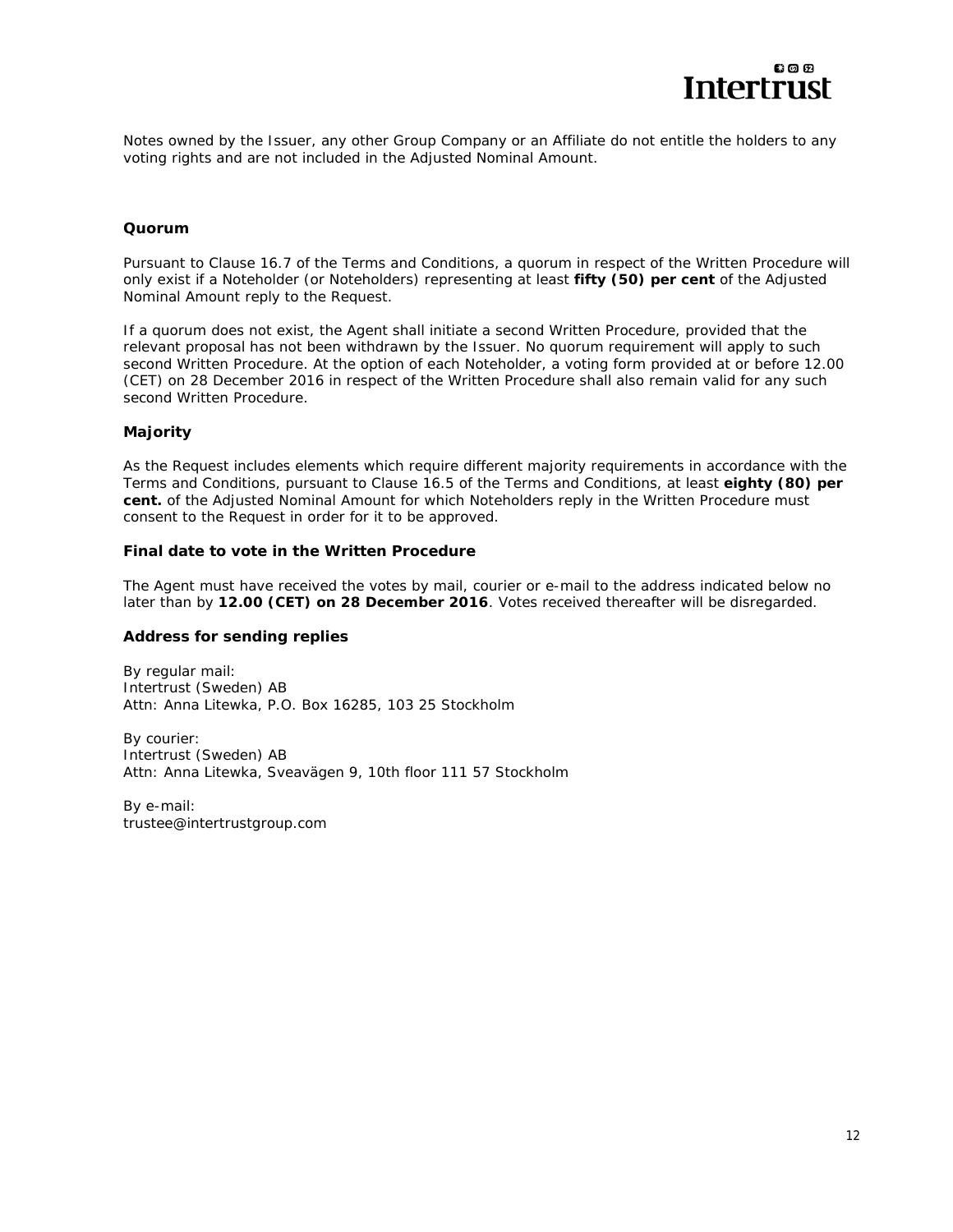Notes owned by the Issuer, any other Group Company or an Affiliate do not entitle the holders to any voting rights and are not included in the Adjusted Nominal Amount.

### Quorum

Pursuant to Clause 16.7 of the Terms and Conditions, a quorum in respect of the Written Procedure will only exist if a Noteholder (or Noteholders) representing at least **fifty (50) per cent** of the Adjusted Nominal Amount reply to the Request.

If a quorum does not exist, the Agent shall initiate a second Written Procedure, provided that the relevant proposal has not been withdrawn by the Issuer. No quorum requirement will apply to such second Written Procedure. At the option of each Noteholder, a voting form provided at or before 12.00 (CET) on 28 December 2016 in respect of the Written Procedure shall also remain valid for any such second Written Procedure.

### Majority

As the Request includes elements which require different majority requirements in accordance with the Terms and Conditions, pursuant to Clause 16.5 of the Terms and Conditions, at least **eighty (80) per cent.** of the Adjusted Nominal Amount for which Noteholders reply in the Written Procedure must consent to the Request in order for it to be approved.

### Final date to vote in the Written Procedure

The Agent must have received the votes by mail, courier or e-mail to the address indicated below no later than by **12.00 (CET) on 28 December 2016**. Votes received thereafter will be disregarded.

### Address for sending replies

By regular mail:
Intertrust (Sweden) AB
Attn: Anna Litewka, P.O. Box 16285, 103 25 Stockholm

By courier:
Intertrust (Sweden) AB
Attn: Anna Litewka, Sveavägen 9, 10th floor 111 57 Stockholm

By e-mail:
trustee@intertrustgroup.com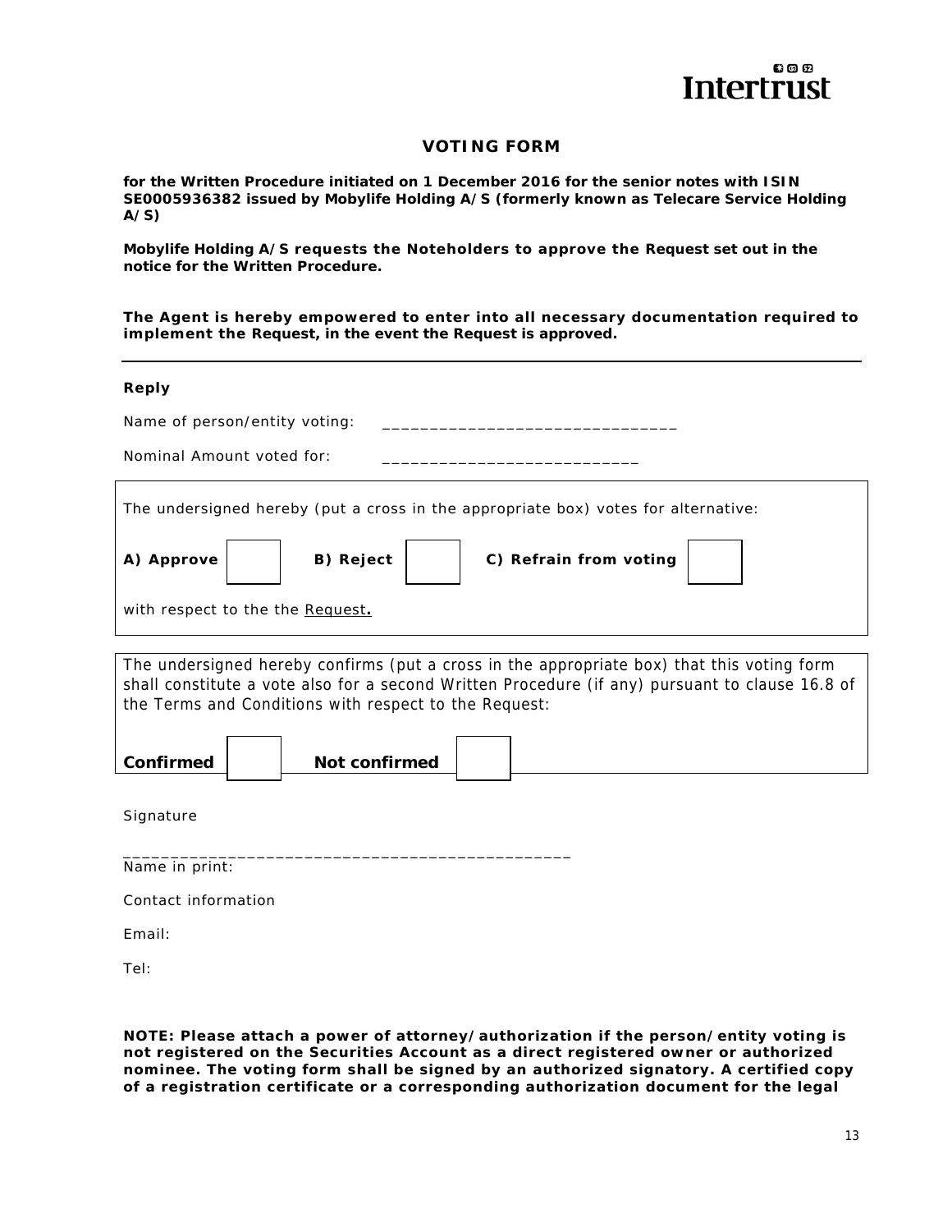# VOTING FORM

**for the Written Procedure initiated on 1 December 2016 for the senior notes with ISIN SE0005936382 issued by Mobylife Holding A/S (formerly known as Telecare Service Holding A/S)**

**Mobylife Holding A/S requests the Noteholders to approve the Request set out in the notice for the Written Procedure.**

**The Agent is hereby empowered to enter into all necessary documentation required to implement the Request, in the event the Request is approved.**

---

**Reply**

Name of person/entity voting: _______________________________

Nominal Amount voted for: ___________________________

The undersigned hereby (put a cross in the appropriate box) votes for alternative:

**A) Approve** ☐ **B) Reject** ☐ **C) Refrain from voting** ☐

with respect to the the Request**.**

The undersigned hereby confirms (put a cross in the appropriate box) that this voting form shall constitute a vote also for a second Written Procedure (if any) pursuant to clause 16.8 of the Terms and Conditions with respect to the Request:

**Confirmed** ☐ **Not confirmed** ☐

Signature

_______________________________________________

Name in print:

Contact information

Email:

Tel:

**NOTE: Please attach a power of attorney/authorization if the person/entity voting is not registered on the Securities Account as a direct registered owner or authorized nominee. The voting form shall be signed by an authorized signatory. A certified copy of a registration certificate or a corresponding authorization document for the legal**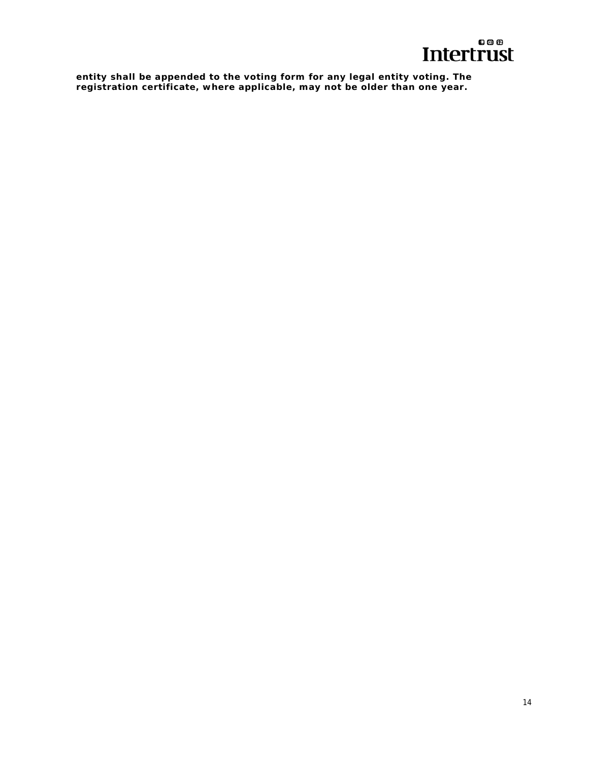**entity shall be appended to the voting form for any legal entity voting. The registration certificate, where applicable, may not be older than one year.**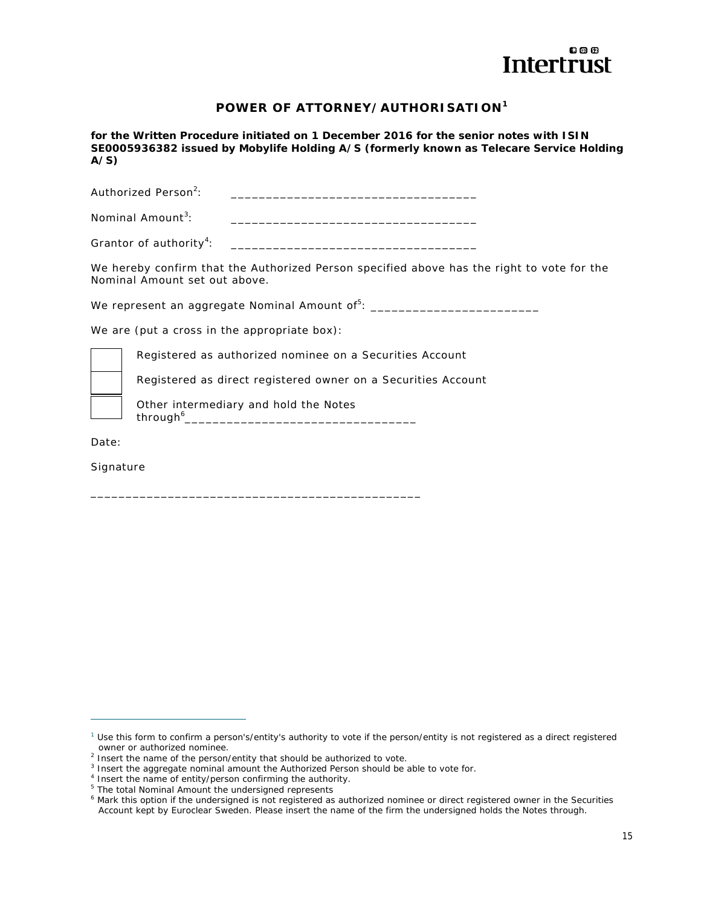## POWER OF ATTORNEY/AUTHORISATION[1]

**for the Written Procedure initiated on 1 December 2016 for the senior notes with ISIN SE0005936382 issued by Mobylife Holding A/S (formerly known as Telecare Service Holding A/S)**

Authorized Person[2]: ___________________________________

Nominal Amount[3]: ___________________________________

Grantor of authority[4]: ___________________________________

We hereby confirm that the Authorized Person specified above has the right to vote for the Nominal Amount set out above.

We represent an aggregate Nominal Amount of[5]: ________________________

We are (put a cross in the appropriate box):

☐ Registered as authorized nominee on a Securities Account

☐ Registered as direct registered owner on a Securities Account

☐ Other intermediary and hold the Notes through[6]________________________________

Date:

Signature

_______________________________________________

---

[1] Use this form to confirm a person's/entity's authority to vote if the person/entity is not registered as a direct registered owner or authorized nominee.

[2] Insert the name of the person/entity that should be authorized to vote.

[3] Insert the aggregate nominal amount the Authorized Person should be able to vote for.

[4] Insert the name of entity/person confirming the authority.

[5] The total Nominal Amount the undersigned represents

[6] Mark this option if the undersigned is not registered as authorized nominee or direct registered owner in the Securities Account kept by Euroclear Sweden. Please insert the name of the firm the undersigned holds the Notes through.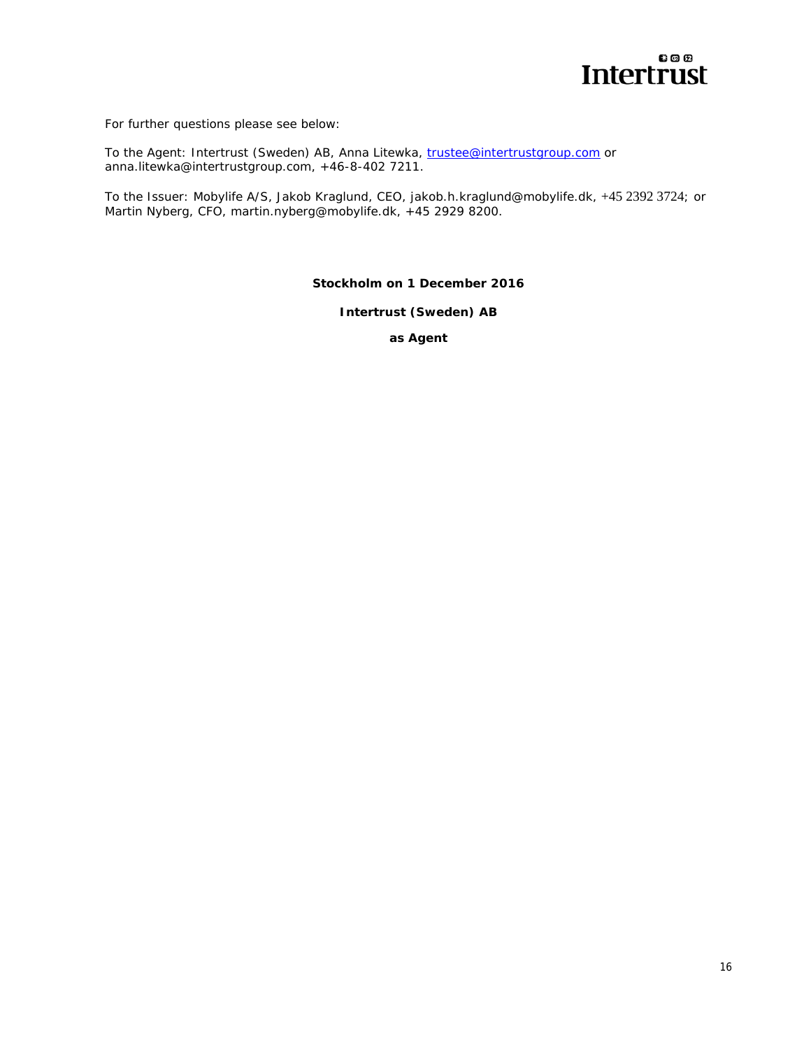For further questions please see below:

To the Agent: Intertrust (Sweden) AB, Anna Litewka, trustee@intertrustgroup.com or anna.litewka@intertrustgroup.com, +46-8-402 7211.

To the Issuer: Mobylife A/S, Jakob Kraglund, CEO, jakob.h.kraglund@mobylife.dk, +45 2392 3724; or Martin Nyberg, CFO, martin.nyberg@mobylife.dk, +45 2929 8200.

**Stockholm on 1 December 2016**

**Intertrust (Sweden) AB**

**as Agent**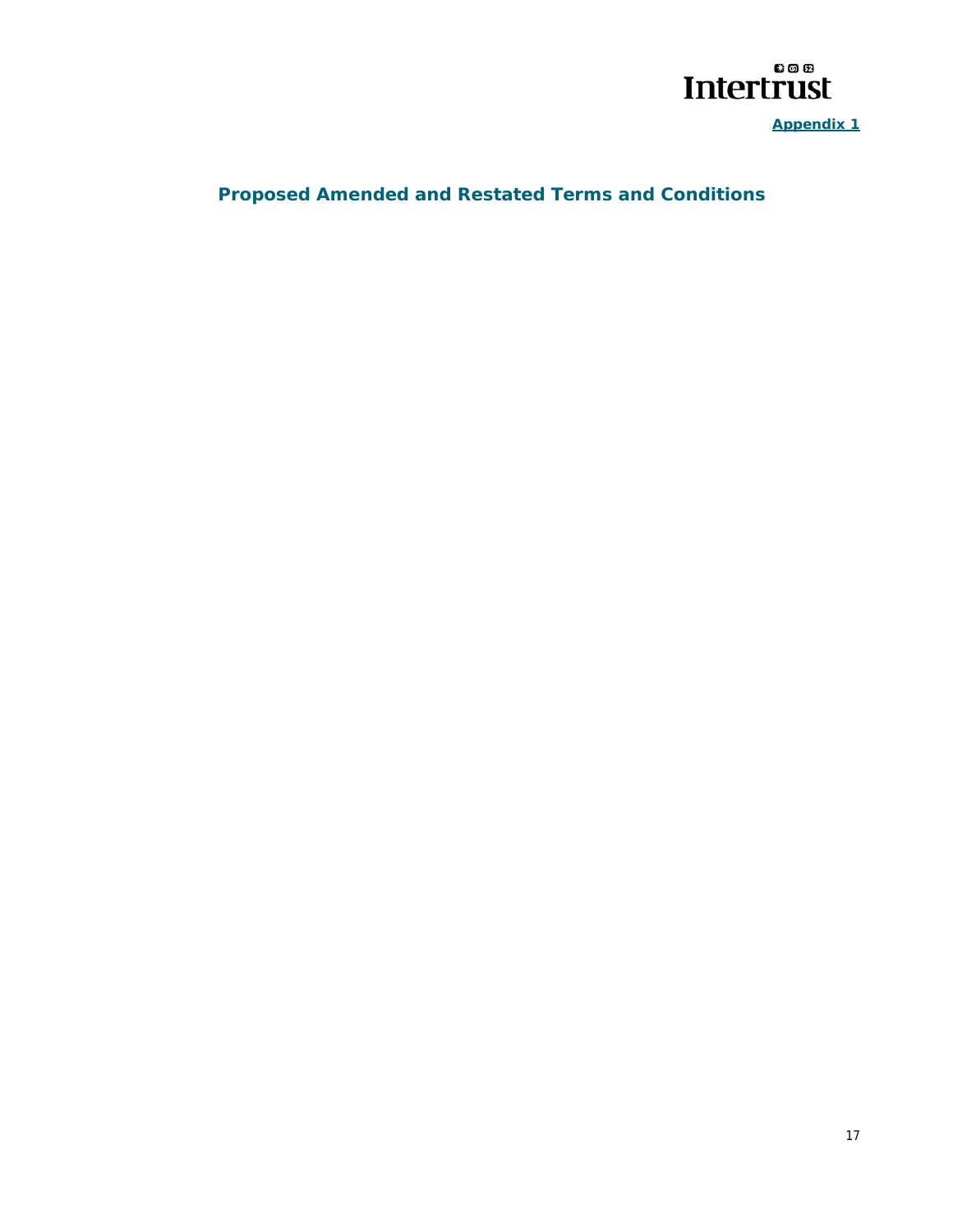**Appendix 1**

## Proposed Amended and Restated Terms and Conditions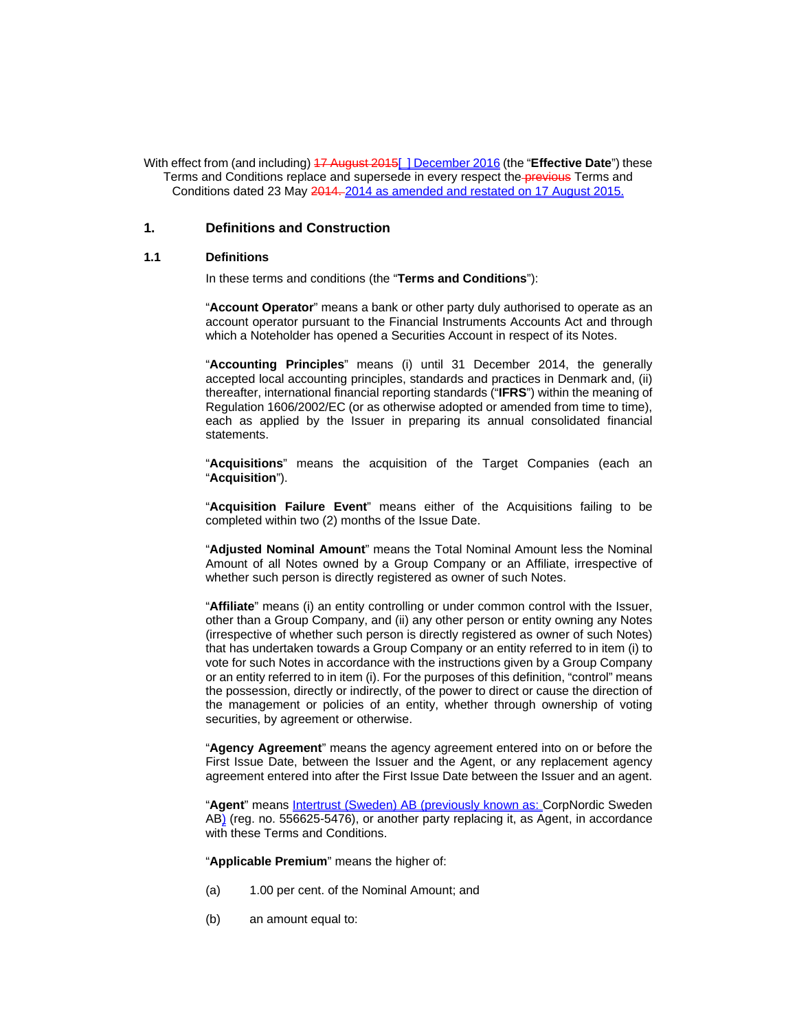With effect from (and including) ~~17 August 2015~~[ ] December 2016 (the "**Effective Date**") these Terms and Conditions replace and supersede in every respect the ~~previous~~ Terms and Conditions dated 23 May ~~2014.~~ 2014 as amended and restated on 17 August 2015.

## 1. Definitions and Construction

### 1.1 Definitions

In these terms and conditions (the "**Terms and Conditions**"):

"**Account Operator**" means a bank or other party duly authorised to operate as an account operator pursuant to the Financial Instruments Accounts Act and through which a Noteholder has opened a Securities Account in respect of its Notes.

"**Accounting Principles**" means (i) until 31 December 2014, the generally accepted local accounting principles, standards and practices in Denmark and, (ii) thereafter, international financial reporting standards ("**IFRS**") within the meaning of Regulation 1606/2002/EC (or as otherwise adopted or amended from time to time), each as applied by the Issuer in preparing its annual consolidated financial statements.

"**Acquisitions**" means the acquisition of the Target Companies (each an "**Acquisition**").

"**Acquisition Failure Event**" means either of the Acquisitions failing to be completed within two (2) months of the Issue Date.

"**Adjusted Nominal Amount**" means the Total Nominal Amount less the Nominal Amount of all Notes owned by a Group Company or an Affiliate, irrespective of whether such person is directly registered as owner of such Notes.

"**Affiliate**" means (i) an entity controlling or under common control with the Issuer, other than a Group Company, and (ii) any other person or entity owning any Notes (irrespective of whether such person is directly registered as owner of such Notes) that has undertaken towards a Group Company or an entity referred to in item (i) to vote for such Notes in accordance with the instructions given by a Group Company or an entity referred to in item (i). For the purposes of this definition, "control" means the possession, directly or indirectly, of the power to direct or cause the direction of the management or policies of an entity, whether through ownership of voting securities, by agreement or otherwise.

"**Agency Agreement**" means the agency agreement entered into on or before the First Issue Date, between the Issuer and the Agent, or any replacement agency agreement entered into after the First Issue Date between the Issuer and an agent.

"**Agent**" means Intertrust (Sweden) AB (previously known as: CorpNordic Sweden AB) (reg. no. 556625-5476), or another party replacing it, as Agent, in accordance with these Terms and Conditions.

"**Applicable Premium**" means the higher of:

(a) 1.00 per cent. of the Nominal Amount; and

(b) an amount equal to: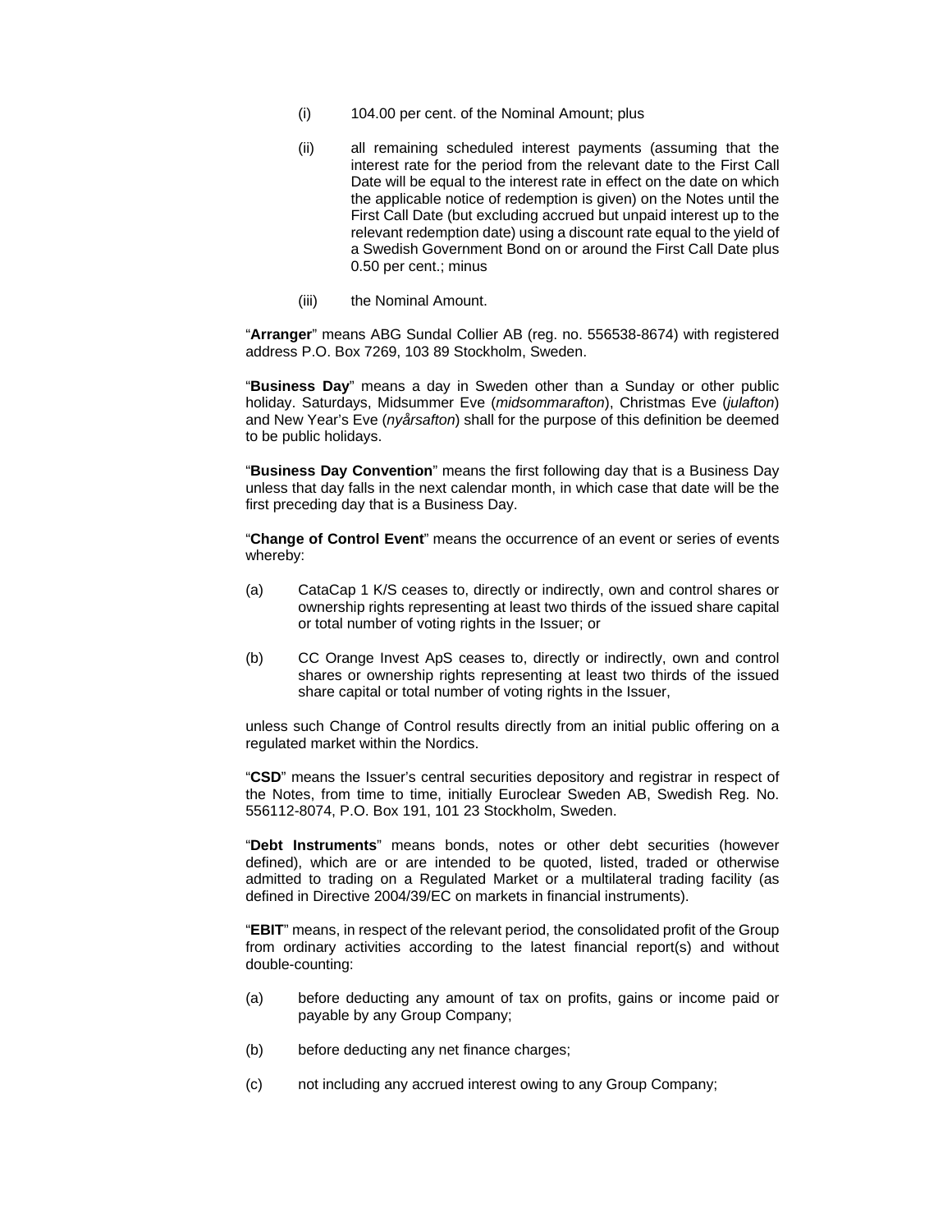(i) 104.00 per cent. of the Nominal Amount; plus

(ii) all remaining scheduled interest payments (assuming that the interest rate for the period from the relevant date to the First Call Date will be equal to the interest rate in effect on the date on which the applicable notice of redemption is given) on the Notes until the First Call Date (but excluding accrued but unpaid interest up to the relevant redemption date) using a discount rate equal to the yield of a Swedish Government Bond on or around the First Call Date plus 0.50 per cent.; minus

(iii) the Nominal Amount.

"**Arranger**" means ABG Sundal Collier AB (reg. no. 556538-8674) with registered address P.O. Box 7269, 103 89 Stockholm, Sweden.

"**Business Day**" means a day in Sweden other than a Sunday or other public holiday. Saturdays, Midsummer Eve (*midsommarafton*), Christmas Eve (*julafton*) and New Year's Eve (*nyårsafton*) shall for the purpose of this definition be deemed to be public holidays.

"**Business Day Convention**" means the first following day that is a Business Day unless that day falls in the next calendar month, in which case that date will be the first preceding day that is a Business Day.

"**Change of Control Event**" means the occurrence of an event or series of events whereby:

(a) CataCap 1 K/S ceases to, directly or indirectly, own and control shares or ownership rights representing at least two thirds of the issued share capital or total number of voting rights in the Issuer; or

(b) CC Orange Invest ApS ceases to, directly or indirectly, own and control shares or ownership rights representing at least two thirds of the issued share capital or total number of voting rights in the Issuer,

unless such Change of Control results directly from an initial public offering on a regulated market within the Nordics.

"**CSD**" means the Issuer's central securities depository and registrar in respect of the Notes, from time to time, initially Euroclear Sweden AB, Swedish Reg. No. 556112-8074, P.O. Box 191, 101 23 Stockholm, Sweden.

"**Debt Instruments**" means bonds, notes or other debt securities (however defined), which are or are intended to be quoted, listed, traded or otherwise admitted to trading on a Regulated Market or a multilateral trading facility (as defined in Directive 2004/39/EC on markets in financial instruments).

"**EBIT**" means, in respect of the relevant period, the consolidated profit of the Group from ordinary activities according to the latest financial report(s) and without double-counting:

(a) before deducting any amount of tax on profits, gains or income paid or payable by any Group Company;

(b) before deducting any net finance charges;

(c) not including any accrued interest owing to any Group Company;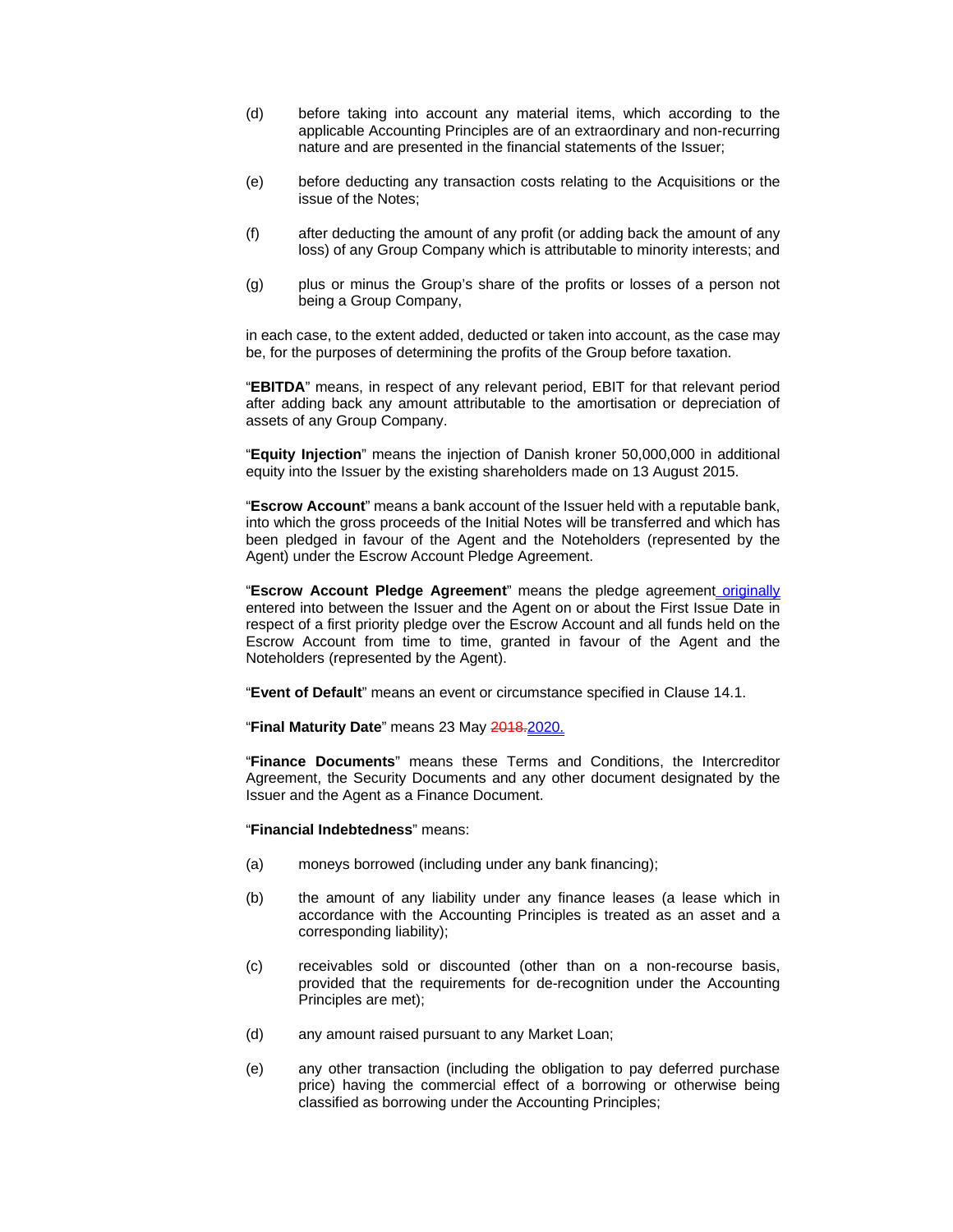(d) before taking into account any material items, which according to the applicable Accounting Principles are of an extraordinary and non-recurring nature and are presented in the financial statements of the Issuer;

(e) before deducting any transaction costs relating to the Acquisitions or the issue of the Notes;

(f) after deducting the amount of any profit (or adding back the amount of any loss) of any Group Company which is attributable to minority interests; and

(g) plus or minus the Group's share of the profits or losses of a person not being a Group Company,

in each case, to the extent added, deducted or taken into account, as the case may be, for the purposes of determining the profits of the Group before taxation.

"**EBITDA**" means, in respect of any relevant period, EBIT for that relevant period after adding back any amount attributable to the amortisation or depreciation of assets of any Group Company.

"**Equity Injection**" means the injection of Danish kroner 50,000,000 in additional equity into the Issuer by the existing shareholders made on 13 August 2015.

"**Escrow Account**" means a bank account of the Issuer held with a reputable bank, into which the gross proceeds of the Initial Notes will be transferred and which has been pledged in favour of the Agent and the Noteholders (represented by the Agent) under the Escrow Account Pledge Agreement.

"**Escrow Account Pledge Agreement**" means the pledge agreement originally entered into between the Issuer and the Agent on or about the First Issue Date in respect of a first priority pledge over the Escrow Account and all funds held on the Escrow Account from time to time, granted in favour of the Agent and the Noteholders (represented by the Agent).

"**Event of Default**" means an event or circumstance specified in Clause 14.1.

"**Final Maturity Date**" means 23 May ~~2018.~~2020.

"**Finance Documents**" means these Terms and Conditions, the Intercreditor Agreement, the Security Documents and any other document designated by the Issuer and the Agent as a Finance Document.

"**Financial Indebtedness**" means:

(a) moneys borrowed (including under any bank financing);

(b) the amount of any liability under any finance leases (a lease which in accordance with the Accounting Principles is treated as an asset and a corresponding liability);

(c) receivables sold or discounted (other than on a non-recourse basis, provided that the requirements for de-recognition under the Accounting Principles are met);

(d) any amount raised pursuant to any Market Loan;

(e) any other transaction (including the obligation to pay deferred purchase price) having the commercial effect of a borrowing or otherwise being classified as borrowing under the Accounting Principles;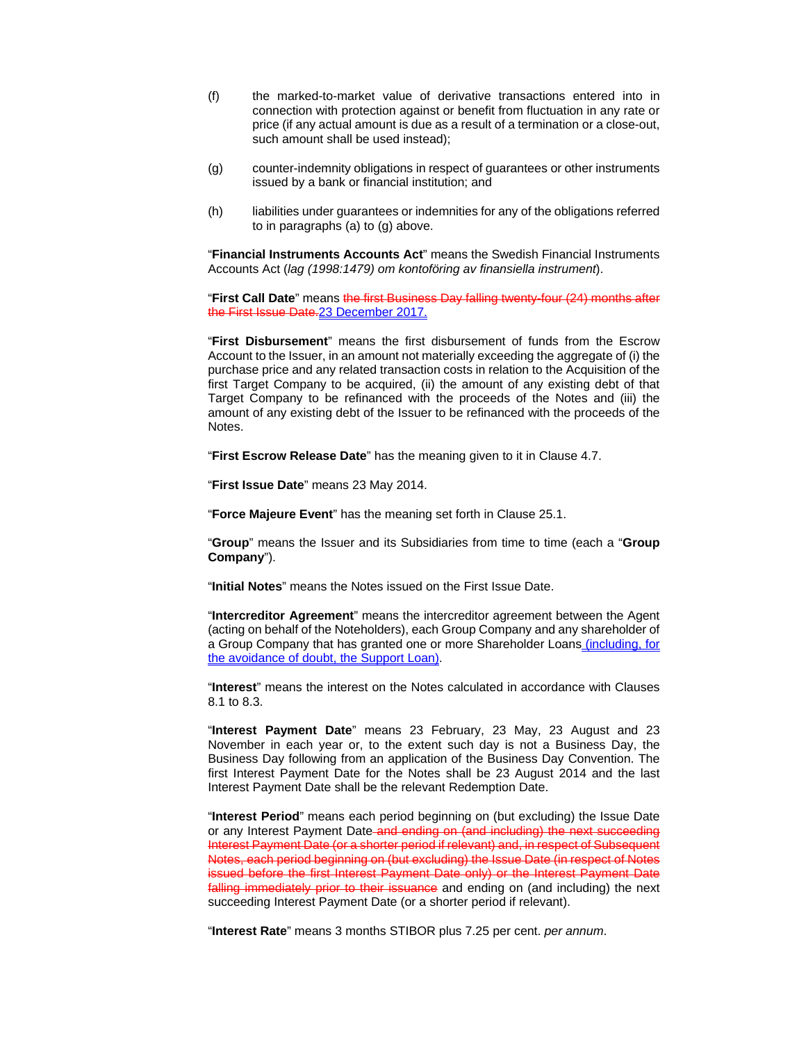(f) the marked-to-market value of derivative transactions entered into in connection with protection against or benefit from fluctuation in any rate or price (if any actual amount is due as a result of a termination or a close-out, such amount shall be used instead);

(g) counter-indemnity obligations in respect of guarantees or other instruments issued by a bank or financial institution; and

(h) liabilities under guarantees or indemnities for any of the obligations referred to in paragraphs (a) to (g) above.

"**Financial Instruments Accounts Act**" means the Swedish Financial Instruments Accounts Act (*lag (1998:1479) om kontoföring av finansiella instrument*).

"**First Call Date**" means ~~the first Business Day falling twenty-four (24) months after the First Issue Date.~~23 December 2017.

"**First Disbursement**" means the first disbursement of funds from the Escrow Account to the Issuer, in an amount not materially exceeding the aggregate of (i) the purchase price and any related transaction costs in relation to the Acquisition of the first Target Company to be acquired, (ii) the amount of any existing debt of that Target Company to be refinanced with the proceeds of the Notes and (iii) the amount of any existing debt of the Issuer to be refinanced with the proceeds of the Notes.

"**First Escrow Release Date**" has the meaning given to it in Clause 4.7.

"**First Issue Date**" means 23 May 2014.

"**Force Majeure Event**" has the meaning set forth in Clause 25.1.

"**Group**" means the Issuer and its Subsidiaries from time to time (each a "**Group Company**").

"**Initial Notes**" means the Notes issued on the First Issue Date.

"**Intercreditor Agreement**" means the intercreditor agreement between the Agent (acting on behalf of the Noteholders), each Group Company and any shareholder of a Group Company that has granted one or more Shareholder Loans (including, for the avoidance of doubt, the Support Loan).

"**Interest**" means the interest on the Notes calculated in accordance with Clauses 8.1 to 8.3.

"**Interest Payment Date**" means 23 February, 23 May, 23 August and 23 November in each year or, to the extent such day is not a Business Day, the Business Day following from an application of the Business Day Convention. The first Interest Payment Date for the Notes shall be 23 August 2014 and the last Interest Payment Date shall be the relevant Redemption Date.

"**Interest Period**" means each period beginning on (but excluding) the Issue Date or any Interest Payment Date ~~and ending on (and including) the next succeeding Interest Payment Date (or a shorter period if relevant) and, in respect of Subsequent Notes, each period beginning on (but excluding) the Issue Date (in respect of Notes issued before the first Interest Payment Date only) or the Interest Payment Date falling immediately prior to their issuance~~ and ending on (and including) the next succeeding Interest Payment Date (or a shorter period if relevant).

"**Interest Rate**" means 3 months STIBOR plus 7.25 per cent. *per annum*.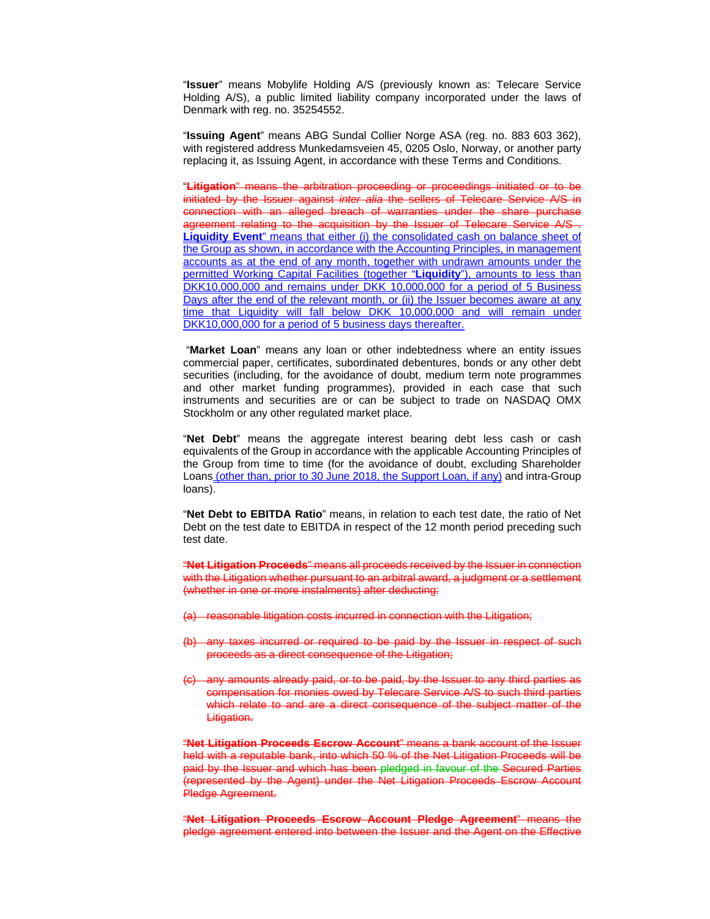"**Issuer**" means Mobylife Holding A/S (previously known as: Telecare Service Holding A/S), a public limited liability company incorporated under the laws of Denmark with reg. no. 35254552.

"**Issuing Agent**" means ABG Sundal Collier Norge ASA (reg. no. 883 603 362), with registered address Munkedamsveien 45, 0205 Oslo, Norway, or another party replacing it, as Issuing Agent, in accordance with these Terms and Conditions.

~~"**Litigation**" means the arbitration proceeding or proceedings initiated or to be initiated by the Issuer against *inter alia* the sellers of Telecare Service A/S in connection with an alleged breach of warranties under the share purchase agreement relating to the acquisition by the Issuer of Telecare Service A/S .~~ "**Liquidity Event**" means that either (i) the consolidated cash on balance sheet of the Group as shown, in accordance with the Accounting Principles, in management accounts as at the end of any month, together with undrawn amounts under the permitted Working Capital Facilities (together "**Liquidity**"), amounts to less than DKK10,000,000 and remains under DKK 10,000,000 for a period of 5 Business Days after the end of the relevant month, or (ii) the Issuer becomes aware at any time that Liquidity will fall below DKK 10,000,000 and will remain under DKK10,000,000 for a period of 5 business days thereafter.

"**Market Loan**" means any loan or other indebtedness where an entity issues commercial paper, certificates, subordinated debentures, bonds or any other debt securities (including, for the avoidance of doubt, medium term note programmes and other market funding programmes), provided in each case that such instruments and securities are or can be subject to trade on NASDAQ OMX Stockholm or any other regulated market place.

"**Net Debt**" means the aggregate interest bearing debt less cash or cash equivalents of the Group in accordance with the applicable Accounting Principles of the Group from time to time (for the avoidance of doubt, excluding Shareholder Loans (other than, prior to 30 June 2018, the Support Loan, if any) and intra-Group loans).

"**Net Debt to EBITDA Ratio**" means, in relation to each test date, the ratio of Net Debt on the test date to EBITDA in respect of the 12 month period preceding such test date.

~~"**Net Litigation Proceeds**" means all proceeds received by the Issuer in connection with the Litigation whether pursuant to an arbitral award, a judgment or a settlement (whether in one or more instalments) after deducting:~~

~~(a) reasonable litigation costs incurred in connection with the Litigation;~~

~~(b) any taxes incurred or required to be paid by the Issuer in respect of such proceeds as a direct consequence of the Litigation;~~

~~(c) any amounts already paid, or to be paid, by the Issuer to any third parties as compensation for monies owed by Telecare Service A/S to such third parties which relate to and are a direct consequence of the subject matter of the Litigation.~~

~~"**Net Litigation Proceeds Escrow Account**" means a bank account of the Issuer held with a reputable bank, into which 50 % of the Net Litigation Proceeds will be paid by the Issuer and which has been pledged in favour of the Secured Parties (represented by the Agent) under the Net Litigation Proceeds Escrow Account Pledge Agreement.~~

~~"**Net Litigation Proceeds Escrow Account Pledge Agreement**" means the pledge agreement entered into between the Issuer and the Agent on the Effective~~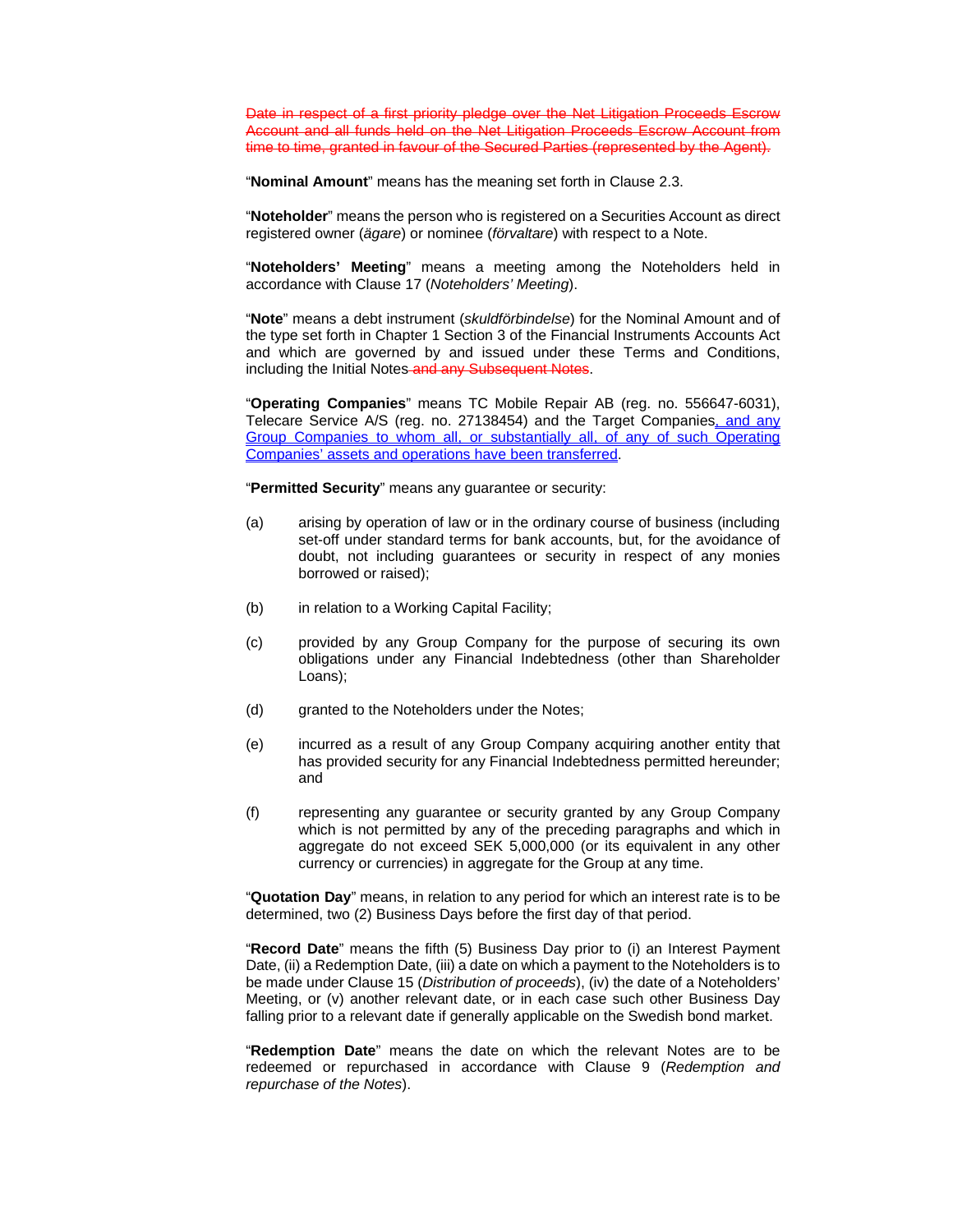~~Date in respect of a first priority pledge over the Net Litigation Proceeds Escrow Account and all funds held on the Net Litigation Proceeds Escrow Account from time to time, granted in favour of the Secured Parties (represented by the Agent).~~

"**Nominal Amount**" means has the meaning set forth in Clause 2.3.

"**Noteholder**" means the person who is registered on a Securities Account as direct registered owner (*ägare*) or nominee (*förvaltare*) with respect to a Note.

"**Noteholders' Meeting**" means a meeting among the Noteholders held in accordance with Clause 17 (*Noteholders' Meeting*).

"**Note**" means a debt instrument (*skuldförbindelse*) for the Nominal Amount and of the type set forth in Chapter 1 Section 3 of the Financial Instruments Accounts Act and which are governed by and issued under these Terms and Conditions, including the Initial Notes ~~and any Subsequent Notes~~.

"**Operating Companies**" means TC Mobile Repair AB (reg. no. 556647-6031), Telecare Service A/S (reg. no. 27138454) and the Target Companies, and any Group Companies to whom all, or substantially all, of any of such Operating Companies' assets and operations have been transferred.

"**Permitted Security**" means any guarantee or security:

(a) arising by operation of law or in the ordinary course of business (including set-off under standard terms for bank accounts, but, for the avoidance of doubt, not including guarantees or security in respect of any monies borrowed or raised);

(b) in relation to a Working Capital Facility;

(c) provided by any Group Company for the purpose of securing its own obligations under any Financial Indebtedness (other than Shareholder Loans);

(d) granted to the Noteholders under the Notes;

(e) incurred as a result of any Group Company acquiring another entity that has provided security for any Financial Indebtedness permitted hereunder; and

(f) representing any guarantee or security granted by any Group Company which is not permitted by any of the preceding paragraphs and which in aggregate do not exceed SEK 5,000,000 (or its equivalent in any other currency or currencies) in aggregate for the Group at any time.

"**Quotation Day**" means, in relation to any period for which an interest rate is to be determined, two (2) Business Days before the first day of that period.

"**Record Date**" means the fifth (5) Business Day prior to (i) an Interest Payment Date, (ii) a Redemption Date, (iii) a date on which a payment to the Noteholders is to be made under Clause 15 (*Distribution of proceeds*), (iv) the date of a Noteholders' Meeting, or (v) another relevant date, or in each case such other Business Day falling prior to a relevant date if generally applicable on the Swedish bond market.

"**Redemption Date**" means the date on which the relevant Notes are to be redeemed or repurchased in accordance with Clause 9 (*Redemption and repurchase of the Notes*).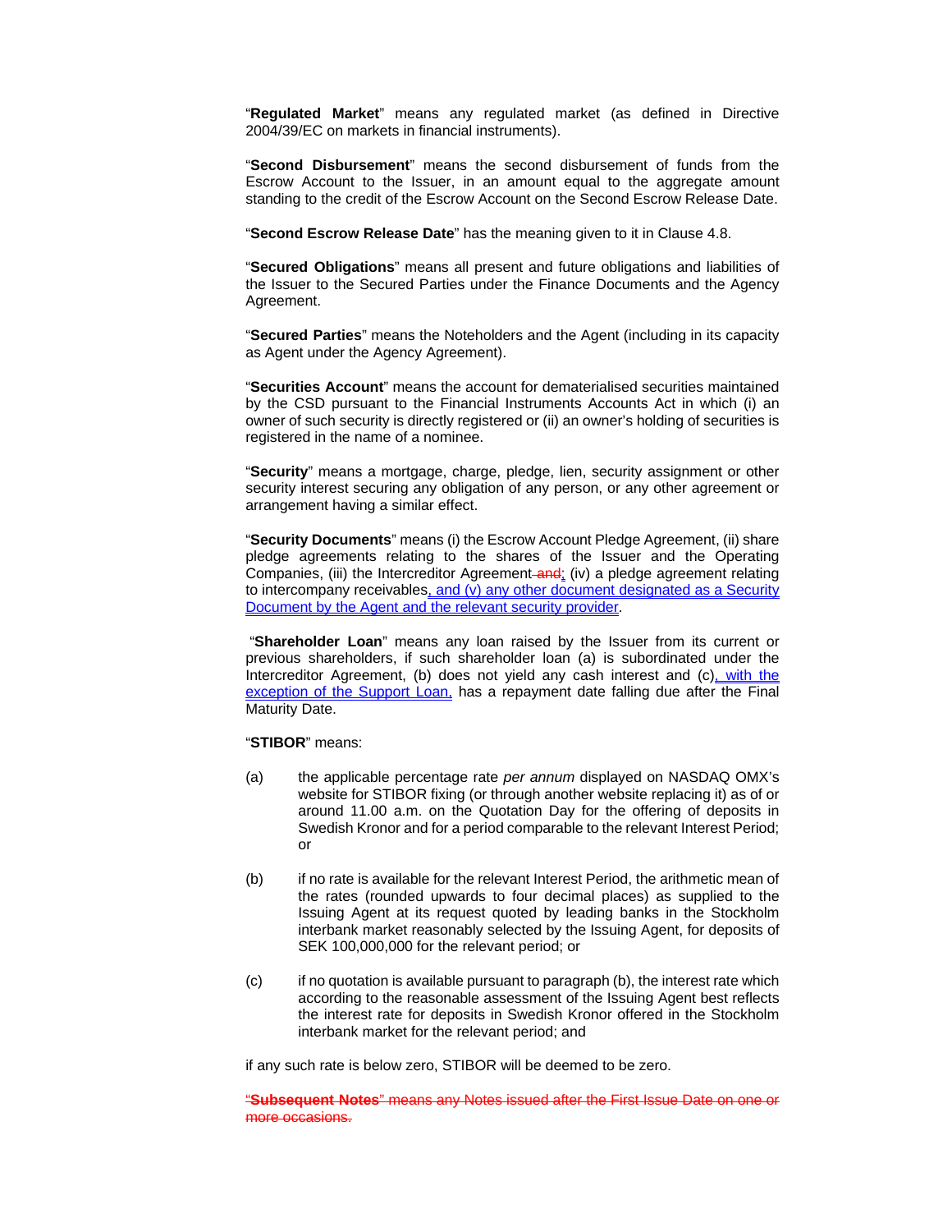"**Regulated Market**" means any regulated market (as defined in Directive 2004/39/EC on markets in financial instruments).

"**Second Disbursement**" means the second disbursement of funds from the Escrow Account to the Issuer, in an amount equal to the aggregate amount standing to the credit of the Escrow Account on the Second Escrow Release Date.

"**Second Escrow Release Date**" has the meaning given to it in Clause 4.8.

"**Secured Obligations**" means all present and future obligations and liabilities of the Issuer to the Secured Parties under the Finance Documents and the Agency Agreement.

"**Secured Parties**" means the Noteholders and the Agent (including in its capacity as Agent under the Agency Agreement).

"**Securities Account**" means the account for dematerialised securities maintained by the CSD pursuant to the Financial Instruments Accounts Act in which (i) an owner of such security is directly registered or (ii) an owner's holding of securities is registered in the name of a nominee.

"**Security**" means a mortgage, charge, pledge, lien, security assignment or other security interest securing any obligation of any person, or any other agreement or arrangement having a similar effect.

"**Security Documents**" means (i) the Escrow Account Pledge Agreement, (ii) share pledge agreements relating to the shares of the Issuer and the Operating Companies, (iii) the Intercreditor Agreement ~~and~~; (iv) a pledge agreement relating to intercompany receivables, and (v) any other document designated as a Security Document by the Agent and the relevant security provider.

"**Shareholder Loan**" means any loan raised by the Issuer from its current or previous shareholders, if such shareholder loan (a) is subordinated under the Intercreditor Agreement, (b) does not yield any cash interest and (c), with the exception of the Support Loan, has a repayment date falling due after the Final Maturity Date.

"**STIBOR**" means:

(a) the applicable percentage rate *per annum* displayed on NASDAQ OMX's website for STIBOR fixing (or through another website replacing it) as of or around 11.00 a.m. on the Quotation Day for the offering of deposits in Swedish Kronor and for a period comparable to the relevant Interest Period; or

(b) if no rate is available for the relevant Interest Period, the arithmetic mean of the rates (rounded upwards to four decimal places) as supplied to the Issuing Agent at its request quoted by leading banks in the Stockholm interbank market reasonably selected by the Issuing Agent, for deposits of SEK 100,000,000 for the relevant period; or

(c) if no quotation is available pursuant to paragraph (b), the interest rate which according to the reasonable assessment of the Issuing Agent best reflects the interest rate for deposits in Swedish Kronor offered in the Stockholm interbank market for the relevant period; and

if any such rate is below zero, STIBOR will be deemed to be zero.

~~"**Subsequent Notes**" means any Notes issued after the First Issue Date on one or more occasions.~~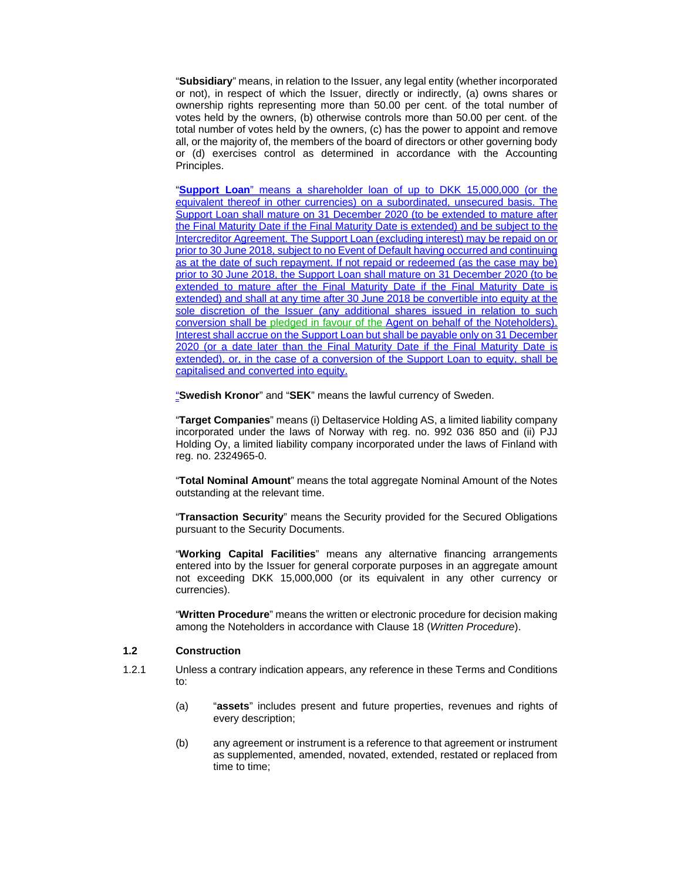"**Subsidiary**" means, in relation to the Issuer, any legal entity (whether incorporated or not), in respect of which the Issuer, directly or indirectly, (a) owns shares or ownership rights representing more than 50.00 per cent. of the total number of votes held by the owners, (b) otherwise controls more than 50.00 per cent. of the total number of votes held by the owners, (c) has the power to appoint and remove all, or the majority of, the members of the board of directors or other governing body or (d) exercises control as determined in accordance with the Accounting Principles.

"**Support Loan**" means a shareholder loan of up to DKK 15,000,000 (or the equivalent thereof in other currencies) on a subordinated, unsecured basis. The Support Loan shall mature on 31 December 2020 (to be extended to mature after the Final Maturity Date if the Final Maturity Date is extended) and be subject to the Intercreditor Agreement. The Support Loan (excluding interest) may be repaid on or prior to 30 June 2018, subject to no Event of Default having occurred and continuing as at the date of such repayment. If not repaid or redeemed (as the case may be) prior to 30 June 2018, the Support Loan shall mature on 31 December 2020 (to be extended to mature after the Final Maturity Date if the Final Maturity Date is extended) and shall at any time after 30 June 2018 be convertible into equity at the sole discretion of the Issuer (any additional shares issued in relation to such conversion shall be pledged in favour of the Agent on behalf of the Noteholders). Interest shall accrue on the Support Loan but shall be payable only on 31 December 2020 (or a date later than the Final Maturity Date if the Final Maturity Date is extended), or, in the case of a conversion of the Support Loan to equity, shall be capitalised and converted into equity.

"**Swedish Kronor**" and "**SEK**" means the lawful currency of Sweden.

"**Target Companies**" means (i) Deltaservice Holding AS, a limited liability company incorporated under the laws of Norway with reg. no. 992 036 850 and (ii) PJJ Holding Oy, a limited liability company incorporated under the laws of Finland with reg. no. 2324965-0.

"**Total Nominal Amount**" means the total aggregate Nominal Amount of the Notes outstanding at the relevant time.

"**Transaction Security**" means the Security provided for the Secured Obligations pursuant to the Security Documents.

"**Working Capital Facilities**" means any alternative financing arrangements entered into by the Issuer for general corporate purposes in an aggregate amount not exceeding DKK 15,000,000 (or its equivalent in any other currency or currencies).

"**Written Procedure**" means the written or electronic procedure for decision making among the Noteholders in accordance with Clause 18 (*Written Procedure*).

### 1.2 Construction

1.2.1 Unless a contrary indication appears, any reference in these Terms and Conditions to:

(a) "**assets**" includes present and future properties, revenues and rights of every description;

(b) any agreement or instrument is a reference to that agreement or instrument as supplemented, amended, novated, extended, restated or replaced from time to time;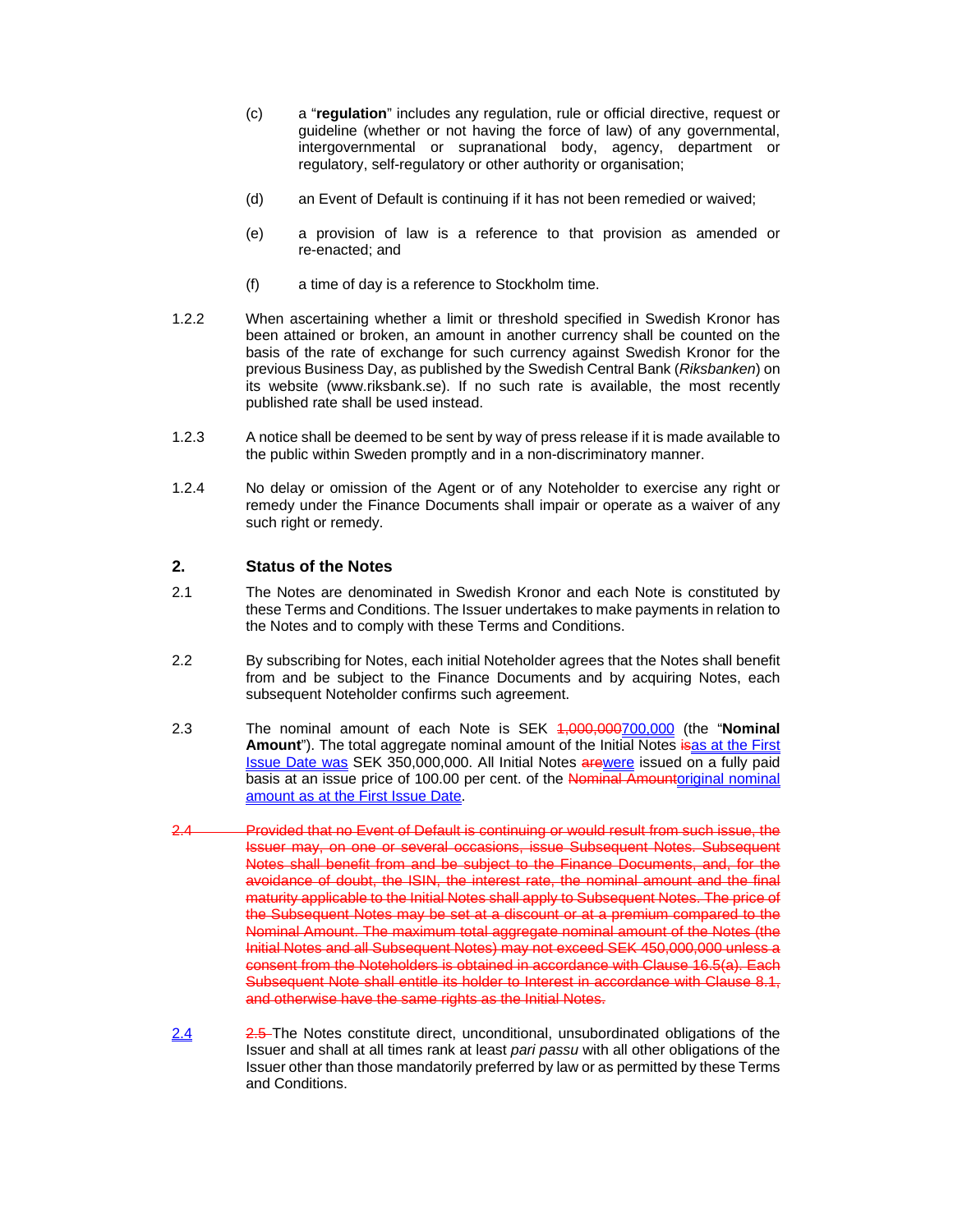(c) a "**regulation**" includes any regulation, rule or official directive, request or guideline (whether or not having the force of law) of any governmental, intergovernmental or supranational body, agency, department or regulatory, self-regulatory or other authority or organisation;

(d) an Event of Default is continuing if it has not been remedied or waived;

(e) a provision of law is a reference to that provision as amended or re-enacted; and

(f) a time of day is a reference to Stockholm time.

1.2.2 When ascertaining whether a limit or threshold specified in Swedish Kronor has been attained or broken, an amount in another currency shall be counted on the basis of the rate of exchange for such currency against Swedish Kronor for the previous Business Day, as published by the Swedish Central Bank (*Riksbanken*) on its website (www.riksbank.se). If no such rate is available, the most recently published rate shall be used instead.

1.2.3 A notice shall be deemed to be sent by way of press release if it is made available to the public within Sweden promptly and in a non-discriminatory manner.

1.2.4 No delay or omission of the Agent or of any Noteholder to exercise any right or remedy under the Finance Documents shall impair or operate as a waiver of any such right or remedy.

## 2. Status of the Notes

2.1 The Notes are denominated in Swedish Kronor and each Note is constituted by these Terms and Conditions. The Issuer undertakes to make payments in relation to the Notes and to comply with these Terms and Conditions.

2.2 By subscribing for Notes, each initial Noteholder agrees that the Notes shall benefit from and be subject to the Finance Documents and by acquiring Notes, each subsequent Noteholder confirms such agreement.

2.3 The nominal amount of each Note is SEK ~~1,000,000~~700,000 (the "**Nominal Amount**"). The total aggregate nominal amount of the Initial Notes ~~is~~as at the First Issue Date was SEK 350,000,000. All Initial Notes ~~are~~were issued on a fully paid basis at an issue price of 100.00 per cent. of the ~~Nominal Amount~~original nominal amount as at the First Issue Date.

~~2.4 Provided that no Event of Default is continuing or would result from such issue, the Issuer may, on one or several occasions, issue Subsequent Notes. Subsequent Notes shall benefit from and be subject to the Finance Documents, and, for the avoidance of doubt, the ISIN, the interest rate, the nominal amount and the final maturity applicable to the Initial Notes shall apply to Subsequent Notes. The price of the Subsequent Notes may be set at a discount or at a premium compared to the Nominal Amount. The maximum total aggregate nominal amount of the Notes (the Initial Notes and all Subsequent Notes) may not exceed SEK 450,000,000 unless a consent from the Noteholders is obtained in accordance with Clause 16.5(a). Each Subsequent Note shall entitle its holder to Interest in accordance with Clause 8.1, and otherwise have the same rights as the Initial Notes.~~

2.4 ~~2.5~~ The Notes constitute direct, unconditional, unsubordinated obligations of the Issuer and shall at all times rank at least *pari passu* with all other obligations of the Issuer other than those mandatorily preferred by law or as permitted by these Terms and Conditions.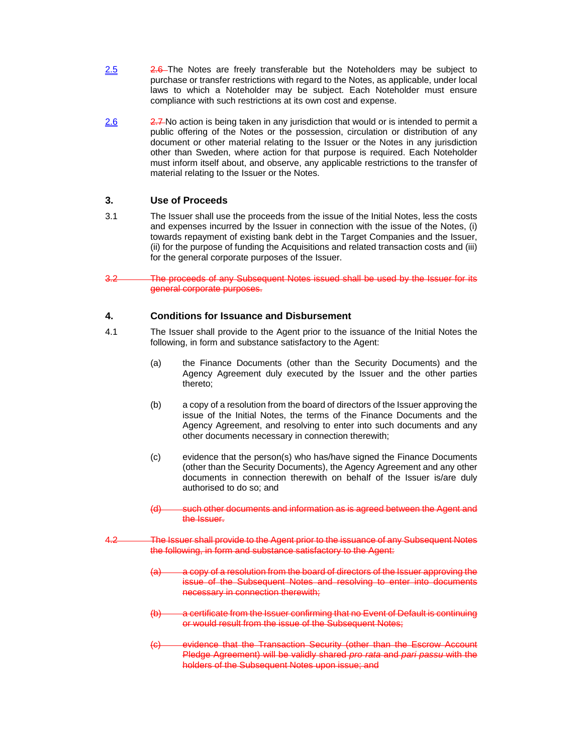2.5 ~~2.6~~ The Notes are freely transferable but the Noteholders may be subject to purchase or transfer restrictions with regard to the Notes, as applicable, under local laws to which a Noteholder may be subject. Each Noteholder must ensure compliance with such restrictions at its own cost and expense.

2.6 ~~2.7~~ No action is being taken in any jurisdiction that would or is intended to permit a public offering of the Notes or the possession, circulation or distribution of any document or other material relating to the Issuer or the Notes in any jurisdiction other than Sweden, where action for that purpose is required. Each Noteholder must inform itself about, and observe, any applicable restrictions to the transfer of material relating to the Issuer or the Notes.

### 3. Use of Proceeds

3.1 The Issuer shall use the proceeds from the issue of the Initial Notes, less the costs and expenses incurred by the Issuer in connection with the issue of the Notes, (i) towards repayment of existing bank debt in the Target Companies and the Issuer, (ii) for the purpose of funding the Acquisitions and related transaction costs and (iii) for the general corporate purposes of the Issuer.

~~3.2 The proceeds of any Subsequent Notes issued shall be used by the Issuer for its general corporate purposes.~~

### 4. Conditions for Issuance and Disbursement

4.1 The Issuer shall provide to the Agent prior to the issuance of the Initial Notes the following, in form and substance satisfactory to the Agent:

(a) the Finance Documents (other than the Security Documents) and the Agency Agreement duly executed by the Issuer and the other parties thereto;

(b) a copy of a resolution from the board of directors of the Issuer approving the issue of the Initial Notes, the terms of the Finance Documents and the Agency Agreement, and resolving to enter into such documents and any other documents necessary in connection therewith;

(c) evidence that the person(s) who has/have signed the Finance Documents (other than the Security Documents), the Agency Agreement and any other documents in connection therewith on behalf of the Issuer is/are duly authorised to do so; and

~~(d) such other documents and information as is agreed between the Agent and the Issuer.~~

~~4.2 The Issuer shall provide to the Agent prior to the issuance of any Subsequent Notes the following, in form and substance satisfactory to the Agent:~~

~~(a) a copy of a resolution from the board of directors of the Issuer approving the issue of the Subsequent Notes and resolving to enter into documents necessary in connection therewith;~~

~~(b) a certificate from the Issuer confirming that no Event of Default is continuing or would result from the issue of the Subsequent Notes;~~

~~(c) evidence that the Transaction Security (other than the Escrow Account Pledge Agreement) will be validly shared *pro rata* and *pari passu* with the holders of the Subsequent Notes upon issue; and~~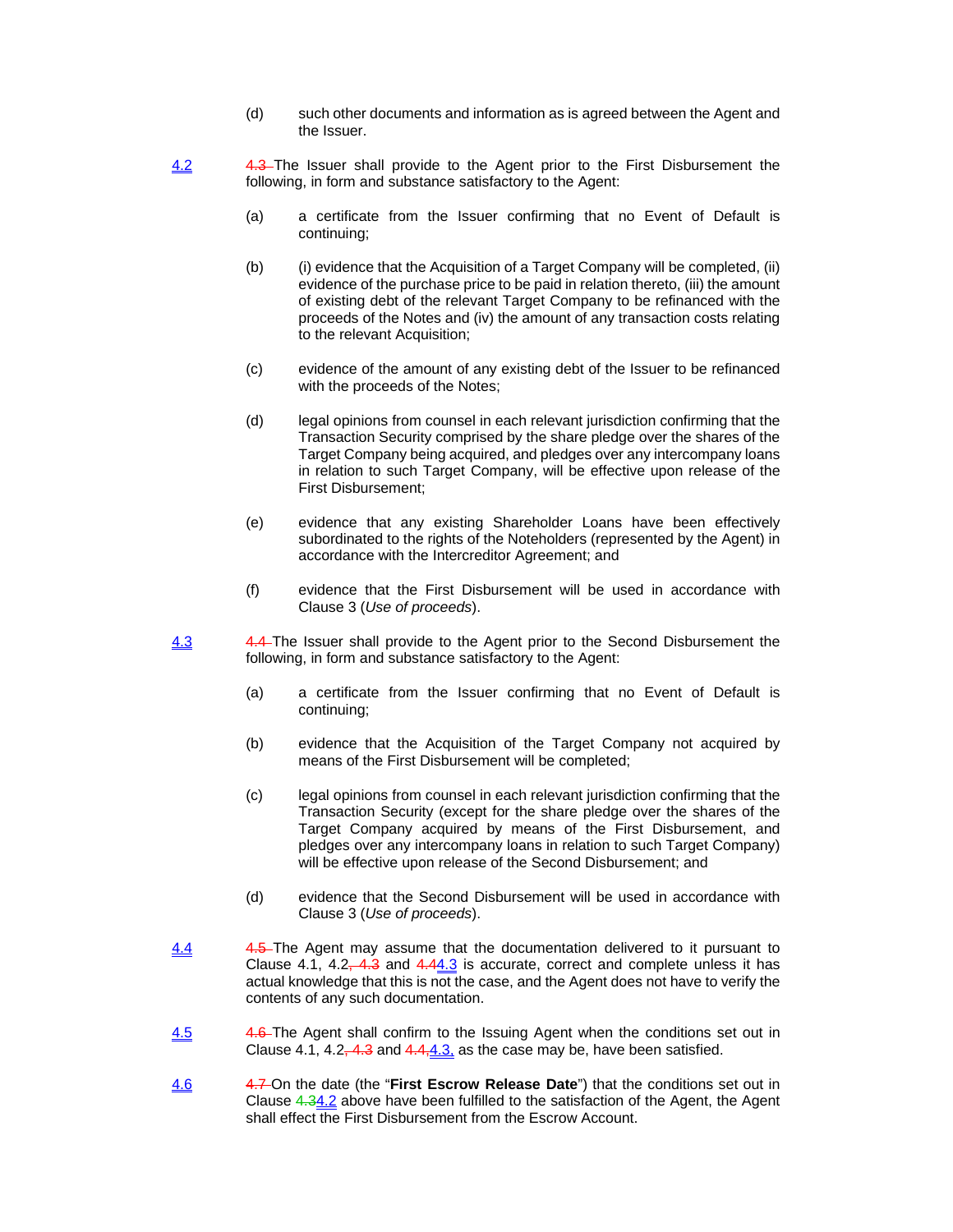(d) such other documents and information as is agreed between the Agent and the Issuer.

4.2 4.3 The Issuer shall provide to the Agent prior to the First Disbursement the following, in form and substance satisfactory to the Agent:

(a) a certificate from the Issuer confirming that no Event of Default is continuing;

(b) (i) evidence that the Acquisition of a Target Company will be completed, (ii) evidence of the purchase price to be paid in relation thereto, (iii) the amount of existing debt of the relevant Target Company to be refinanced with the proceeds of the Notes and (iv) the amount of any transaction costs relating to the relevant Acquisition;

(c) evidence of the amount of any existing debt of the Issuer to be refinanced with the proceeds of the Notes;

(d) legal opinions from counsel in each relevant jurisdiction confirming that the Transaction Security comprised by the share pledge over the shares of the Target Company being acquired, and pledges over any intercompany loans in relation to such Target Company, will be effective upon release of the First Disbursement;

(e) evidence that any existing Shareholder Loans have been effectively subordinated to the rights of the Noteholders (represented by the Agent) in accordance with the Intercreditor Agreement; and

(f) evidence that the First Disbursement will be used in accordance with Clause 3 (*Use of proceeds*).

4.3 4.4 The Issuer shall provide to the Agent prior to the Second Disbursement the following, in form and substance satisfactory to the Agent:

(a) a certificate from the Issuer confirming that no Event of Default is continuing;

(b) evidence that the Acquisition of the Target Company not acquired by means of the First Disbursement will be completed;

(c) legal opinions from counsel in each relevant jurisdiction confirming that the Transaction Security (except for the share pledge over the shares of the Target Company acquired by means of the First Disbursement, and pledges over any intercompany loans in relation to such Target Company) will be effective upon release of the Second Disbursement; and

(d) evidence that the Second Disbursement will be used in accordance with Clause 3 (*Use of proceeds*).

4.4 4.5 The Agent may assume that the documentation delivered to it pursuant to Clause 4.1, 4.2, 4.3 and 4.44.3 is accurate, correct and complete unless it has actual knowledge that this is not the case, and the Agent does not have to verify the contents of any such documentation.

4.5 4.6 The Agent shall confirm to the Issuing Agent when the conditions set out in Clause 4.1, 4.2, 4.3 and 4.4,4.3, as the case may be, have been satisfied.

4.6 4.7 On the date (the "**First Escrow Release Date**") that the conditions set out in Clause 4.34.2 above have been fulfilled to the satisfaction of the Agent, the Agent shall effect the First Disbursement from the Escrow Account.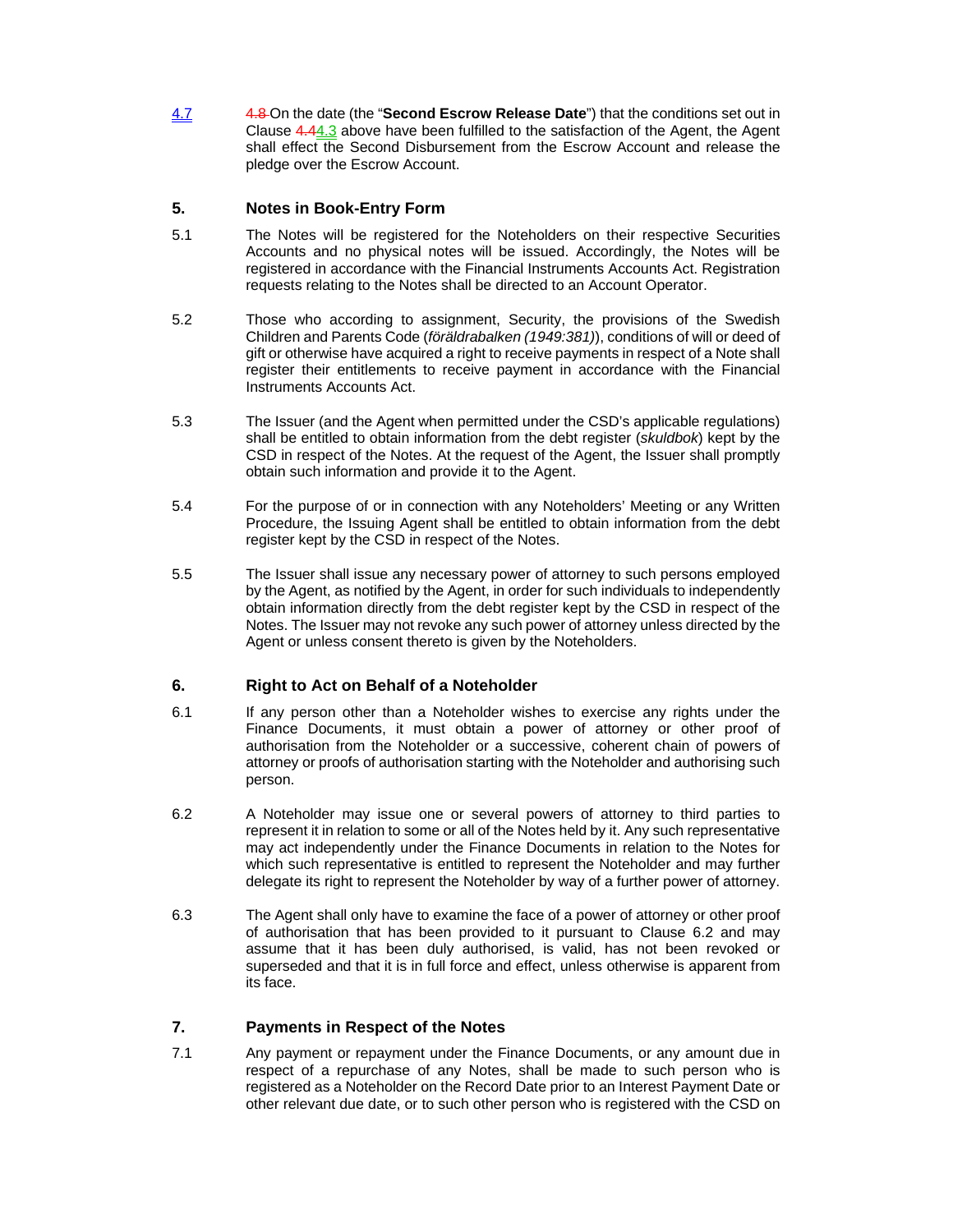4.7 ~~4.8~~ On the date (the "**Second Escrow Release Date**") that the conditions set out in Clause ~~4.4~~4.3 above have been fulfilled to the satisfaction of the Agent, the Agent shall effect the Second Disbursement from the Escrow Account and release the pledge over the Escrow Account.

## 5. Notes in Book-Entry Form

5.1 The Notes will be registered for the Noteholders on their respective Securities Accounts and no physical notes will be issued. Accordingly, the Notes will be registered in accordance with the Financial Instruments Accounts Act. Registration requests relating to the Notes shall be directed to an Account Operator.

5.2 Those who according to assignment, Security, the provisions of the Swedish Children and Parents Code (*föräldrabalken (1949:381)*), conditions of will or deed of gift or otherwise have acquired a right to receive payments in respect of a Note shall register their entitlements to receive payment in accordance with the Financial Instruments Accounts Act.

5.3 The Issuer (and the Agent when permitted under the CSD's applicable regulations) shall be entitled to obtain information from the debt register (*skuldbok*) kept by the CSD in respect of the Notes. At the request of the Agent, the Issuer shall promptly obtain such information and provide it to the Agent.

5.4 For the purpose of or in connection with any Noteholders' Meeting or any Written Procedure, the Issuing Agent shall be entitled to obtain information from the debt register kept by the CSD in respect of the Notes.

5.5 The Issuer shall issue any necessary power of attorney to such persons employed by the Agent, as notified by the Agent, in order for such individuals to independently obtain information directly from the debt register kept by the CSD in respect of the Notes. The Issuer may not revoke any such power of attorney unless directed by the Agent or unless consent thereto is given by the Noteholders.

## 6. Right to Act on Behalf of a Noteholder

6.1 If any person other than a Noteholder wishes to exercise any rights under the Finance Documents, it must obtain a power of attorney or other proof of authorisation from the Noteholder or a successive, coherent chain of powers of attorney or proofs of authorisation starting with the Noteholder and authorising such person.

6.2 A Noteholder may issue one or several powers of attorney to third parties to represent it in relation to some or all of the Notes held by it. Any such representative may act independently under the Finance Documents in relation to the Notes for which such representative is entitled to represent the Noteholder and may further delegate its right to represent the Noteholder by way of a further power of attorney.

6.3 The Agent shall only have to examine the face of a power of attorney or other proof of authorisation that has been provided to it pursuant to Clause 6.2 and may assume that it has been duly authorised, is valid, has not been revoked or superseded and that it is in full force and effect, unless otherwise is apparent from its face.

## 7. Payments in Respect of the Notes

7.1 Any payment or repayment under the Finance Documents, or any amount due in respect of a repurchase of any Notes, shall be made to such person who is registered as a Noteholder on the Record Date prior to an Interest Payment Date or other relevant due date, or to such other person who is registered with the CSD on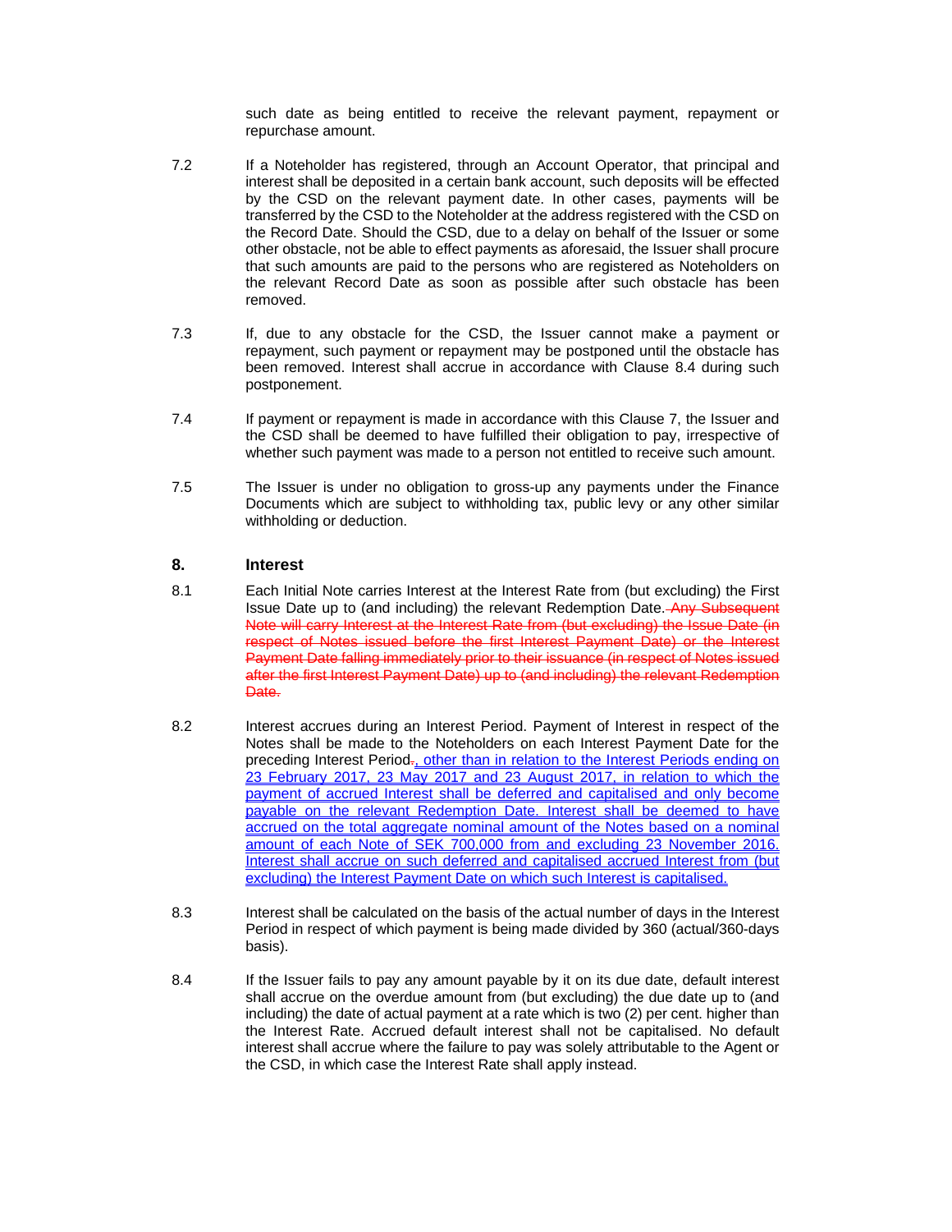such date as being entitled to receive the relevant payment, repayment or repurchase amount.

7.2 If a Noteholder has registered, through an Account Operator, that principal and interest shall be deposited in a certain bank account, such deposits will be effected by the CSD on the relevant payment date. In other cases, payments will be transferred by the CSD to the Noteholder at the address registered with the CSD on the Record Date. Should the CSD, due to a delay on behalf of the Issuer or some other obstacle, not be able to effect payments as aforesaid, the Issuer shall procure that such amounts are paid to the persons who are registered as Noteholders on the relevant Record Date as soon as possible after such obstacle has been removed.

7.3 If, due to any obstacle for the CSD, the Issuer cannot make a payment or repayment, such payment or repayment may be postponed until the obstacle has been removed. Interest shall accrue in accordance with Clause 8.4 during such postponement.

7.4 If payment or repayment is made in accordance with this Clause 7, the Issuer and the CSD shall be deemed to have fulfilled their obligation to pay, irrespective of whether such payment was made to a person not entitled to receive such amount.

7.5 The Issuer is under no obligation to gross-up any payments under the Finance Documents which are subject to withholding tax, public levy or any other similar withholding or deduction.

## 8. Interest

8.1 Each Initial Note carries Interest at the Interest Rate from (but excluding) the First Issue Date up to (and including) the relevant Redemption Date. ~~Any Subsequent Note will carry Interest at the Interest Rate from (but excluding) the Issue Date (in respect of Notes issued before the first Interest Payment Date) or the Interest Payment Date falling immediately prior to their issuance (in respect of Notes issued after the first Interest Payment Date) up to (and including) the relevant Redemption Date.~~

8.2 Interest accrues during an Interest Period. Payment of Interest in respect of the Notes shall be made to the Noteholders on each Interest Payment Date for the preceding Interest Period~~.~~, other than in relation to the Interest Periods ending on 23 February 2017, 23 May 2017 and 23 August 2017, in relation to which the payment of accrued Interest shall be deferred and capitalised and only become payable on the relevant Redemption Date. Interest shall be deemed to have accrued on the total aggregate nominal amount of the Notes based on a nominal amount of each Note of SEK 700,000 from and excluding 23 November 2016. Interest shall accrue on such deferred and capitalised accrued Interest from (but excluding) the Interest Payment Date on which such Interest is capitalised.

8.3 Interest shall be calculated on the basis of the actual number of days in the Interest Period in respect of which payment is being made divided by 360 (actual/360-days basis).

8.4 If the Issuer fails to pay any amount payable by it on its due date, default interest shall accrue on the overdue amount from (but excluding) the due date up to (and including) the date of actual payment at a rate which is two (2) per cent. higher than the Interest Rate. Accrued default interest shall not be capitalised. No default interest shall accrue where the failure to pay was solely attributable to the Agent or the CSD, in which case the Interest Rate shall apply instead.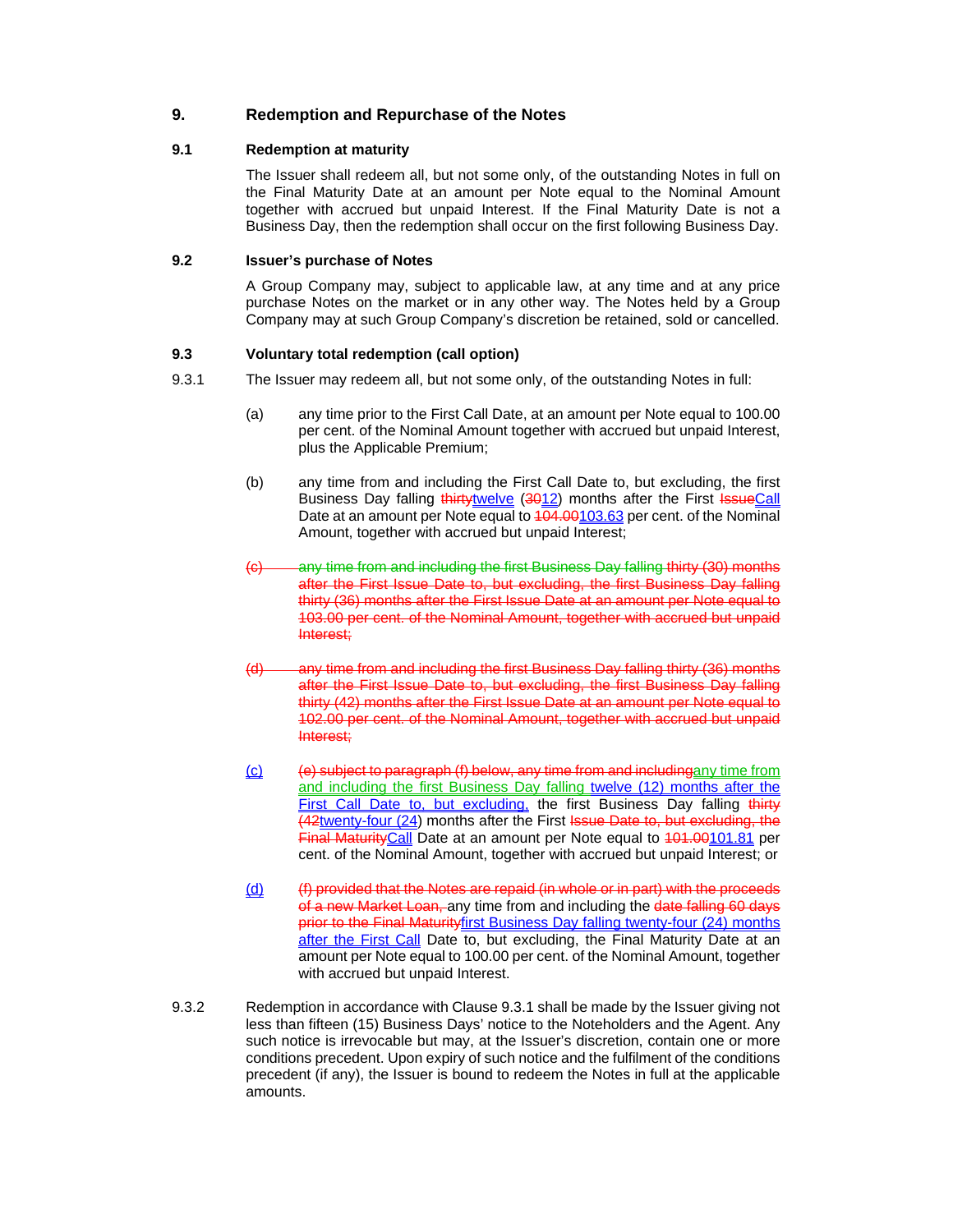## 9. Redemption and Repurchase of the Notes

### 9.1 Redemption at maturity

The Issuer shall redeem all, but not some only, of the outstanding Notes in full on the Final Maturity Date at an amount per Note equal to the Nominal Amount together with accrued but unpaid Interest. If the Final Maturity Date is not a Business Day, then the redemption shall occur on the first following Business Day.

### 9.2 Issuer's purchase of Notes

A Group Company may, subject to applicable law, at any time and at any price purchase Notes on the market or in any other way. The Notes held by a Group Company may at such Group Company's discretion be retained, sold or cancelled.

### 9.3 Voluntary total redemption (call option)

9.3.1 The Issuer may redeem all, but not some only, of the outstanding Notes in full:

(a) any time prior to the First Call Date, at an amount per Note equal to 100.00 per cent. of the Nominal Amount together with accrued but unpaid Interest, plus the Applicable Premium;

(b) any time from and including the First Call Date to, but excluding, the first Business Day falling ~~thirty~~<u>twelve</u> (~~30~~<u>12</u>) months after the First ~~Issue~~<u>Call</u> Date at an amount per Note equal to ~~104.00~~<u>103.63</u> per cent. of the Nominal Amount, together with accrued but unpaid Interest;

~~(c) any time from and including the first Business Day falling thirty (30) months after the First Issue Date to, but excluding, the first Business Day falling thirty (36) months after the First Issue Date at an amount per Note equal to 103.00 per cent. of the Nominal Amount, together with accrued but unpaid Interest;~~

~~(d) any time from and including the first Business Day falling thirty (36) months after the First Issue Date to, but excluding, the first Business Day falling thirty (42) months after the First Issue Date at an amount per Note equal to 102.00 per cent. of the Nominal Amount, together with accrued but unpaid Interest;~~

<u>(c)</u> ~~(e) subject to paragraph (f) below, any time from and including~~<u>any time from and including the first Business Day falling twelve (12) months after the First Call Date to, but excluding,</u> the first Business Day falling ~~thirty (42~~<u>twenty-four (24</u>) months after the First ~~Issue Date to, but excluding, the Final Maturity~~<u>Call</u> Date at an amount per Note equal to ~~101.00~~<u>101.81</u> per cent. of the Nominal Amount, together with accrued but unpaid Interest; or

<u>(d)</u> ~~(f) provided that the Notes are repaid (in whole or in part) with the proceeds of a new Market Loan,~~ any time from and including the ~~date falling 60 days prior to the Final Maturity~~<u>first Business Day falling twenty-four (24) months after the First Call</u> Date to, but excluding, the Final Maturity Date at an amount per Note equal to 100.00 per cent. of the Nominal Amount, together with accrued but unpaid Interest.

9.3.2 Redemption in accordance with Clause 9.3.1 shall be made by the Issuer giving not less than fifteen (15) Business Days' notice to the Noteholders and the Agent. Any such notice is irrevocable but may, at the Issuer's discretion, contain one or more conditions precedent. Upon expiry of such notice and the fulfilment of the conditions precedent (if any), the Issuer is bound to redeem the Notes in full at the applicable amounts.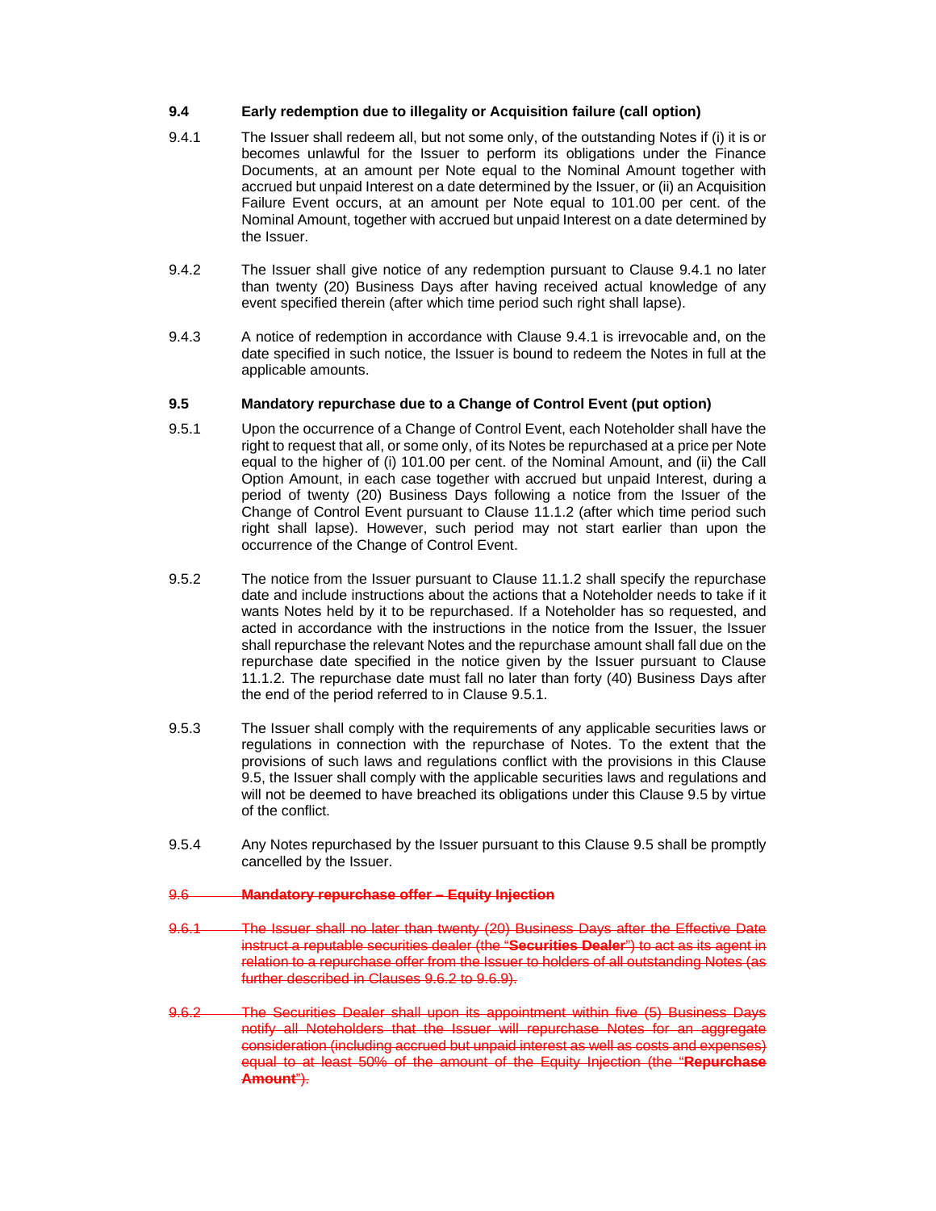### 9.4 Early redemption due to illegality or Acquisition failure (call option)

9.4.1 The Issuer shall redeem all, but not some only, of the outstanding Notes if (i) it is or becomes unlawful for the Issuer to perform its obligations under the Finance Documents, at an amount per Note equal to the Nominal Amount together with accrued but unpaid Interest on a date determined by the Issuer, or (ii) an Acquisition Failure Event occurs, at an amount per Note equal to 101.00 per cent. of the Nominal Amount, together with accrued but unpaid Interest on a date determined by the Issuer.

9.4.2 The Issuer shall give notice of any redemption pursuant to Clause 9.4.1 no later than twenty (20) Business Days after having received actual knowledge of any event specified therein (after which time period such right shall lapse).

9.4.3 A notice of redemption in accordance with Clause 9.4.1 is irrevocable and, on the date specified in such notice, the Issuer is bound to redeem the Notes in full at the applicable amounts.

### 9.5 Mandatory repurchase due to a Change of Control Event (put option)

9.5.1 Upon the occurrence of a Change of Control Event, each Noteholder shall have the right to request that all, or some only, of its Notes be repurchased at a price per Note equal to the higher of (i) 101.00 per cent. of the Nominal Amount, and (ii) the Call Option Amount, in each case together with accrued but unpaid Interest, during a period of twenty (20) Business Days following a notice from the Issuer of the Change of Control Event pursuant to Clause 11.1.2 (after which time period such right shall lapse). However, such period may not start earlier than upon the occurrence of the Change of Control Event.

9.5.2 The notice from the Issuer pursuant to Clause 11.1.2 shall specify the repurchase date and include instructions about the actions that a Noteholder needs to take if it wants Notes held by it to be repurchased. If a Noteholder has so requested, and acted in accordance with the instructions in the notice from the Issuer, the Issuer shall repurchase the relevant Notes and the repurchase amount shall fall due on the repurchase date specified in the notice given by the Issuer pursuant to Clause 11.1.2. The repurchase date must fall no later than forty (40) Business Days after the end of the period referred to in Clause 9.5.1.

9.5.3 The Issuer shall comply with the requirements of any applicable securities laws or regulations in connection with the repurchase of Notes. To the extent that the provisions of such laws and regulations conflict with the provisions in this Clause 9.5, the Issuer shall comply with the applicable securities laws and regulations and will not be deemed to have breached its obligations under this Clause 9.5 by virtue of the conflict.

9.5.4 Any Notes repurchased by the Issuer pursuant to this Clause 9.5 shall be promptly cancelled by the Issuer.

### ~~9.6 Mandatory repurchase offer – Equity Injection~~

~~9.6.1 The Issuer shall no later than twenty (20) Business Days after the Effective Date instruct a reputable securities dealer (the "**Securities Dealer**") to act as its agent in relation to a repurchase offer from the Issuer to holders of all outstanding Notes (as further described in Clauses 9.6.2 to 9.6.9).~~

~~9.6.2 The Securities Dealer shall upon its appointment within five (5) Business Days notify all Noteholders that the Issuer will repurchase Notes for an aggregate consideration (including accrued but unpaid interest as well as costs and expenses) equal to at least 50% of the amount of the Equity Injection (the "**Repurchase Amount**").~~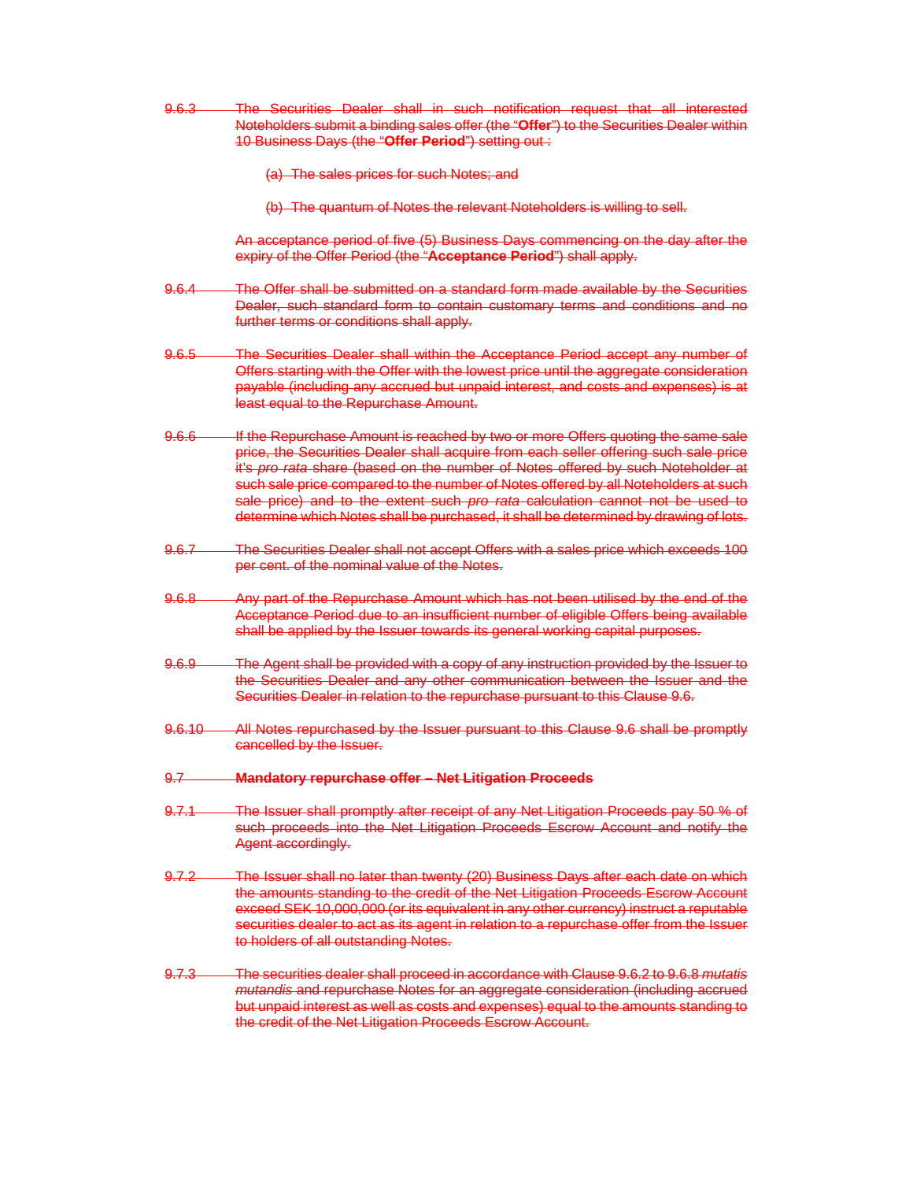~~9.6.3 The Securities Dealer shall in such notification request that all interested Noteholders submit a binding sales offer (the "**Offer**") to the Securities Dealer within 10 Business Days (the "**Offer Period**") setting out :~~

~~(a) The sales prices for such Notes; and~~

~~(b) The quantum of Notes the relevant Noteholders is willing to sell.~~

~~An acceptance period of five (5) Business Days commencing on the day after the expiry of the Offer Period (the "**Acceptance Period**") shall apply.~~

~~9.6.4 The Offer shall be submitted on a standard form made available by the Securities Dealer, such standard form to contain customary terms and conditions and no further terms or conditions shall apply.~~

~~9.6.5 The Securities Dealer shall within the Acceptance Period accept any number of Offers starting with the Offer with the lowest price until the aggregate consideration payable (including any accrued but unpaid interest, and costs and expenses) is at least equal to the Repurchase Amount.~~

~~9.6.6 If the Repurchase Amount is reached by two or more Offers quoting the same sale price, the Securities Dealer shall acquire from each seller offering such sale price it's *pro rata* share (based on the number of Notes offered by such Noteholder at such sale price compared to the number of Notes offered by all Noteholders at such sale price) and to the extent such *pro rata* calculation cannot not be used to determine which Notes shall be purchased, it shall be determined by drawing of lots.~~

~~9.6.7 The Securities Dealer shall not accept Offers with a sales price which exceeds 100 per cent. of the nominal value of the Notes.~~

~~9.6.8 Any part of the Repurchase Amount which has not been utilised by the end of the Acceptance Period due to an insufficient number of eligible Offers being available shall be applied by the Issuer towards its general working capital purposes.~~

~~9.6.9 The Agent shall be provided with a copy of any instruction provided by the Issuer to the Securities Dealer and any other communication between the Issuer and the Securities Dealer in relation to the repurchase pursuant to this Clause 9.6.~~

~~9.6.10 All Notes repurchased by the Issuer pursuant to this Clause 9.6 shall be promptly cancelled by the Issuer.~~

~~9.7 **Mandatory repurchase offer – Net Litigation Proceeds**~~

~~9.7.1 The Issuer shall promptly after receipt of any Net Litigation Proceeds pay 50 % of such proceeds into the Net Litigation Proceeds Escrow Account and notify the Agent accordingly.~~

~~9.7.2 The Issuer shall no later than twenty (20) Business Days after each date on which the amounts standing to the credit of the Net Litigation Proceeds Escrow Account exceed SEK 10,000,000 (or its equivalent in any other currency) instruct a reputable securities dealer to act as its agent in relation to a repurchase offer from the Issuer to holders of all outstanding Notes.~~

~~9.7.3 The securities dealer shall proceed in accordance with Clause 9.6.2 to 9.6.8 *mutatis mutandis* and repurchase Notes for an aggregate consideration (including accrued but unpaid interest as well as costs and expenses) equal to the amounts standing to the credit of the Net Litigation Proceeds Escrow Account.~~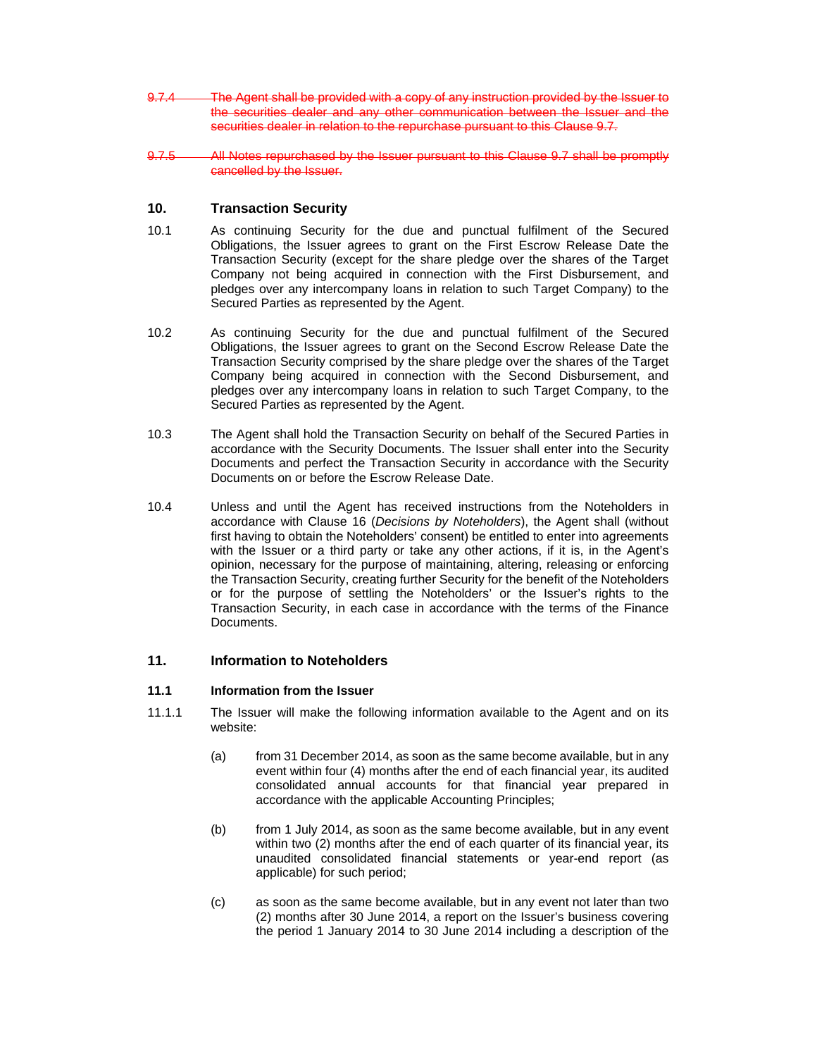~~9.7.4 The Agent shall be provided with a copy of any instruction provided by the Issuer to the securities dealer and any other communication between the Issuer and the securities dealer in relation to the repurchase pursuant to this Clause 9.7.~~

~~9.7.5 All Notes repurchased by the Issuer pursuant to this Clause 9.7 shall be promptly cancelled by the Issuer.~~

## 10. Transaction Security

10.1 As continuing Security for the due and punctual fulfilment of the Secured Obligations, the Issuer agrees to grant on the First Escrow Release Date the Transaction Security (except for the share pledge over the shares of the Target Company not being acquired in connection with the First Disbursement, and pledges over any intercompany loans in relation to such Target Company) to the Secured Parties as represented by the Agent.

10.2 As continuing Security for the due and punctual fulfilment of the Secured Obligations, the Issuer agrees to grant on the Second Escrow Release Date the Transaction Security comprised by the share pledge over the shares of the Target Company being acquired in connection with the Second Disbursement, and pledges over any intercompany loans in relation to such Target Company, to the Secured Parties as represented by the Agent.

10.3 The Agent shall hold the Transaction Security on behalf of the Secured Parties in accordance with the Security Documents. The Issuer shall enter into the Security Documents and perfect the Transaction Security in accordance with the Security Documents on or before the Escrow Release Date.

10.4 Unless and until the Agent has received instructions from the Noteholders in accordance with Clause 16 (*Decisions by Noteholders*), the Agent shall (without first having to obtain the Noteholders' consent) be entitled to enter into agreements with the Issuer or a third party or take any other actions, if it is, in the Agent's opinion, necessary for the purpose of maintaining, altering, releasing or enforcing the Transaction Security, creating further Security for the benefit of the Noteholders or for the purpose of settling the Noteholders' or the Issuer's rights to the Transaction Security, in each case in accordance with the terms of the Finance Documents.

## 11. Information to Noteholders

### 11.1 Information from the Issuer

11.1.1 The Issuer will make the following information available to the Agent and on its website:

(a) from 31 December 2014, as soon as the same become available, but in any event within four (4) months after the end of each financial year, its audited consolidated annual accounts for that financial year prepared in accordance with the applicable Accounting Principles;

(b) from 1 July 2014, as soon as the same become available, but in any event within two (2) months after the end of each quarter of its financial year, its unaudited consolidated financial statements or year-end report (as applicable) for such period;

(c) as soon as the same become available, but in any event not later than two (2) months after 30 June 2014, a report on the Issuer's business covering the period 1 January 2014 to 30 June 2014 including a description of the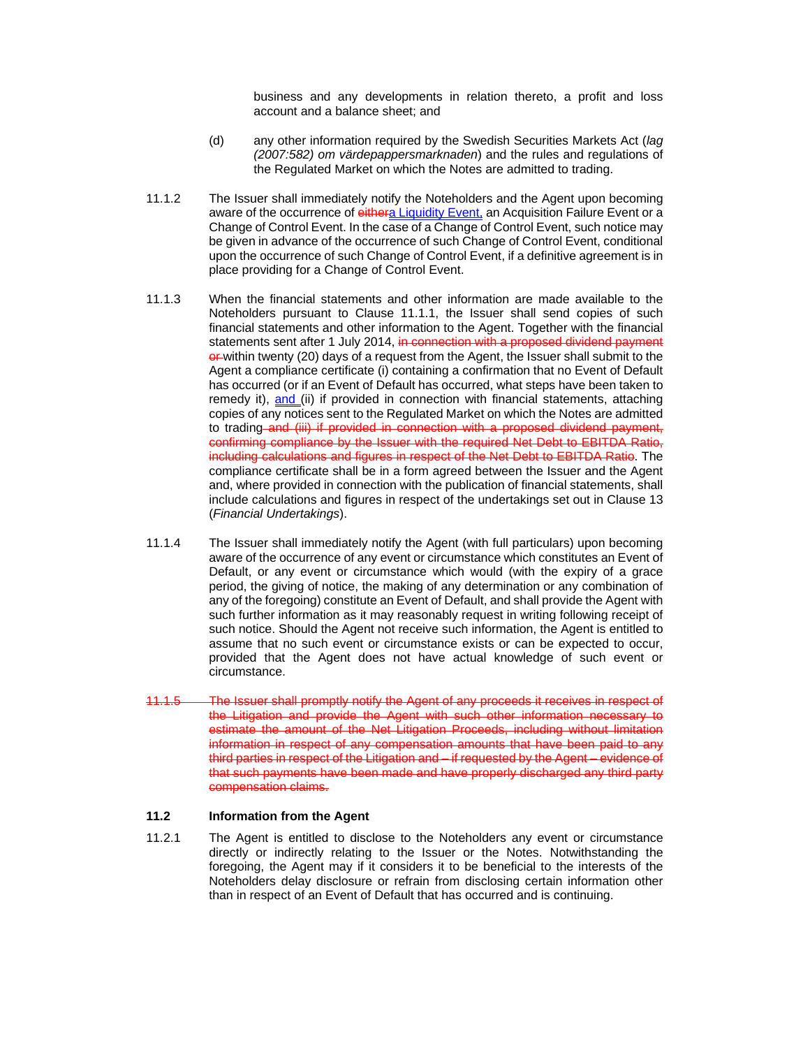business and any developments in relation thereto, a profit and loss account and a balance sheet; and

(d) any other information required by the Swedish Securities Markets Act (*lag (2007:582) om värdepappersmarknaden*) and the rules and regulations of the Regulated Market on which the Notes are admitted to trading.

11.1.2 The Issuer shall immediately notify the Noteholders and the Agent upon becoming aware of the occurrence of ~~either~~<u>a Liquidity Event,</u> an Acquisition Failure Event or a Change of Control Event. In the case of a Change of Control Event, such notice may be given in advance of the occurrence of such Change of Control Event, conditional upon the occurrence of such Change of Control Event, if a definitive agreement is in place providing for a Change of Control Event.

11.1.3 When the financial statements and other information are made available to the Noteholders pursuant to Clause 11.1.1, the Issuer shall send copies of such financial statements and other information to the Agent. Together with the financial statements sent after 1 July 2014, ~~in connection with a proposed dividend payment or~~ within twenty (20) days of a request from the Agent, the Issuer shall submit to the Agent a compliance certificate (i) containing a confirmation that no Event of Default has occurred (or if an Event of Default has occurred, what steps have been taken to remedy it), <u>and</u> (ii) if provided in connection with financial statements, attaching copies of any notices sent to the Regulated Market on which the Notes are admitted to trading ~~and (iii) if provided in connection with a proposed dividend payment, confirming compliance by the Issuer with the required Net Debt to EBITDA Ratio, including calculations and figures in respect of the Net Debt to EBITDA Ratio~~. The compliance certificate shall be in a form agreed between the Issuer and the Agent and, where provided in connection with the publication of financial statements, shall include calculations and figures in respect of the undertakings set out in Clause 13 (*Financial Undertakings*).

11.1.4 The Issuer shall immediately notify the Agent (with full particulars) upon becoming aware of the occurrence of any event or circumstance which constitutes an Event of Default, or any event or circumstance which would (with the expiry of a grace period, the giving of notice, the making of any determination or any combination of any of the foregoing) constitute an Event of Default, and shall provide the Agent with such further information as it may reasonably request in writing following receipt of such notice. Should the Agent not receive such information, the Agent is entitled to assume that no such event or circumstance exists or can be expected to occur, provided that the Agent does not have actual knowledge of such event or circumstance.

~~11.1.5 The Issuer shall promptly notify the Agent of any proceeds it receives in respect of the Litigation and provide the Agent with such other information necessary to estimate the amount of the Net Litigation Proceeds, including without limitation information in respect of any compensation amounts that have been paid to any third parties in respect of the Litigation and – if requested by the Agent – evidence of that such payments have been made and have properly discharged any third party compensation claims.~~

### 11.2 Information from the Agent

11.2.1 The Agent is entitled to disclose to the Noteholders any event or circumstance directly or indirectly relating to the Issuer or the Notes. Notwithstanding the foregoing, the Agent may if it considers it to be beneficial to the interests of the Noteholders delay disclosure or refrain from disclosing certain information other than in respect of an Event of Default that has occurred and is continuing.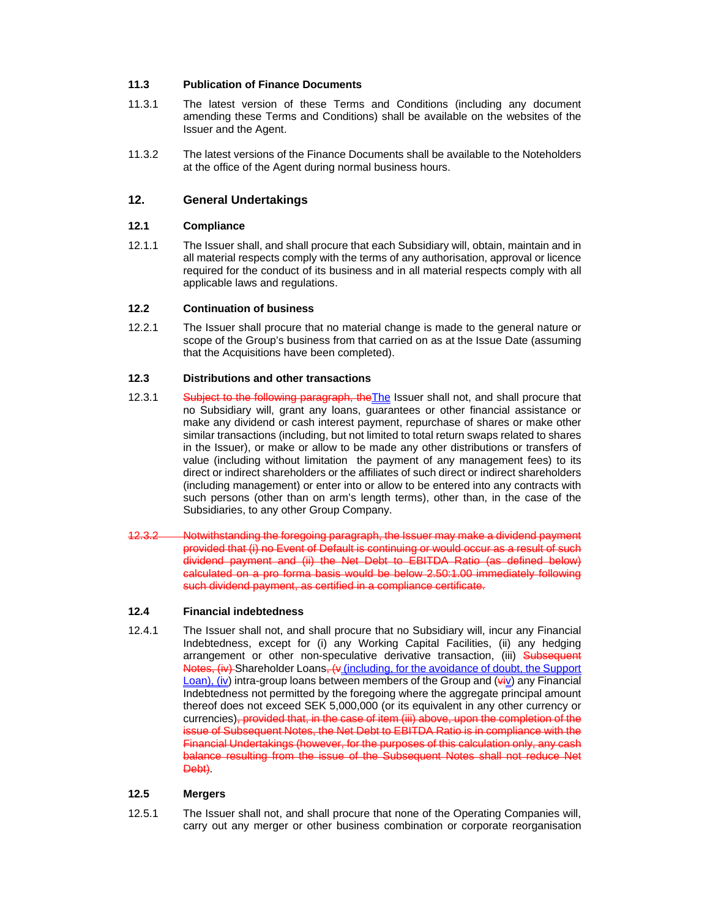### 11.3 Publication of Finance Documents

11.3.1 The latest version of these Terms and Conditions (including any document amending these Terms and Conditions) shall be available on the websites of the Issuer and the Agent.

11.3.2 The latest versions of the Finance Documents shall be available to the Noteholders at the office of the Agent during normal business hours.

## 12. General Undertakings

### 12.1 Compliance

12.1.1 The Issuer shall, and shall procure that each Subsidiary will, obtain, maintain and in all material respects comply with the terms of any authorisation, approval or licence required for the conduct of its business and in all material respects comply with all applicable laws and regulations.

### 12.2 Continuation of business

12.2.1 The Issuer shall procure that no material change is made to the general nature or scope of the Group's business from that carried on as at the Issue Date (assuming that the Acquisitions have been completed).

### 12.3 Distributions and other transactions

12.3.1 ~~Subject to the following paragraph, the~~The Issuer shall not, and shall procure that no Subsidiary will, grant any loans, guarantees or other financial assistance or make any dividend or cash interest payment, repurchase of shares or make other similar transactions (including, but not limited to total return swaps related to shares in the Issuer), or make or allow to be made any other distributions or transfers of value (including without limitation the payment of any management fees) to its direct or indirect shareholders or the affiliates of such direct or indirect shareholders (including management) or enter into or allow to be entered into any contracts with such persons (other than on arm's length terms), other than, in the case of the Subsidiaries, to any other Group Company.

~~12.3.2 Notwithstanding the foregoing paragraph, the Issuer may make a dividend payment provided that (i) no Event of Default is continuing or would occur as a result of such dividend payment and (ii) the Net Debt to EBITDA Ratio (as defined below) calculated on a pro forma basis would be below 2.50:1.00 immediately following such dividend payment, as certified in a compliance certificate.~~

### 12.4 Financial indebtedness

12.4.1 The Issuer shall not, and shall procure that no Subsidiary will, incur any Financial Indebtedness, except for (i) any Working Capital Facilities, (ii) any hedging arrangement or other non-speculative derivative transaction, (iii) ~~Subsequent Notes, (iv)~~ Shareholder Loans~~, (v~~ (including, for the avoidance of doubt, the Support Loan), (iv) intra-group loans between members of the Group and (~~vi~~v) any Financial Indebtedness not permitted by the foregoing where the aggregate principal amount thereof does not exceed SEK 5,000,000 (or its equivalent in any other currency or currencies)~~, provided that, in the case of item (iii) above, upon the completion of the issue of Subsequent Notes, the Net Debt to EBITDA Ratio is in compliance with the Financial Undertakings (however, for the purposes of this calculation only, any cash balance resulting from the issue of the Subsequent Notes shall not reduce Net Debt)~~.

### 12.5 Mergers

12.5.1 The Issuer shall not, and shall procure that none of the Operating Companies will, carry out any merger or other business combination or corporate reorganisation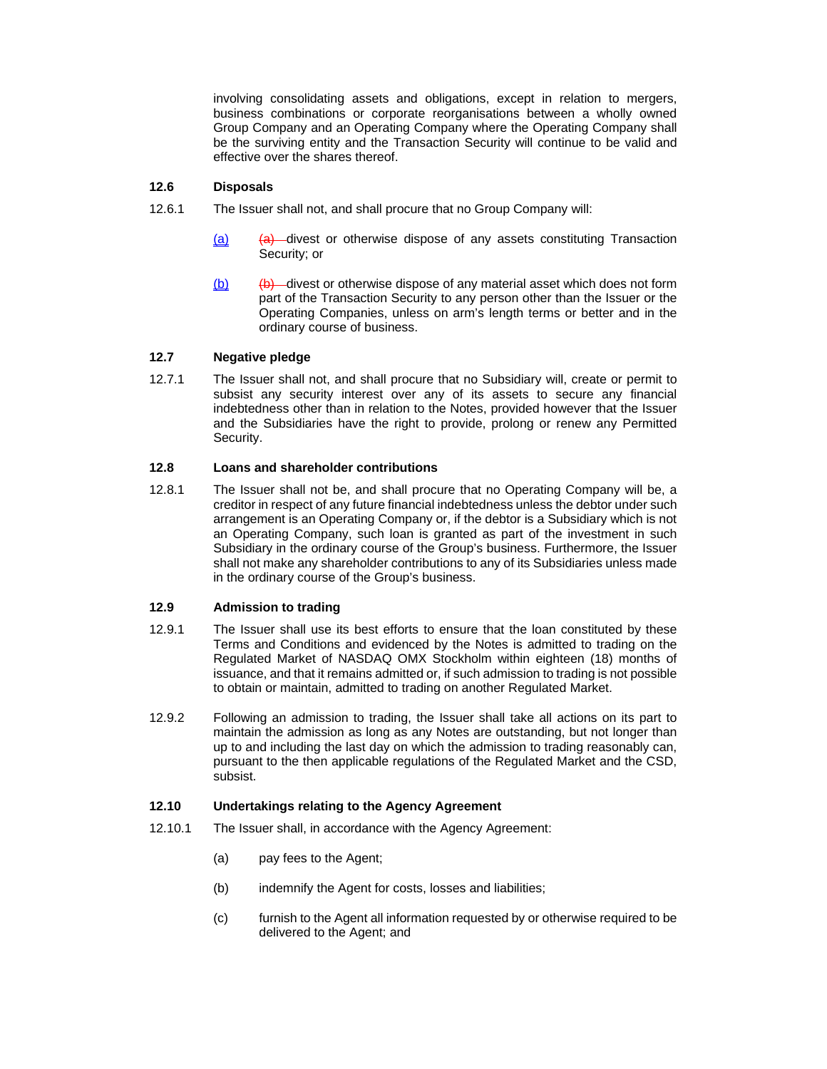involving consolidating assets and obligations, except in relation to mergers, business combinations or corporate reorganisations between a wholly owned Group Company and an Operating Company where the Operating Company shall be the surviving entity and the Transaction Security will continue to be valid and effective over the shares thereof.

**12.6 Disposals**

12.6.1 The Issuer shall not, and shall procure that no Group Company will:

(a) divest or otherwise dispose of any assets constituting Transaction Security; or

(b) divest or otherwise dispose of any material asset which does not form part of the Transaction Security to any person other than the Issuer or the Operating Companies, unless on arm's length terms or better and in the ordinary course of business.

**12.7 Negative pledge**

12.7.1 The Issuer shall not, and shall procure that no Subsidiary will, create or permit to subsist any security interest over any of its assets to secure any financial indebtedness other than in relation to the Notes, provided however that the Issuer and the Subsidiaries have the right to provide, prolong or renew any Permitted Security.

**12.8 Loans and shareholder contributions**

12.8.1 The Issuer shall not be, and shall procure that no Operating Company will be, a creditor in respect of any future financial indebtedness unless the debtor under such arrangement is an Operating Company or, if the debtor is a Subsidiary which is not an Operating Company, such loan is granted as part of the investment in such Subsidiary in the ordinary course of the Group's business. Furthermore, the Issuer shall not make any shareholder contributions to any of its Subsidiaries unless made in the ordinary course of the Group's business.

**12.9 Admission to trading**

12.9.1 The Issuer shall use its best efforts to ensure that the loan constituted by these Terms and Conditions and evidenced by the Notes is admitted to trading on the Regulated Market of NASDAQ OMX Stockholm within eighteen (18) months of issuance, and that it remains admitted or, if such admission to trading is not possible to obtain or maintain, admitted to trading on another Regulated Market.

12.9.2 Following an admission to trading, the Issuer shall take all actions on its part to maintain the admission as long as any Notes are outstanding, but not longer than up to and including the last day on which the admission to trading reasonably can, pursuant to the then applicable regulations of the Regulated Market and the CSD, subsist.

**12.10 Undertakings relating to the Agency Agreement**

12.10.1 The Issuer shall, in accordance with the Agency Agreement:

(a) pay fees to the Agent;

(b) indemnify the Agent for costs, losses and liabilities;

(c) furnish to the Agent all information requested by or otherwise required to be delivered to the Agent; and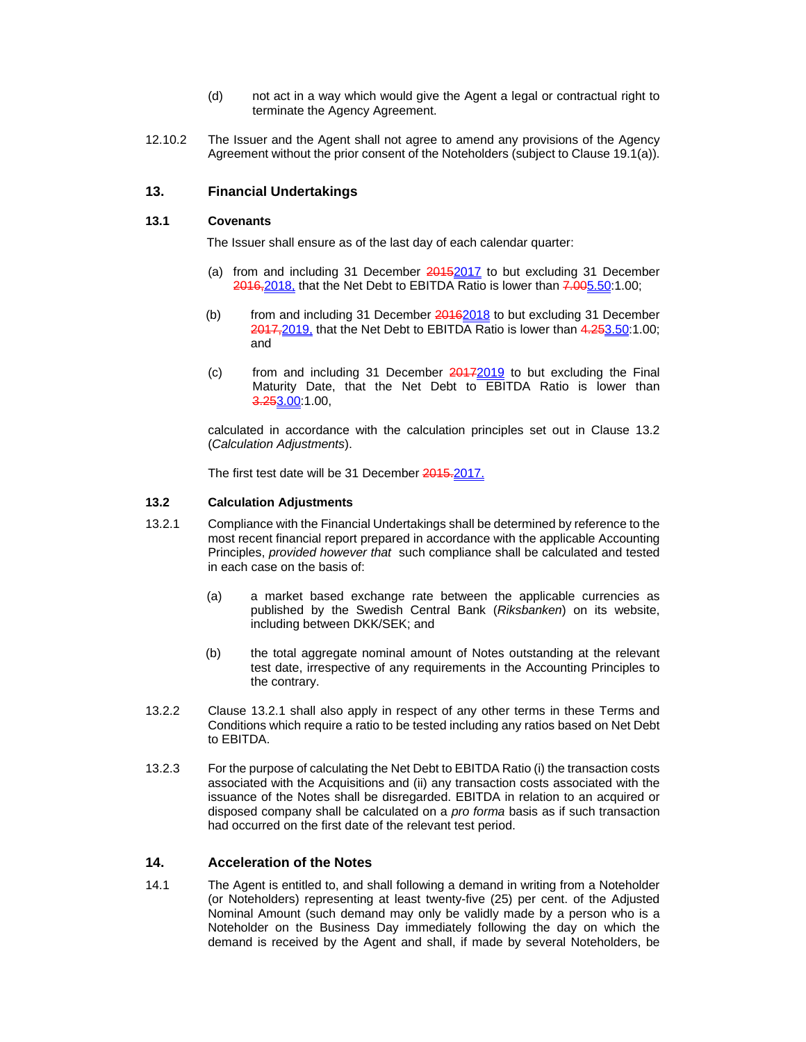(d) not act in a way which would give the Agent a legal or contractual right to terminate the Agency Agreement.

12.10.2 The Issuer and the Agent shall not agree to amend any provisions of the Agency Agreement without the prior consent of the Noteholders (subject to Clause 19.1(a)).

## 13. Financial Undertakings

### 13.1 Covenants

The Issuer shall ensure as of the last day of each calendar quarter:

(a) from and including 31 December ~~2015~~2017 to but excluding 31 December ~~2016,~~2018, that the Net Debt to EBITDA Ratio is lower than ~~7.00~~5.50:1.00;

(b) from and including 31 December ~~2016~~2018 to but excluding 31 December ~~2017,~~2019, that the Net Debt to EBITDA Ratio is lower than ~~4.25~~3.50:1.00; and

(c) from and including 31 December ~~2017~~2019 to but excluding the Final Maturity Date, that the Net Debt to EBITDA Ratio is lower than ~~3.25~~3.00:1.00,

calculated in accordance with the calculation principles set out in Clause 13.2 (*Calculation Adjustments*).

The first test date will be 31 December ~~2015.~~2017.

### 13.2 Calculation Adjustments

13.2.1 Compliance with the Financial Undertakings shall be determined by reference to the most recent financial report prepared in accordance with the applicable Accounting Principles, *provided however that* such compliance shall be calculated and tested in each case on the basis of:

(a) a market based exchange rate between the applicable currencies as published by the Swedish Central Bank (*Riksbanken*) on its website, including between DKK/SEK; and

(b) the total aggregate nominal amount of Notes outstanding at the relevant test date, irrespective of any requirements in the Accounting Principles to the contrary.

13.2.2 Clause 13.2.1 shall also apply in respect of any other terms in these Terms and Conditions which require a ratio to be tested including any ratios based on Net Debt to EBITDA.

13.2.3 For the purpose of calculating the Net Debt to EBITDA Ratio (i) the transaction costs associated with the Acquisitions and (ii) any transaction costs associated with the issuance of the Notes shall be disregarded. EBITDA in relation to an acquired or disposed company shall be calculated on a *pro forma* basis as if such transaction had occurred on the first date of the relevant test period.

## 14. Acceleration of the Notes

14.1 The Agent is entitled to, and shall following a demand in writing from a Noteholder (or Noteholders) representing at least twenty-five (25) per cent. of the Adjusted Nominal Amount (such demand may only be validly made by a person who is a Noteholder on the Business Day immediately following the day on which the demand is received by the Agent and shall, if made by several Noteholders, be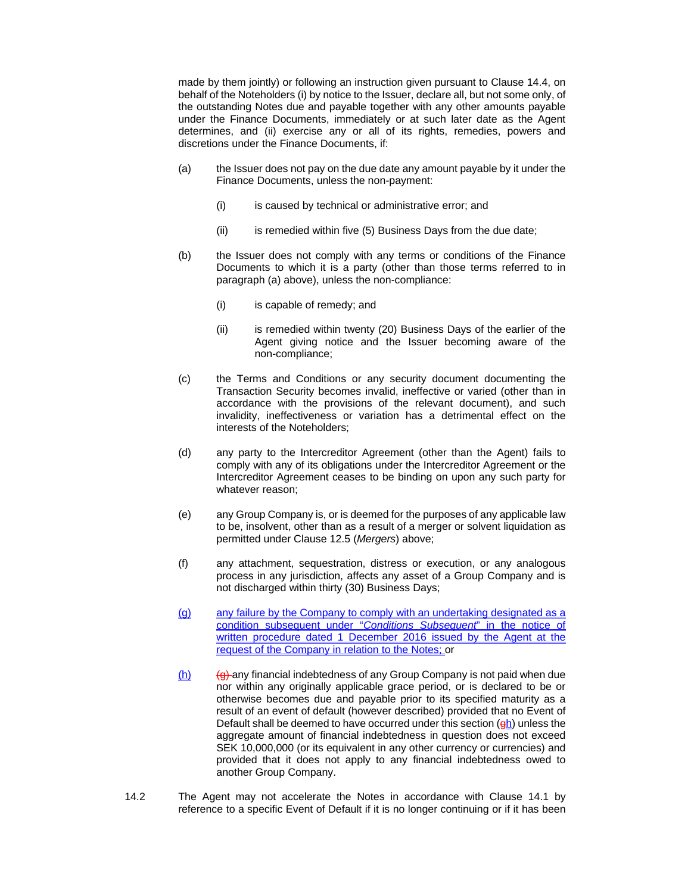made by them jointly) or following an instruction given pursuant to Clause 14.4, on behalf of the Noteholders (i) by notice to the Issuer, declare all, but not some only, of the outstanding Notes due and payable together with any other amounts payable under the Finance Documents, immediately or at such later date as the Agent determines, and (ii) exercise any or all of its rights, remedies, powers and discretions under the Finance Documents, if:

(a) the Issuer does not pay on the due date any amount payable by it under the Finance Documents, unless the non-payment:

  (i) is caused by technical or administrative error; and

  (ii) is remedied within five (5) Business Days from the due date;

(b) the Issuer does not comply with any terms or conditions of the Finance Documents to which it is a party (other than those terms referred to in paragraph (a) above), unless the non-compliance:

  (i) is capable of remedy; and

  (ii) is remedied within twenty (20) Business Days of the earlier of the Agent giving notice and the Issuer becoming aware of the non-compliance;

(c) the Terms and Conditions or any security document documenting the Transaction Security becomes invalid, ineffective or varied (other than in accordance with the provisions of the relevant document), and such invalidity, ineffectiveness or variation has a detrimental effect on the interests of the Noteholders;

(d) any party to the Intercreditor Agreement (other than the Agent) fails to comply with any of its obligations under the Intercreditor Agreement or the Intercreditor Agreement ceases to be binding on upon any such party for whatever reason;

(e) any Group Company is, or is deemed for the purposes of any applicable law to be, insolvent, other than as a result of a merger or solvent liquidation as permitted under Clause 12.5 (*Mergers*) above;

(f) any attachment, sequestration, distress or execution, or any analogous process in any jurisdiction, affects any asset of a Group Company and is not discharged within thirty (30) Business Days;

(g) any failure by the Company to comply with an undertaking designated as a condition subsequent under "*Conditions Subsequent*" in the notice of written procedure dated 1 December 2016 issued by the Agent at the request of the Company in relation to the Notes; or

(h) ~~(g)~~ any financial indebtedness of any Group Company is not paid when due nor within any originally applicable grace period, or is declared to be or otherwise becomes due and payable prior to its specified maturity as a result of an event of default (however described) provided that no Event of Default shall be deemed to have occurred under this section (~~g~~h) unless the aggregate amount of financial indebtedness in question does not exceed SEK 10,000,000 (or its equivalent in any other currency or currencies) and provided that it does not apply to any financial indebtedness owed to another Group Company.

14.2 The Agent may not accelerate the Notes in accordance with Clause 14.1 by reference to a specific Event of Default if it is no longer continuing or if it has been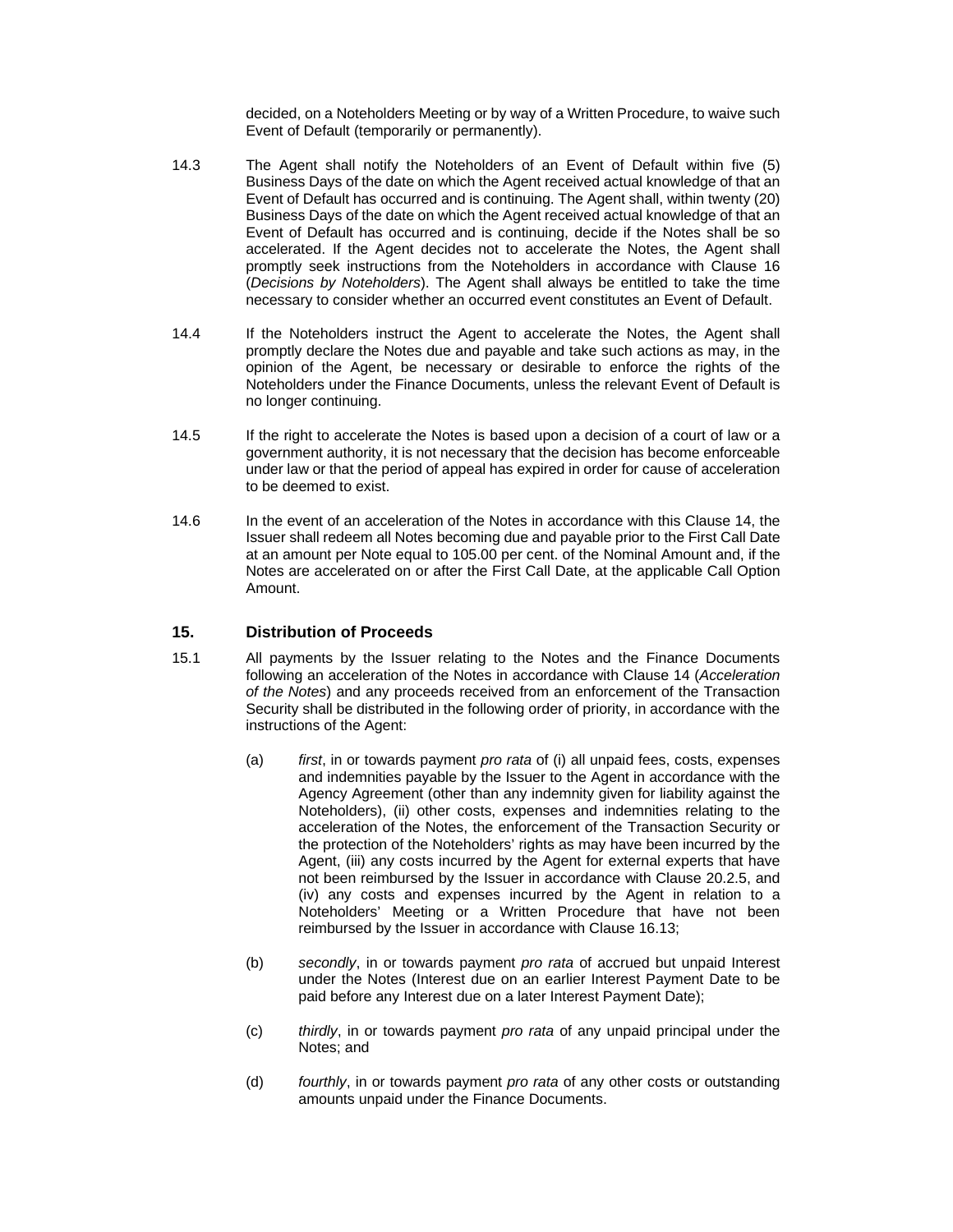decided, on a Noteholders Meeting or by way of a Written Procedure, to waive such Event of Default (temporarily or permanently).

14.3 The Agent shall notify the Noteholders of an Event of Default within five (5) Business Days of the date on which the Agent received actual knowledge of that an Event of Default has occurred and is continuing. The Agent shall, within twenty (20) Business Days of the date on which the Agent received actual knowledge of that an Event of Default has occurred and is continuing, decide if the Notes shall be so accelerated. If the Agent decides not to accelerate the Notes, the Agent shall promptly seek instructions from the Noteholders in accordance with Clause 16 (*Decisions by Noteholders*). The Agent shall always be entitled to take the time necessary to consider whether an occurred event constitutes an Event of Default.

14.4 If the Noteholders instruct the Agent to accelerate the Notes, the Agent shall promptly declare the Notes due and payable and take such actions as may, in the opinion of the Agent, be necessary or desirable to enforce the rights of the Noteholders under the Finance Documents, unless the relevant Event of Default is no longer continuing.

14.5 If the right to accelerate the Notes is based upon a decision of a court of law or a government authority, it is not necessary that the decision has become enforceable under law or that the period of appeal has expired in order for cause of acceleration to be deemed to exist.

14.6 In the event of an acceleration of the Notes in accordance with this Clause 14, the Issuer shall redeem all Notes becoming due and payable prior to the First Call Date at an amount per Note equal to 105.00 per cent. of the Nominal Amount and, if the Notes are accelerated on or after the First Call Date, at the applicable Call Option Amount.

## 15. Distribution of Proceeds

15.1 All payments by the Issuer relating to the Notes and the Finance Documents following an acceleration of the Notes in accordance with Clause 14 (*Acceleration of the Notes*) and any proceeds received from an enforcement of the Transaction Security shall be distributed in the following order of priority, in accordance with the instructions of the Agent:

(a) *first*, in or towards payment *pro rata* of (i) all unpaid fees, costs, expenses and indemnities payable by the Issuer to the Agent in accordance with the Agency Agreement (other than any indemnity given for liability against the Noteholders), (ii) other costs, expenses and indemnities relating to the acceleration of the Notes, the enforcement of the Transaction Security or the protection of the Noteholders' rights as may have been incurred by the Agent, (iii) any costs incurred by the Agent for external experts that have not been reimbursed by the Issuer in accordance with Clause 20.2.5, and (iv) any costs and expenses incurred by the Agent in relation to a Noteholders' Meeting or a Written Procedure that have not been reimbursed by the Issuer in accordance with Clause 16.13;

(b) *secondly*, in or towards payment *pro rata* of accrued but unpaid Interest under the Notes (Interest due on an earlier Interest Payment Date to be paid before any Interest due on a later Interest Payment Date);

(c) *thirdly*, in or towards payment *pro rata* of any unpaid principal under the Notes; and

(d) *fourthly*, in or towards payment *pro rata* of any other costs or outstanding amounts unpaid under the Finance Documents.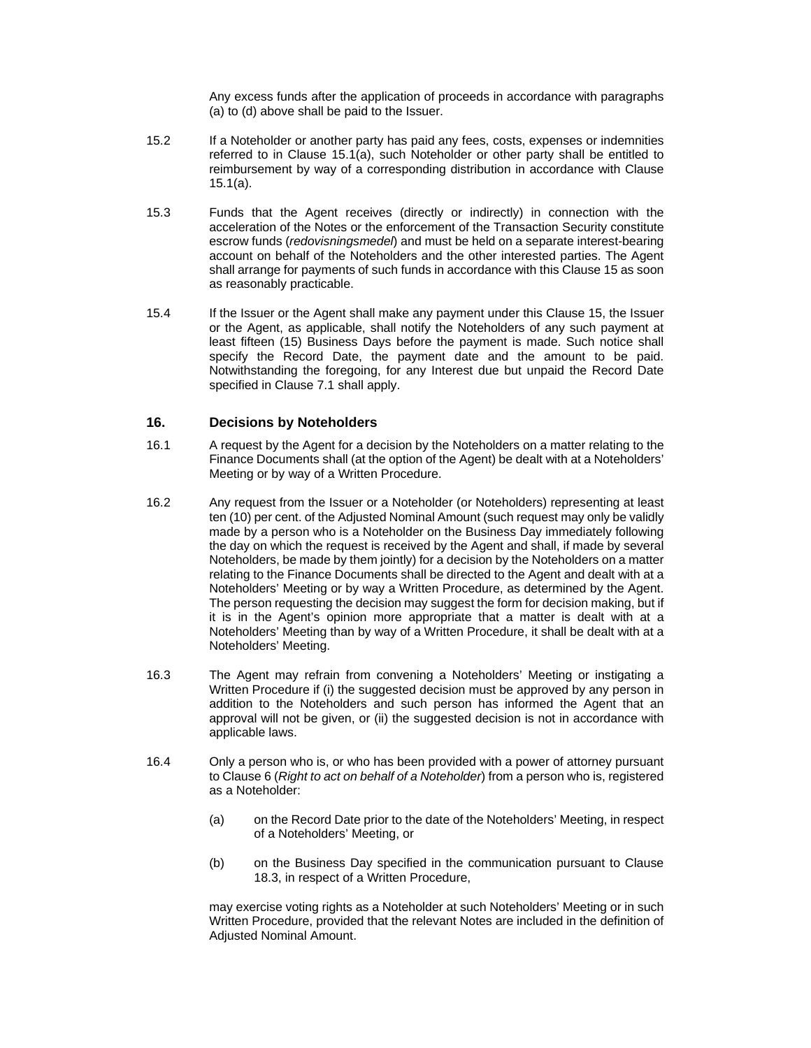Any excess funds after the application of proceeds in accordance with paragraphs (a) to (d) above shall be paid to the Issuer.

15.2 If a Noteholder or another party has paid any fees, costs, expenses or indemnities referred to in Clause 15.1(a), such Noteholder or other party shall be entitled to reimbursement by way of a corresponding distribution in accordance with Clause 15.1(a).

15.3 Funds that the Agent receives (directly or indirectly) in connection with the acceleration of the Notes or the enforcement of the Transaction Security constitute escrow funds (*redovisningsmedel*) and must be held on a separate interest-bearing account on behalf of the Noteholders and the other interested parties. The Agent shall arrange for payments of such funds in accordance with this Clause 15 as soon as reasonably practicable.

15.4 If the Issuer or the Agent shall make any payment under this Clause 15, the Issuer or the Agent, as applicable, shall notify the Noteholders of any such payment at least fifteen (15) Business Days before the payment is made. Such notice shall specify the Record Date, the payment date and the amount to be paid. Notwithstanding the foregoing, for any Interest due but unpaid the Record Date specified in Clause 7.1 shall apply.

## 16. Decisions by Noteholders

16.1 A request by the Agent for a decision by the Noteholders on a matter relating to the Finance Documents shall (at the option of the Agent) be dealt with at a Noteholders' Meeting or by way of a Written Procedure.

16.2 Any request from the Issuer or a Noteholder (or Noteholders) representing at least ten (10) per cent. of the Adjusted Nominal Amount (such request may only be validly made by a person who is a Noteholder on the Business Day immediately following the day on which the request is received by the Agent and shall, if made by several Noteholders, be made by them jointly) for a decision by the Noteholders on a matter relating to the Finance Documents shall be directed to the Agent and dealt with at a Noteholders' Meeting or by way a Written Procedure, as determined by the Agent. The person requesting the decision may suggest the form for decision making, but if it is in the Agent's opinion more appropriate that a matter is dealt with at a Noteholders' Meeting than by way of a Written Procedure, it shall be dealt with at a Noteholders' Meeting.

16.3 The Agent may refrain from convening a Noteholders' Meeting or instigating a Written Procedure if (i) the suggested decision must be approved by any person in addition to the Noteholders and such person has informed the Agent that an approval will not be given, or (ii) the suggested decision is not in accordance with applicable laws.

16.4 Only a person who is, or who has been provided with a power of attorney pursuant to Clause 6 (*Right to act on behalf of a Noteholder*) from a person who is, registered as a Noteholder:

(a) on the Record Date prior to the date of the Noteholders' Meeting, in respect of a Noteholders' Meeting, or

(b) on the Business Day specified in the communication pursuant to Clause 18.3, in respect of a Written Procedure,

may exercise voting rights as a Noteholder at such Noteholders' Meeting or in such Written Procedure, provided that the relevant Notes are included in the definition of Adjusted Nominal Amount.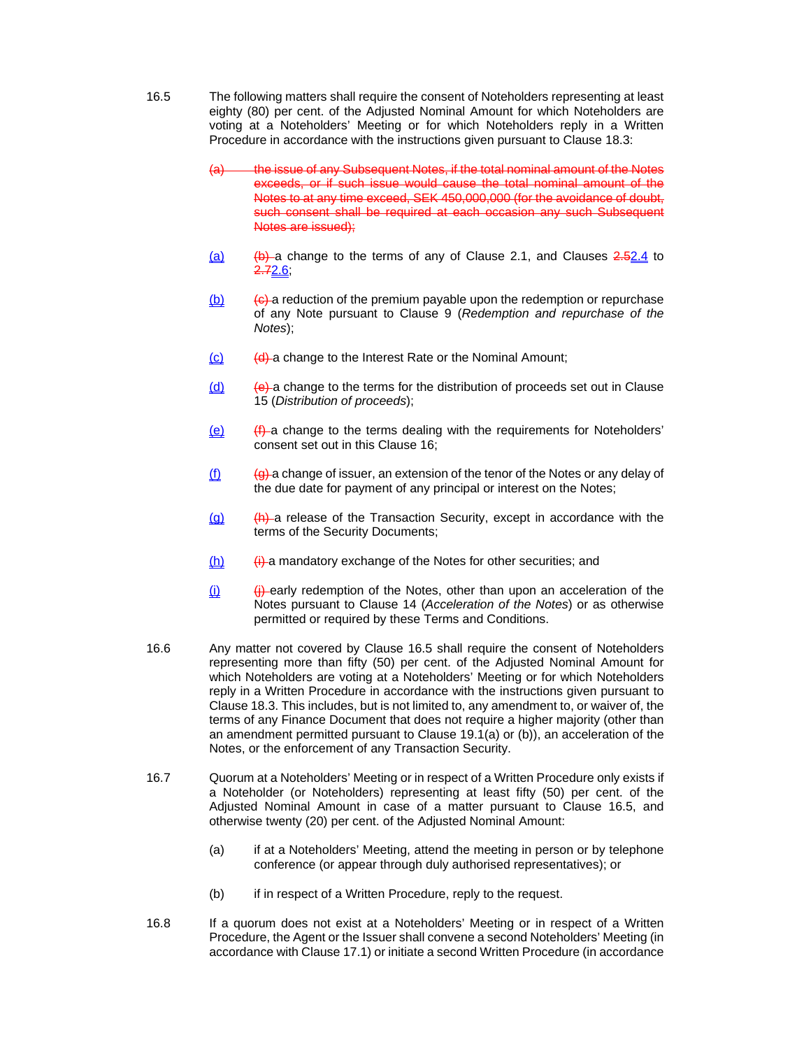16.5 The following matters shall require the consent of Noteholders representing at least eighty (80) per cent. of the Adjusted Nominal Amount for which Noteholders are voting at a Noteholders' Meeting or for which Noteholders reply in a Written Procedure in accordance with the instructions given pursuant to Clause 18.3:

~~(a) the issue of any Subsequent Notes, if the total nominal amount of the Notes exceeds, or if such issue would cause the total nominal amount of the Notes to at any time exceed, SEK 450,000,000 (for the avoidance of doubt, such consent shall be required at each occasion any such Subsequent Notes are issued);~~

(a) ~~(b)~~ a change to the terms of any of Clause 2.1, and Clauses ~~2.5~~2.4 to ~~2.7~~2.6;

(b) ~~(c)~~ a reduction of the premium payable upon the redemption or repurchase of any Note pursuant to Clause 9 (*Redemption and repurchase of the Notes*);

(c) ~~(d)~~ a change to the Interest Rate or the Nominal Amount;

(d) ~~(e)~~ a change to the terms for the distribution of proceeds set out in Clause 15 (*Distribution of proceeds*);

(e) ~~(f)~~ a change to the terms dealing with the requirements for Noteholders' consent set out in this Clause 16;

(f) ~~(g)~~ a change of issuer, an extension of the tenor of the Notes or any delay of the due date for payment of any principal or interest on the Notes;

(g) ~~(h)~~ a release of the Transaction Security, except in accordance with the terms of the Security Documents;

(h) ~~(i)~~ a mandatory exchange of the Notes for other securities; and

(i) ~~(j)~~ early redemption of the Notes, other than upon an acceleration of the Notes pursuant to Clause 14 (*Acceleration of the Notes*) or as otherwise permitted or required by these Terms and Conditions.

16.6 Any matter not covered by Clause 16.5 shall require the consent of Noteholders representing more than fifty (50) per cent. of the Adjusted Nominal Amount for which Noteholders are voting at a Noteholders' Meeting or for which Noteholders reply in a Written Procedure in accordance with the instructions given pursuant to Clause 18.3. This includes, but is not limited to, any amendment to, or waiver of, the terms of any Finance Document that does not require a higher majority (other than an amendment permitted pursuant to Clause 19.1(a) or (b)), an acceleration of the Notes, or the enforcement of any Transaction Security.

16.7 Quorum at a Noteholders' Meeting or in respect of a Written Procedure only exists if a Noteholder (or Noteholders) representing at least fifty (50) per cent. of the Adjusted Nominal Amount in case of a matter pursuant to Clause 16.5, and otherwise twenty (20) per cent. of the Adjusted Nominal Amount:

(a) if at a Noteholders' Meeting, attend the meeting in person or by telephone conference (or appear through duly authorised representatives); or

(b) if in respect of a Written Procedure, reply to the request.

16.8 If a quorum does not exist at a Noteholders' Meeting or in respect of a Written Procedure, the Agent or the Issuer shall convene a second Noteholders' Meeting (in accordance with Clause 17.1) or initiate a second Written Procedure (in accordance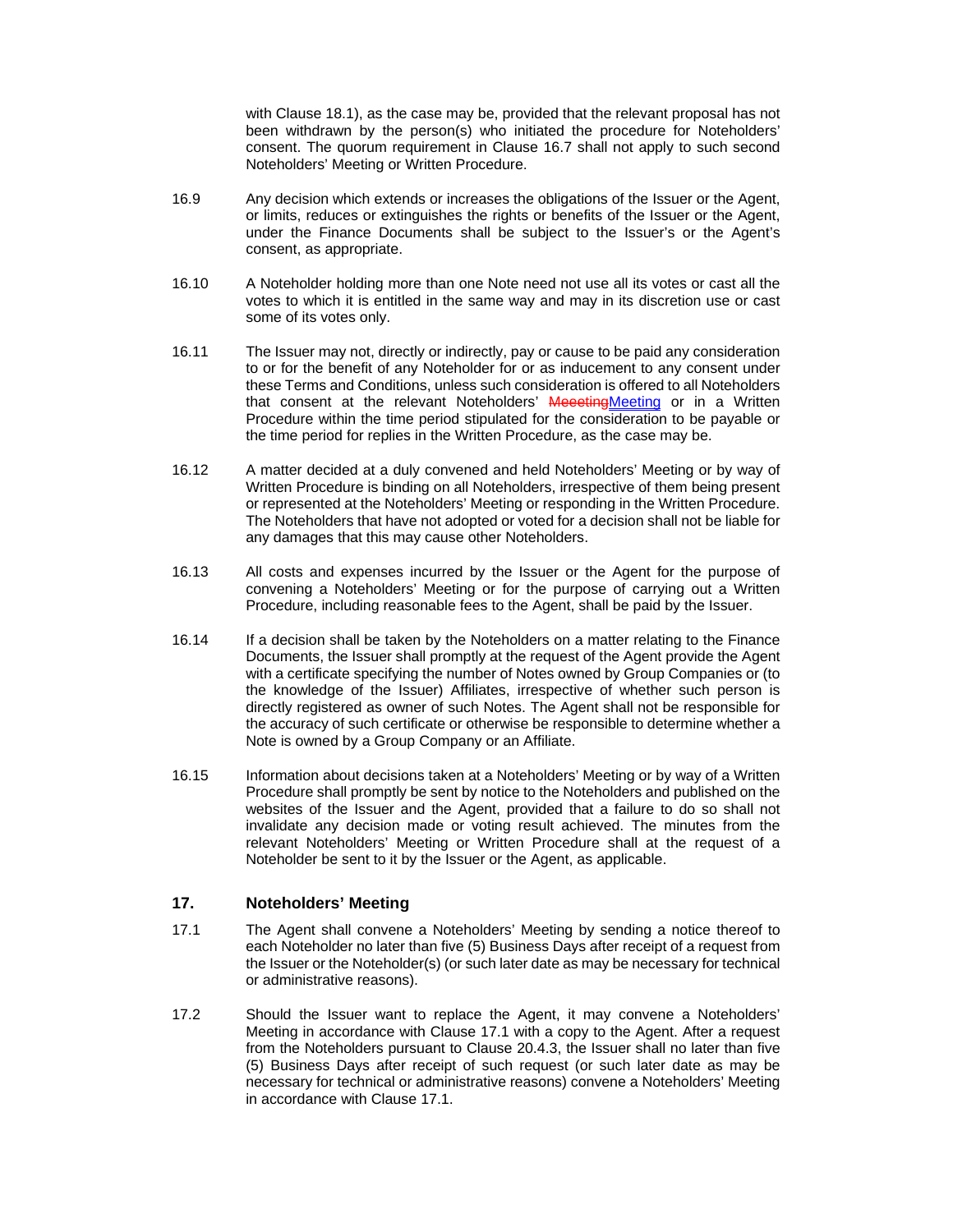with Clause 18.1), as the case may be, provided that the relevant proposal has not been withdrawn by the person(s) who initiated the procedure for Noteholders' consent. The quorum requirement in Clause 16.7 shall not apply to such second Noteholders' Meeting or Written Procedure.

16.9 Any decision which extends or increases the obligations of the Issuer or the Agent, or limits, reduces or extinguishes the rights or benefits of the Issuer or the Agent, under the Finance Documents shall be subject to the Issuer's or the Agent's consent, as appropriate.

16.10 A Noteholder holding more than one Note need not use all its votes or cast all the votes to which it is entitled in the same way and may in its discretion use or cast some of its votes only.

16.11 The Issuer may not, directly or indirectly, pay or cause to be paid any consideration to or for the benefit of any Noteholder for or as inducement to any consent under these Terms and Conditions, unless such consideration is offered to all Noteholders that consent at the relevant Noteholders' ~~Meeeting~~Meeting or in a Written Procedure within the time period stipulated for the consideration to be payable or the time period for replies in the Written Procedure, as the case may be.

16.12 A matter decided at a duly convened and held Noteholders' Meeting or by way of Written Procedure is binding on all Noteholders, irrespective of them being present or represented at the Noteholders' Meeting or responding in the Written Procedure. The Noteholders that have not adopted or voted for a decision shall not be liable for any damages that this may cause other Noteholders.

16.13 All costs and expenses incurred by the Issuer or the Agent for the purpose of convening a Noteholders' Meeting or for the purpose of carrying out a Written Procedure, including reasonable fees to the Agent, shall be paid by the Issuer.

16.14 If a decision shall be taken by the Noteholders on a matter relating to the Finance Documents, the Issuer shall promptly at the request of the Agent provide the Agent with a certificate specifying the number of Notes owned by Group Companies or (to the knowledge of the Issuer) Affiliates, irrespective of whether such person is directly registered as owner of such Notes. The Agent shall not be responsible for the accuracy of such certificate or otherwise be responsible to determine whether a Note is owned by a Group Company or an Affiliate.

16.15 Information about decisions taken at a Noteholders' Meeting or by way of a Written Procedure shall promptly be sent by notice to the Noteholders and published on the websites of the Issuer and the Agent, provided that a failure to do so shall not invalidate any decision made or voting result achieved. The minutes from the relevant Noteholders' Meeting or Written Procedure shall at the request of a Noteholder be sent to it by the Issuer or the Agent, as applicable.

## 17. Noteholders' Meeting

17.1 The Agent shall convene a Noteholders' Meeting by sending a notice thereof to each Noteholder no later than five (5) Business Days after receipt of a request from the Issuer or the Noteholder(s) (or such later date as may be necessary for technical or administrative reasons).

17.2 Should the Issuer want to replace the Agent, it may convene a Noteholders' Meeting in accordance with Clause 17.1 with a copy to the Agent. After a request from the Noteholders pursuant to Clause 20.4.3, the Issuer shall no later than five (5) Business Days after receipt of such request (or such later date as may be necessary for technical or administrative reasons) convene a Noteholders' Meeting in accordance with Clause 17.1.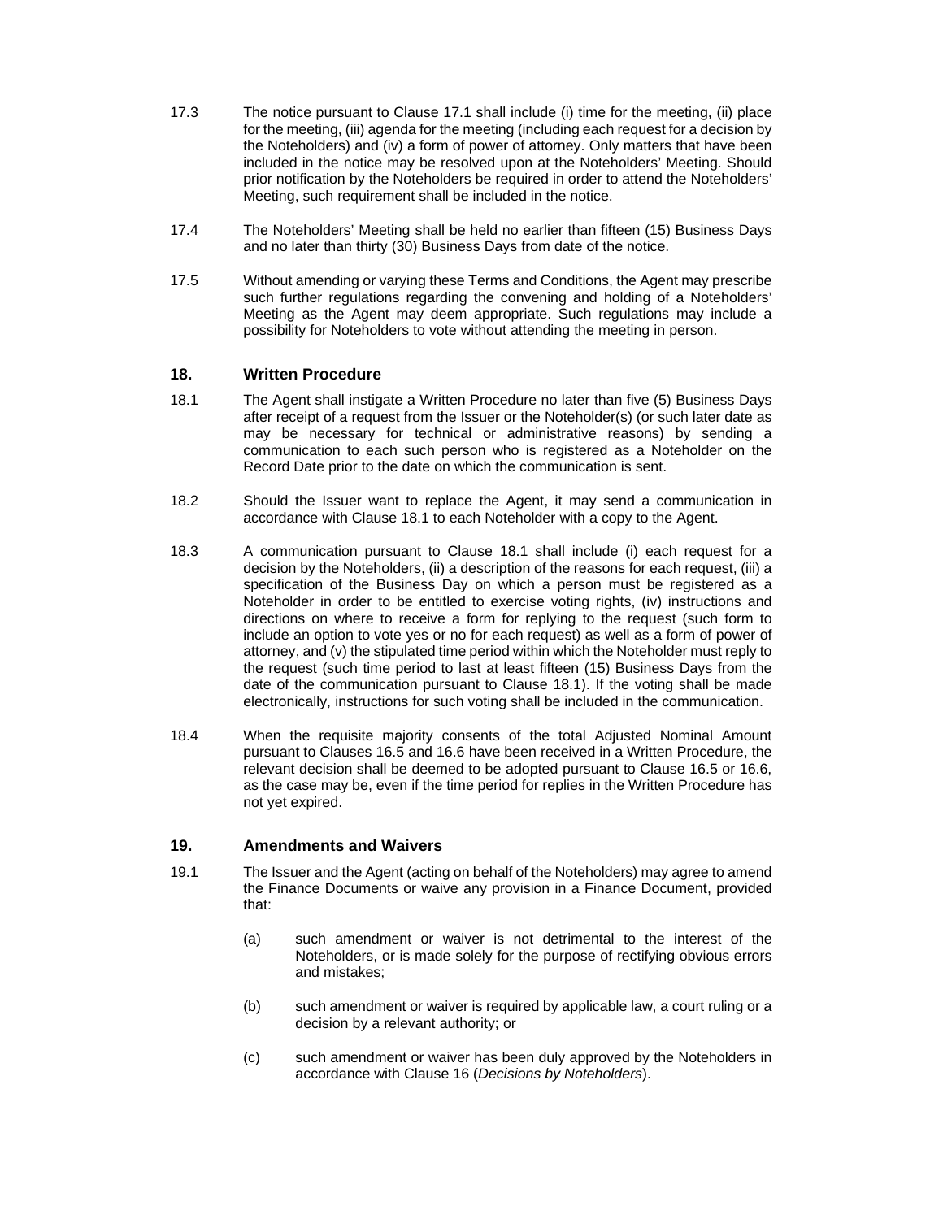17.3 The notice pursuant to Clause 17.1 shall include (i) time for the meeting, (ii) place for the meeting, (iii) agenda for the meeting (including each request for a decision by the Noteholders) and (iv) a form of power of attorney. Only matters that have been included in the notice may be resolved upon at the Noteholders' Meeting. Should prior notification by the Noteholders be required in order to attend the Noteholders' Meeting, such requirement shall be included in the notice.

17.4 The Noteholders' Meeting shall be held no earlier than fifteen (15) Business Days and no later than thirty (30) Business Days from date of the notice.

17.5 Without amending or varying these Terms and Conditions, the Agent may prescribe such further regulations regarding the convening and holding of a Noteholders' Meeting as the Agent may deem appropriate. Such regulations may include a possibility for Noteholders to vote without attending the meeting in person.

## 18. Written Procedure

18.1 The Agent shall instigate a Written Procedure no later than five (5) Business Days after receipt of a request from the Issuer or the Noteholder(s) (or such later date as may be necessary for technical or administrative reasons) by sending a communication to each such person who is registered as a Noteholder on the Record Date prior to the date on which the communication is sent.

18.2 Should the Issuer want to replace the Agent, it may send a communication in accordance with Clause 18.1 to each Noteholder with a copy to the Agent.

18.3 A communication pursuant to Clause 18.1 shall include (i) each request for a decision by the Noteholders, (ii) a description of the reasons for each request, (iii) a specification of the Business Day on which a person must be registered as a Noteholder in order to be entitled to exercise voting rights, (iv) instructions and directions on where to receive a form for replying to the request (such form to include an option to vote yes or no for each request) as well as a form of power of attorney, and (v) the stipulated time period within which the Noteholder must reply to the request (such time period to last at least fifteen (15) Business Days from the date of the communication pursuant to Clause 18.1). If the voting shall be made electronically, instructions for such voting shall be included in the communication.

18.4 When the requisite majority consents of the total Adjusted Nominal Amount pursuant to Clauses 16.5 and 16.6 have been received in a Written Procedure, the relevant decision shall be deemed to be adopted pursuant to Clause 16.5 or 16.6, as the case may be, even if the time period for replies in the Written Procedure has not yet expired.

## 19. Amendments and Waivers

19.1 The Issuer and the Agent (acting on behalf of the Noteholders) may agree to amend the Finance Documents or waive any provision in a Finance Document, provided that:

(a) such amendment or waiver is not detrimental to the interest of the Noteholders, or is made solely for the purpose of rectifying obvious errors and mistakes;

(b) such amendment or waiver is required by applicable law, a court ruling or a decision by a relevant authority; or

(c) such amendment or waiver has been duly approved by the Noteholders in accordance with Clause 16 (*Decisions by Noteholders*).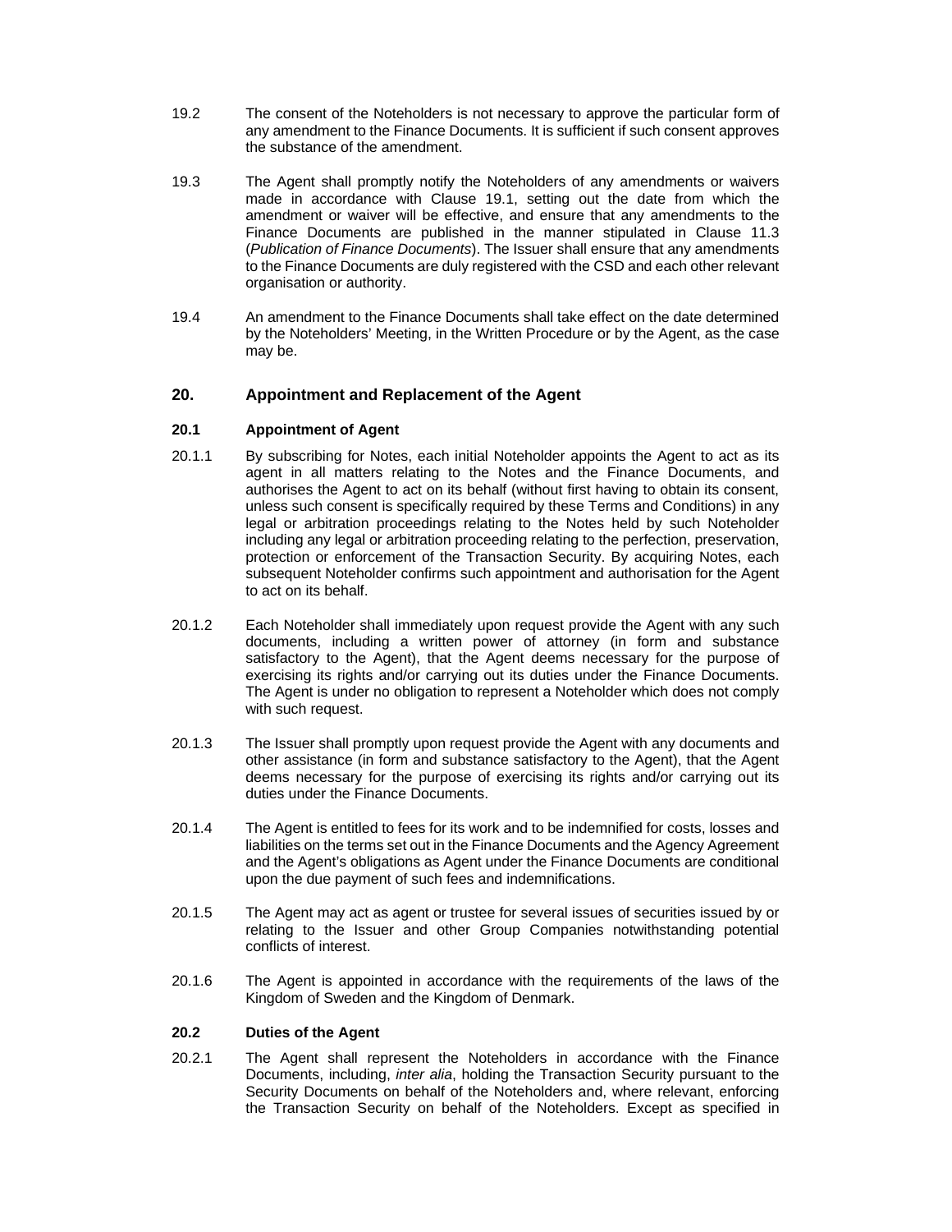19.2 The consent of the Noteholders is not necessary to approve the particular form of any amendment to the Finance Documents. It is sufficient if such consent approves the substance of the amendment.

19.3 The Agent shall promptly notify the Noteholders of any amendments or waivers made in accordance with Clause 19.1, setting out the date from which the amendment or waiver will be effective, and ensure that any amendments to the Finance Documents are published in the manner stipulated in Clause 11.3 (*Publication of Finance Documents*). The Issuer shall ensure that any amendments to the Finance Documents are duly registered with the CSD and each other relevant organisation or authority.

19.4 An amendment to the Finance Documents shall take effect on the date determined by the Noteholders' Meeting, in the Written Procedure or by the Agent, as the case may be.

## 20. Appointment and Replacement of the Agent

### 20.1 Appointment of Agent

20.1.1 By subscribing for Notes, each initial Noteholder appoints the Agent to act as its agent in all matters relating to the Notes and the Finance Documents, and authorises the Agent to act on its behalf (without first having to obtain its consent, unless such consent is specifically required by these Terms and Conditions) in any legal or arbitration proceedings relating to the Notes held by such Noteholder including any legal or arbitration proceeding relating to the perfection, preservation, protection or enforcement of the Transaction Security. By acquiring Notes, each subsequent Noteholder confirms such appointment and authorisation for the Agent to act on its behalf.

20.1.2 Each Noteholder shall immediately upon request provide the Agent with any such documents, including a written power of attorney (in form and substance satisfactory to the Agent), that the Agent deems necessary for the purpose of exercising its rights and/or carrying out its duties under the Finance Documents. The Agent is under no obligation to represent a Noteholder which does not comply with such request.

20.1.3 The Issuer shall promptly upon request provide the Agent with any documents and other assistance (in form and substance satisfactory to the Agent), that the Agent deems necessary for the purpose of exercising its rights and/or carrying out its duties under the Finance Documents.

20.1.4 The Agent is entitled to fees for its work and to be indemnified for costs, losses and liabilities on the terms set out in the Finance Documents and the Agency Agreement and the Agent's obligations as Agent under the Finance Documents are conditional upon the due payment of such fees and indemnifications.

20.1.5 The Agent may act as agent or trustee for several issues of securities issued by or relating to the Issuer and other Group Companies notwithstanding potential conflicts of interest.

20.1.6 The Agent is appointed in accordance with the requirements of the laws of the Kingdom of Sweden and the Kingdom of Denmark.

### 20.2 Duties of the Agent

20.2.1 The Agent shall represent the Noteholders in accordance with the Finance Documents, including, *inter alia*, holding the Transaction Security pursuant to the Security Documents on behalf of the Noteholders and, where relevant, enforcing the Transaction Security on behalf of the Noteholders. Except as specified in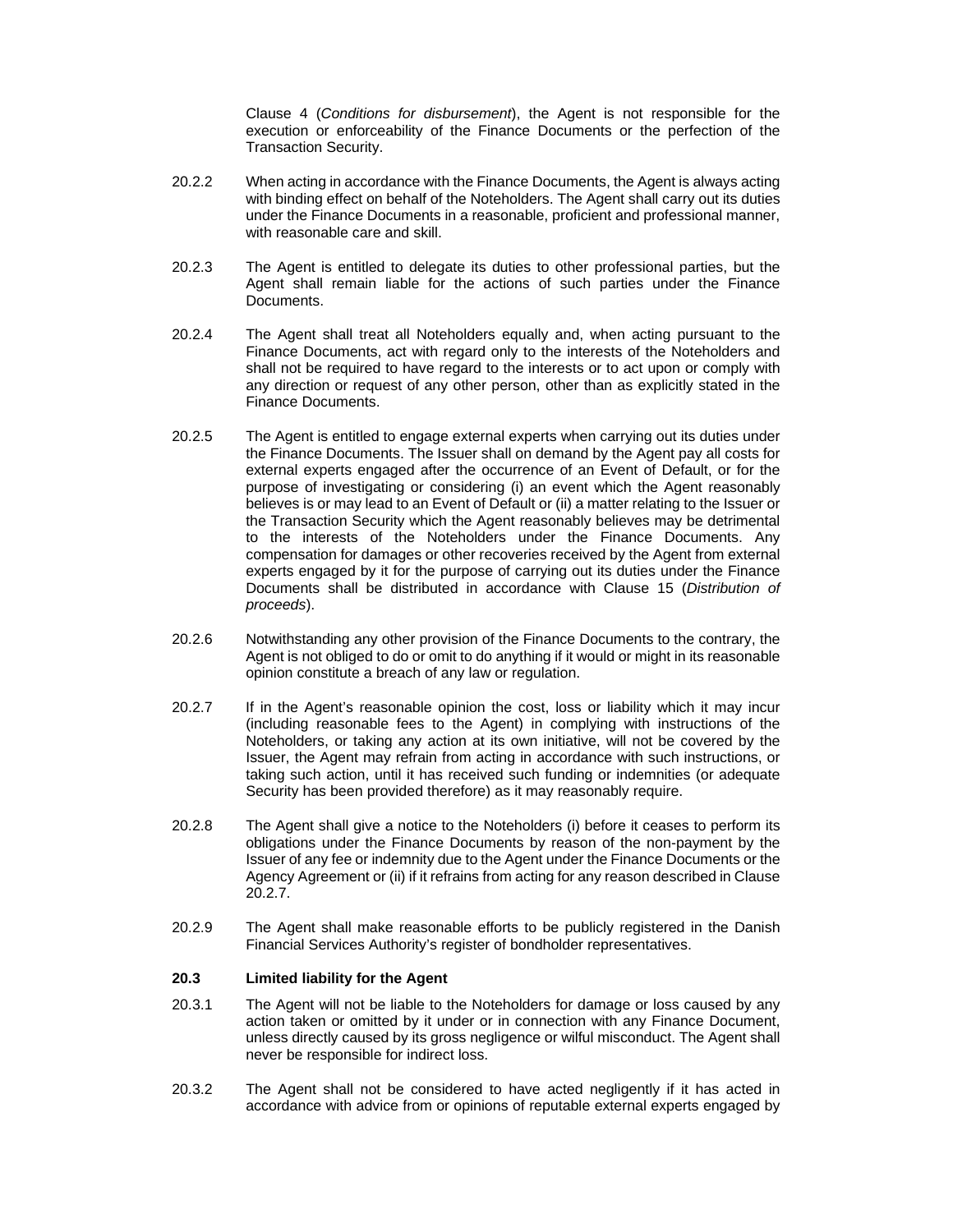Clause 4 (*Conditions for disbursement*), the Agent is not responsible for the execution or enforceability of the Finance Documents or the perfection of the Transaction Security.

20.2.2 When acting in accordance with the Finance Documents, the Agent is always acting with binding effect on behalf of the Noteholders. The Agent shall carry out its duties under the Finance Documents in a reasonable, proficient and professional manner, with reasonable care and skill.

20.2.3 The Agent is entitled to delegate its duties to other professional parties, but the Agent shall remain liable for the actions of such parties under the Finance Documents.

20.2.4 The Agent shall treat all Noteholders equally and, when acting pursuant to the Finance Documents, act with regard only to the interests of the Noteholders and shall not be required to have regard to the interests or to act upon or comply with any direction or request of any other person, other than as explicitly stated in the Finance Documents.

20.2.5 The Agent is entitled to engage external experts when carrying out its duties under the Finance Documents. The Issuer shall on demand by the Agent pay all costs for external experts engaged after the occurrence of an Event of Default, or for the purpose of investigating or considering (i) an event which the Agent reasonably believes is or may lead to an Event of Default or (ii) a matter relating to the Issuer or the Transaction Security which the Agent reasonably believes may be detrimental to the interests of the Noteholders under the Finance Documents. Any compensation for damages or other recoveries received by the Agent from external experts engaged by it for the purpose of carrying out its duties under the Finance Documents shall be distributed in accordance with Clause 15 (*Distribution of proceeds*).

20.2.6 Notwithstanding any other provision of the Finance Documents to the contrary, the Agent is not obliged to do or omit to do anything if it would or might in its reasonable opinion constitute a breach of any law or regulation.

20.2.7 If in the Agent's reasonable opinion the cost, loss or liability which it may incur (including reasonable fees to the Agent) in complying with instructions of the Noteholders, or taking any action at its own initiative, will not be covered by the Issuer, the Agent may refrain from acting in accordance with such instructions, or taking such action, until it has received such funding or indemnities (or adequate Security has been provided therefore) as it may reasonably require.

20.2.8 The Agent shall give a notice to the Noteholders (i) before it ceases to perform its obligations under the Finance Documents by reason of the non-payment by the Issuer of any fee or indemnity due to the Agent under the Finance Documents or the Agency Agreement or (ii) if it refrains from acting for any reason described in Clause 20.2.7.

20.2.9 The Agent shall make reasonable efforts to be publicly registered in the Danish Financial Services Authority's register of bondholder representatives.

**20.3 Limited liability for the Agent**

20.3.1 The Agent will not be liable to the Noteholders for damage or loss caused by any action taken or omitted by it under or in connection with any Finance Document, unless directly caused by its gross negligence or wilful misconduct. The Agent shall never be responsible for indirect loss.

20.3.2 The Agent shall not be considered to have acted negligently if it has acted in accordance with advice from or opinions of reputable external experts engaged by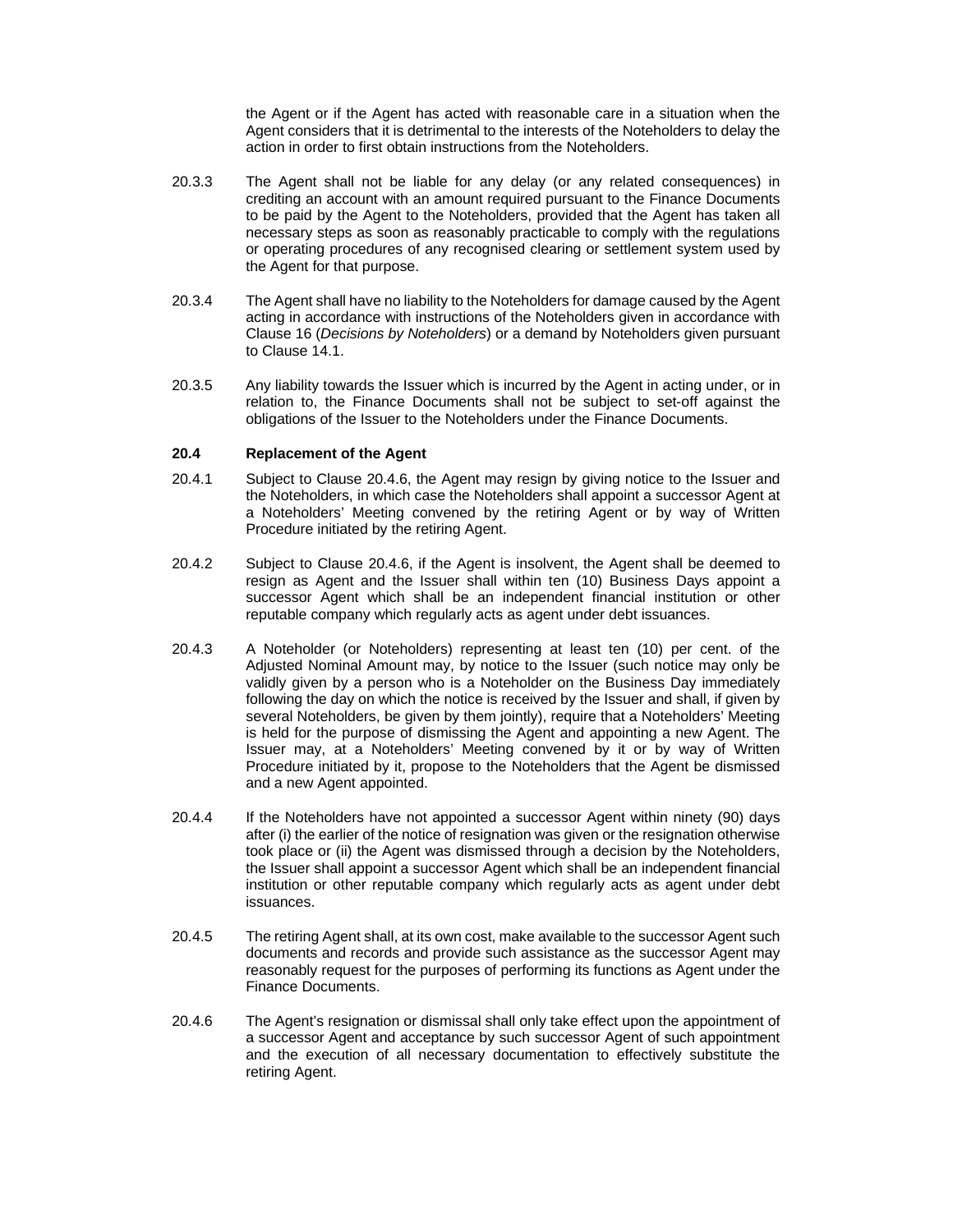the Agent or if the Agent has acted with reasonable care in a situation when the Agent considers that it is detrimental to the interests of the Noteholders to delay the action in order to first obtain instructions from the Noteholders.

20.3.3 The Agent shall not be liable for any delay (or any related consequences) in crediting an account with an amount required pursuant to the Finance Documents to be paid by the Agent to the Noteholders, provided that the Agent has taken all necessary steps as soon as reasonably practicable to comply with the regulations or operating procedures of any recognised clearing or settlement system used by the Agent for that purpose.

20.3.4 The Agent shall have no liability to the Noteholders for damage caused by the Agent acting in accordance with instructions of the Noteholders given in accordance with Clause 16 (*Decisions by Noteholders*) or a demand by Noteholders given pursuant to Clause 14.1.

20.3.5 Any liability towards the Issuer which is incurred by the Agent in acting under, or in relation to, the Finance Documents shall not be subject to set-off against the obligations of the Issuer to the Noteholders under the Finance Documents.

**20.4 Replacement of the Agent**

20.4.1 Subject to Clause 20.4.6, the Agent may resign by giving notice to the Issuer and the Noteholders, in which case the Noteholders shall appoint a successor Agent at a Noteholders' Meeting convened by the retiring Agent or by way of Written Procedure initiated by the retiring Agent.

20.4.2 Subject to Clause 20.4.6, if the Agent is insolvent, the Agent shall be deemed to resign as Agent and the Issuer shall within ten (10) Business Days appoint a successor Agent which shall be an independent financial institution or other reputable company which regularly acts as agent under debt issuances.

20.4.3 A Noteholder (or Noteholders) representing at least ten (10) per cent. of the Adjusted Nominal Amount may, by notice to the Issuer (such notice may only be validly given by a person who is a Noteholder on the Business Day immediately following the day on which the notice is received by the Issuer and shall, if given by several Noteholders, be given by them jointly), require that a Noteholders' Meeting is held for the purpose of dismissing the Agent and appointing a new Agent. The Issuer may, at a Noteholders' Meeting convened by it or by way of Written Procedure initiated by it, propose to the Noteholders that the Agent be dismissed and a new Agent appointed.

20.4.4 If the Noteholders have not appointed a successor Agent within ninety (90) days after (i) the earlier of the notice of resignation was given or the resignation otherwise took place or (ii) the Agent was dismissed through a decision by the Noteholders, the Issuer shall appoint a successor Agent which shall be an independent financial institution or other reputable company which regularly acts as agent under debt issuances.

20.4.5 The retiring Agent shall, at its own cost, make available to the successor Agent such documents and records and provide such assistance as the successor Agent may reasonably request for the purposes of performing its functions as Agent under the Finance Documents.

20.4.6 The Agent's resignation or dismissal shall only take effect upon the appointment of a successor Agent and acceptance by such successor Agent of such appointment and the execution of all necessary documentation to effectively substitute the retiring Agent.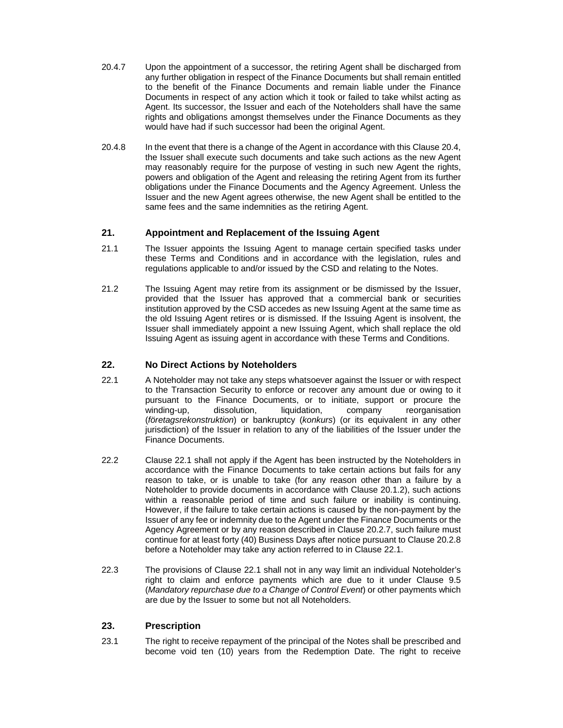20.4.7 Upon the appointment of a successor, the retiring Agent shall be discharged from any further obligation in respect of the Finance Documents but shall remain entitled to the benefit of the Finance Documents and remain liable under the Finance Documents in respect of any action which it took or failed to take whilst acting as Agent. Its successor, the Issuer and each of the Noteholders shall have the same rights and obligations amongst themselves under the Finance Documents as they would have had if such successor had been the original Agent.

20.4.8 In the event that there is a change of the Agent in accordance with this Clause 20.4, the Issuer shall execute such documents and take such actions as the new Agent may reasonably require for the purpose of vesting in such new Agent the rights, powers and obligation of the Agent and releasing the retiring Agent from its further obligations under the Finance Documents and the Agency Agreement. Unless the Issuer and the new Agent agrees otherwise, the new Agent shall be entitled to the same fees and the same indemnities as the retiring Agent.

## 21. Appointment and Replacement of the Issuing Agent

21.1 The Issuer appoints the Issuing Agent to manage certain specified tasks under these Terms and Conditions and in accordance with the legislation, rules and regulations applicable to and/or issued by the CSD and relating to the Notes.

21.2 The Issuing Agent may retire from its assignment or be dismissed by the Issuer, provided that the Issuer has approved that a commercial bank or securities institution approved by the CSD accedes as new Issuing Agent at the same time as the old Issuing Agent retires or is dismissed. If the Issuing Agent is insolvent, the Issuer shall immediately appoint a new Issuing Agent, which shall replace the old Issuing Agent as issuing agent in accordance with these Terms and Conditions.

## 22. No Direct Actions by Noteholders

22.1 A Noteholder may not take any steps whatsoever against the Issuer or with respect to the Transaction Security to enforce or recover any amount due or owing to it pursuant to the Finance Documents, or to initiate, support or procure the winding-up, dissolution, liquidation, company reorganisation (*företagsrekonstruktion*) or bankruptcy (*konkurs*) (or its equivalent in any other jurisdiction) of the Issuer in relation to any of the liabilities of the Issuer under the Finance Documents.

22.2 Clause 22.1 shall not apply if the Agent has been instructed by the Noteholders in accordance with the Finance Documents to take certain actions but fails for any reason to take, or is unable to take (for any reason other than a failure by a Noteholder to provide documents in accordance with Clause 20.1.2), such actions within a reasonable period of time and such failure or inability is continuing. However, if the failure to take certain actions is caused by the non-payment by the Issuer of any fee or indemnity due to the Agent under the Finance Documents or the Agency Agreement or by any reason described in Clause 20.2.7, such failure must continue for at least forty (40) Business Days after notice pursuant to Clause 20.2.8 before a Noteholder may take any action referred to in Clause 22.1.

22.3 The provisions of Clause 22.1 shall not in any way limit an individual Noteholder's right to claim and enforce payments which are due to it under Clause 9.5 (*Mandatory repurchase due to a Change of Control Event*) or other payments which are due by the Issuer to some but not all Noteholders.

## 23. Prescription

23.1 The right to receive repayment of the principal of the Notes shall be prescribed and become void ten (10) years from the Redemption Date. The right to receive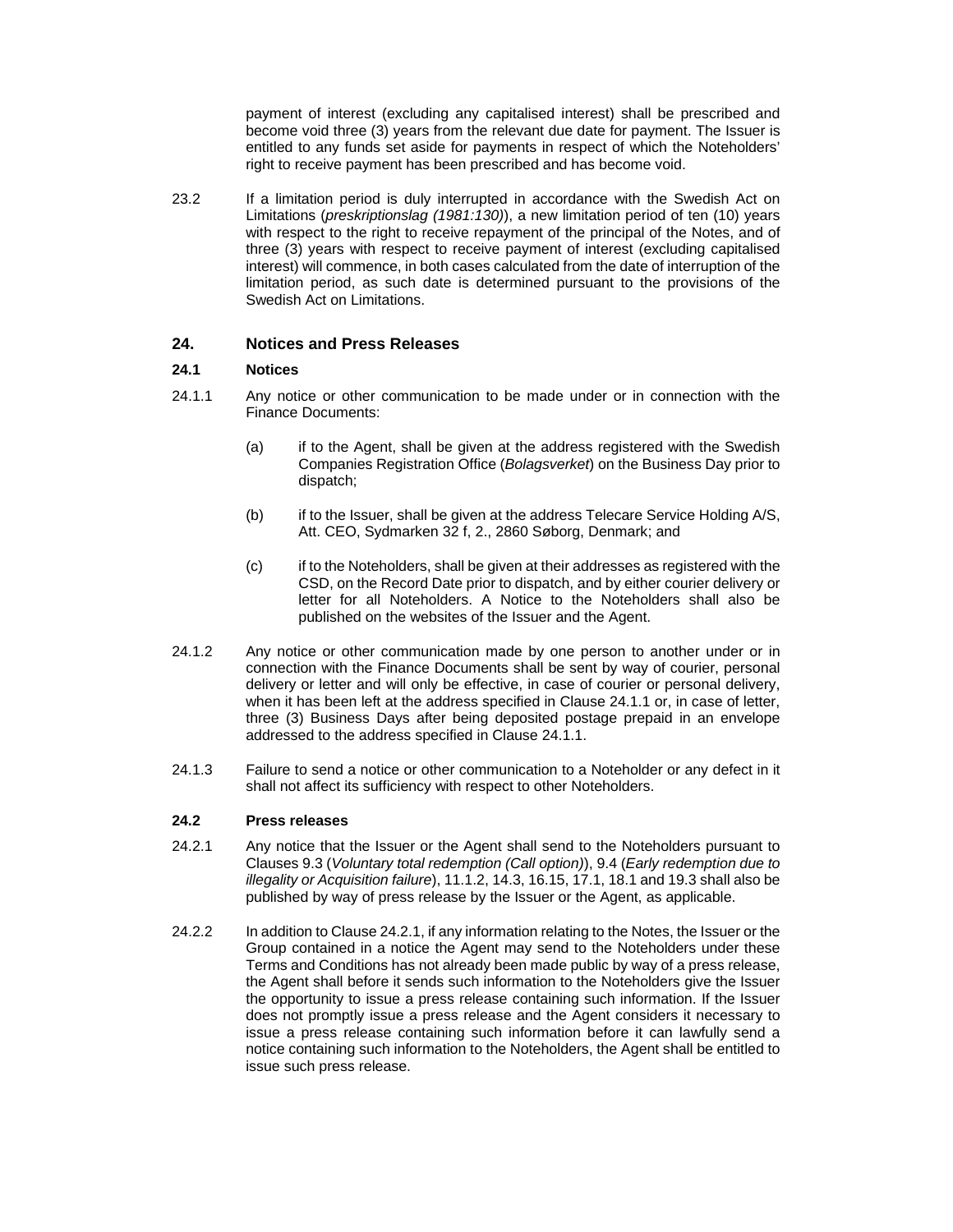payment of interest (excluding any capitalised interest) shall be prescribed and become void three (3) years from the relevant due date for payment. The Issuer is entitled to any funds set aside for payments in respect of which the Noteholders' right to receive payment has been prescribed and has become void.

23.2 If a limitation period is duly interrupted in accordance with the Swedish Act on Limitations (*preskriptionslag (1981:130)*), a new limitation period of ten (10) years with respect to the right to receive repayment of the principal of the Notes, and of three (3) years with respect to receive payment of interest (excluding capitalised interest) will commence, in both cases calculated from the date of interruption of the limitation period, as such date is determined pursuant to the provisions of the Swedish Act on Limitations.

## 24. Notices and Press Releases

### 24.1 Notices

24.1.1 Any notice or other communication to be made under or in connection with the Finance Documents:

(a) if to the Agent, shall be given at the address registered with the Swedish Companies Registration Office (*Bolagsverket*) on the Business Day prior to dispatch;

(b) if to the Issuer, shall be given at the address Telecare Service Holding A/S, Att. CEO, Sydmarken 32 f, 2., 2860 Søborg, Denmark; and

(c) if to the Noteholders, shall be given at their addresses as registered with the CSD, on the Record Date prior to dispatch, and by either courier delivery or letter for all Noteholders. A Notice to the Noteholders shall also be published on the websites of the Issuer and the Agent.

24.1.2 Any notice or other communication made by one person to another under or in connection with the Finance Documents shall be sent by way of courier, personal delivery or letter and will only be effective, in case of courier or personal delivery, when it has been left at the address specified in Clause 24.1.1 or, in case of letter, three (3) Business Days after being deposited postage prepaid in an envelope addressed to the address specified in Clause 24.1.1.

24.1.3 Failure to send a notice or other communication to a Noteholder or any defect in it shall not affect its sufficiency with respect to other Noteholders.

### 24.2 Press releases

24.2.1 Any notice that the Issuer or the Agent shall send to the Noteholders pursuant to Clauses 9.3 (*Voluntary total redemption (Call option)*), 9.4 (*Early redemption due to illegality or Acquisition failure*), 11.1.2, 14.3, 16.15, 17.1, 18.1 and 19.3 shall also be published by way of press release by the Issuer or the Agent, as applicable.

24.2.2 In addition to Clause 24.2.1, if any information relating to the Notes, the Issuer or the Group contained in a notice the Agent may send to the Noteholders under these Terms and Conditions has not already been made public by way of a press release, the Agent shall before it sends such information to the Noteholders give the Issuer the opportunity to issue a press release containing such information. If the Issuer does not promptly issue a press release and the Agent considers it necessary to issue a press release containing such information before it can lawfully send a notice containing such information to the Noteholders, the Agent shall be entitled to issue such press release.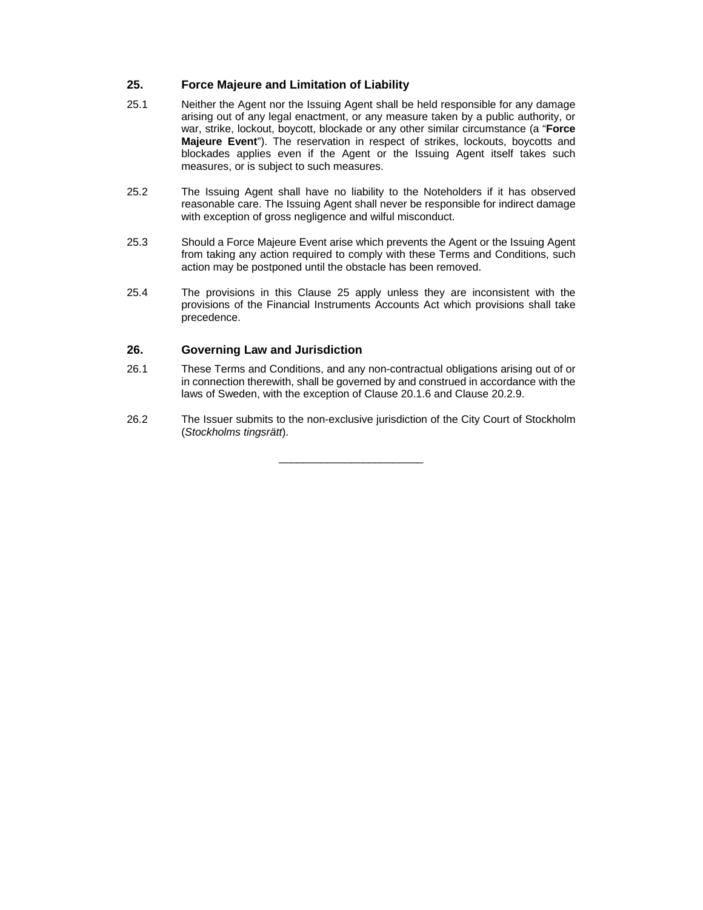## 25. Force Majeure and Limitation of Liability

25.1 Neither the Agent nor the Issuing Agent shall be held responsible for any damage arising out of any legal enactment, or any measure taken by a public authority, or war, strike, lockout, boycott, blockade or any other similar circumstance (a "**Force Majeure Event**"). The reservation in respect of strikes, lockouts, boycotts and blockades applies even if the Agent or the Issuing Agent itself takes such measures, or is subject to such measures.

25.2 The Issuing Agent shall have no liability to the Noteholders if it has observed reasonable care. The Issuing Agent shall never be responsible for indirect damage with exception of gross negligence and wilful misconduct.

25.3 Should a Force Majeure Event arise which prevents the Agent or the Issuing Agent from taking any action required to comply with these Terms and Conditions, such action may be postponed until the obstacle has been removed.

25.4 The provisions in this Clause 25 apply unless they are inconsistent with the provisions of the Financial Instruments Accounts Act which provisions shall take precedence.

## 26. Governing Law and Jurisdiction

26.1 These Terms and Conditions, and any non-contractual obligations arising out of or in connection therewith, shall be governed by and construed in accordance with the laws of Sweden, with the exception of Clause 20.1.6 and Clause 20.2.9.

26.2 The Issuer submits to the non-exclusive jurisdiction of the City Court of Stockholm (*Stockholms tingsrätt*).

\_\_\_\_\_\_\_\_\_\_\_\_\_\_\_\_\_\_\_\_\_\_\_\_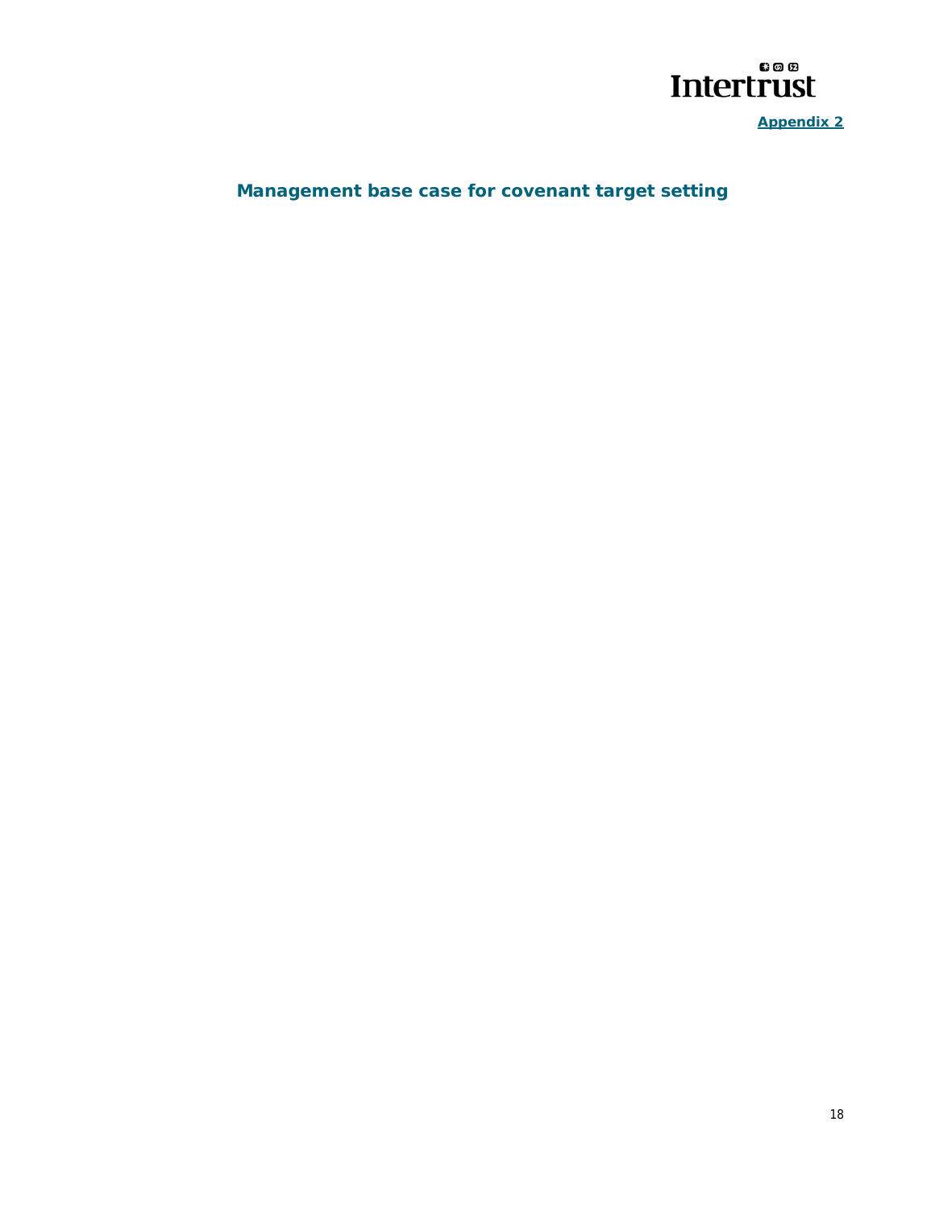**Appendix 2**

## Management base case for covenant target setting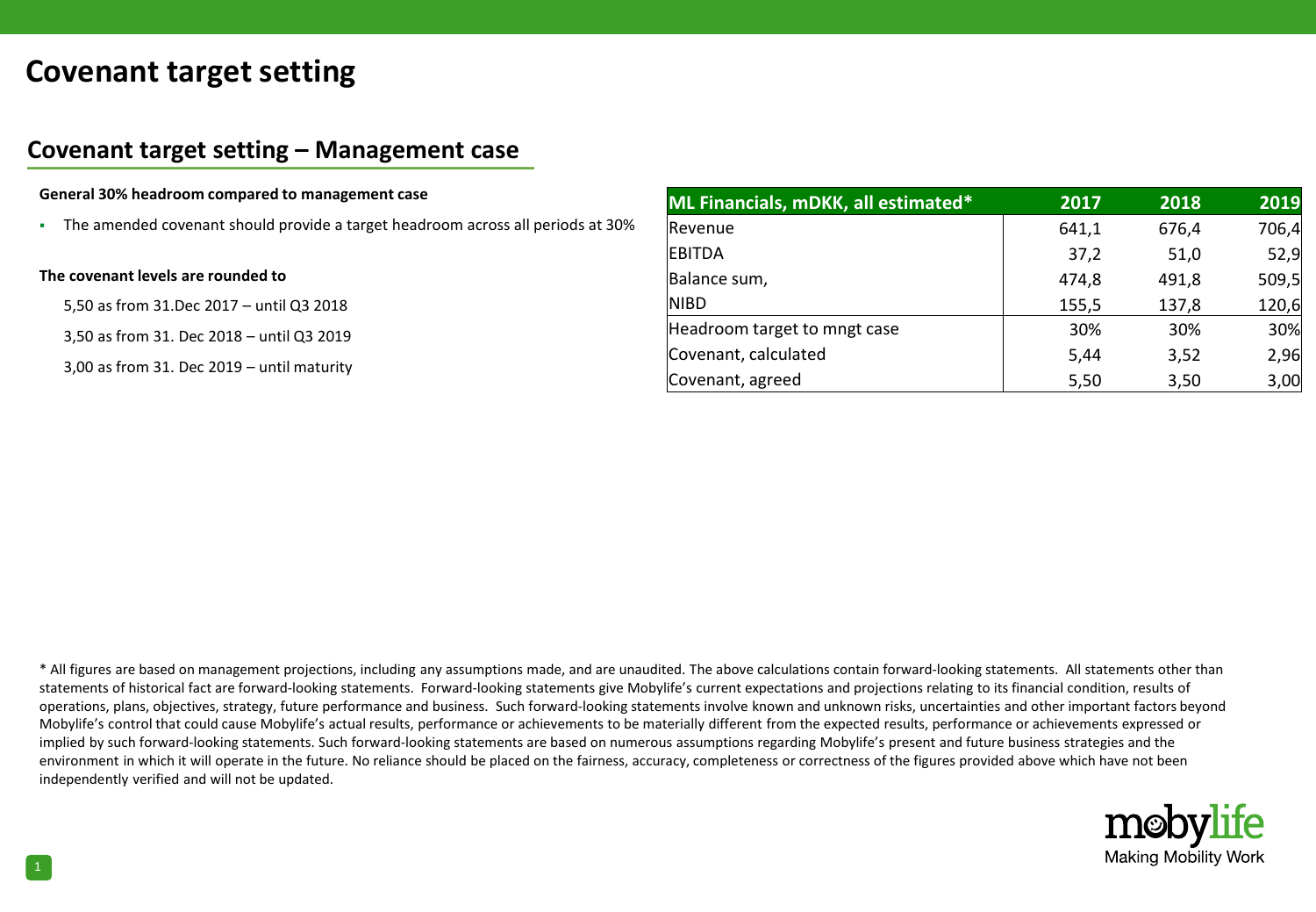# Covenant target setting

## Covenant target setting – Management case

**General 30% headroom compared to management case**

- The amended covenant should provide a target headroom across all periods at 30%

**The covenant levels are rounded to**

5,50 as from 31.Dec 2017 – until Q3 2018

3,50 as from 31. Dec 2018 – until Q3 2019

3,00 as from 31. Dec 2019 – until maturity

| ML Financials, mDKK, all estimated* | 2017 | 2018 | 2019 |
|---|---|---|---|
| Revenue | 641,1 | 676,4 | 706,4 |
| EBITDA | 37,2 | 51,0 | 52,9 |
| Balance sum, | 474,8 | 491,8 | 509,5 |
| NIBD | 155,5 | 137,8 | 120,6 |
| Headroom target to mngt case | 30% | 30% | 30% |
| Covenant, calculated | 5,44 | 3,52 | 2,96 |
| Covenant, agreed | 5,50 | 3,50 | 3,00 |

* All figures are based on management projections, including any assumptions made, and are unaudited. The above calculations contain forward-looking statements. All statements other than statements of historical fact are forward-looking statements. Forward-looking statements give Mobylife's current expectations and projections relating to its financial condition, results of operations, plans, objectives, strategy, future performance and business. Such forward-looking statements involve known and unknown risks, uncertainties and other important factors beyond Mobylife's control that could cause Mobylife's actual results, performance or achievements to be materially different from the expected results, performance or achievements expressed or implied by such forward-looking statements. Such forward-looking statements are based on numerous assumptions regarding Mobylife's present and future business strategies and the environment in which it will operate in the future. No reliance should be placed on the fairness, accuracy, completeness or correctness of the figures provided above which have not been independently verified and will not be updated.

mobylife
Making Mobility Work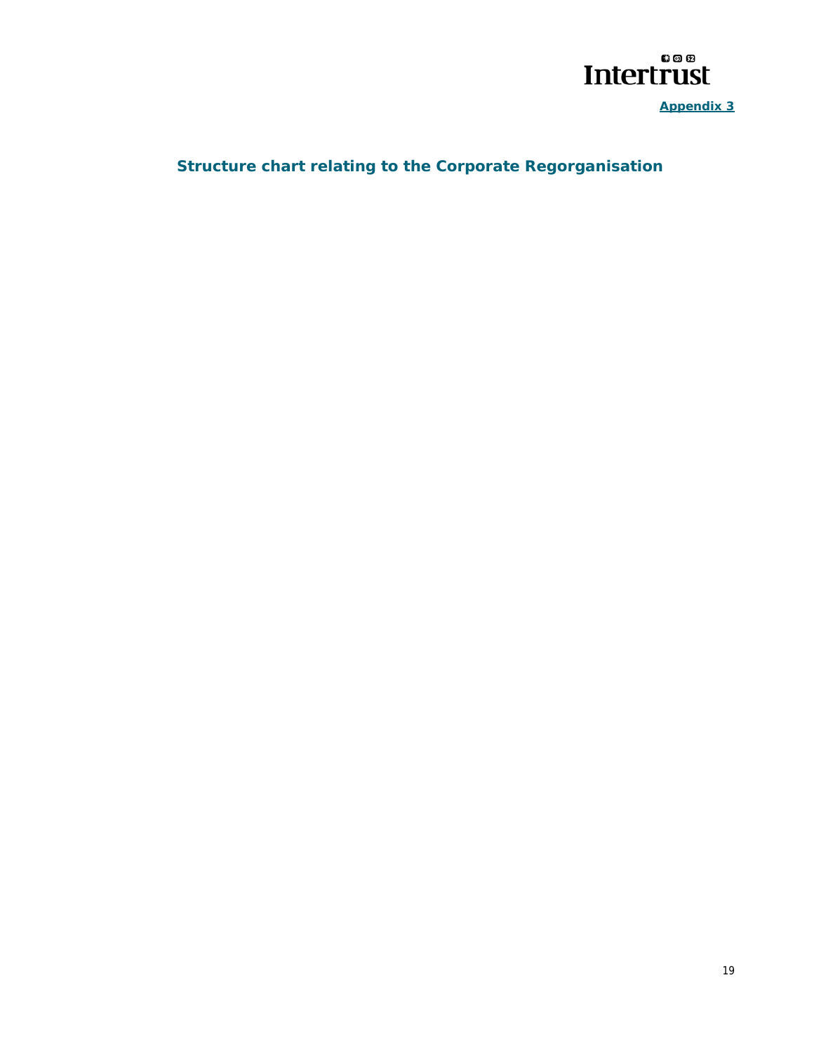**Appendix 3**

## Structure chart relating to the Corporate Regorganisation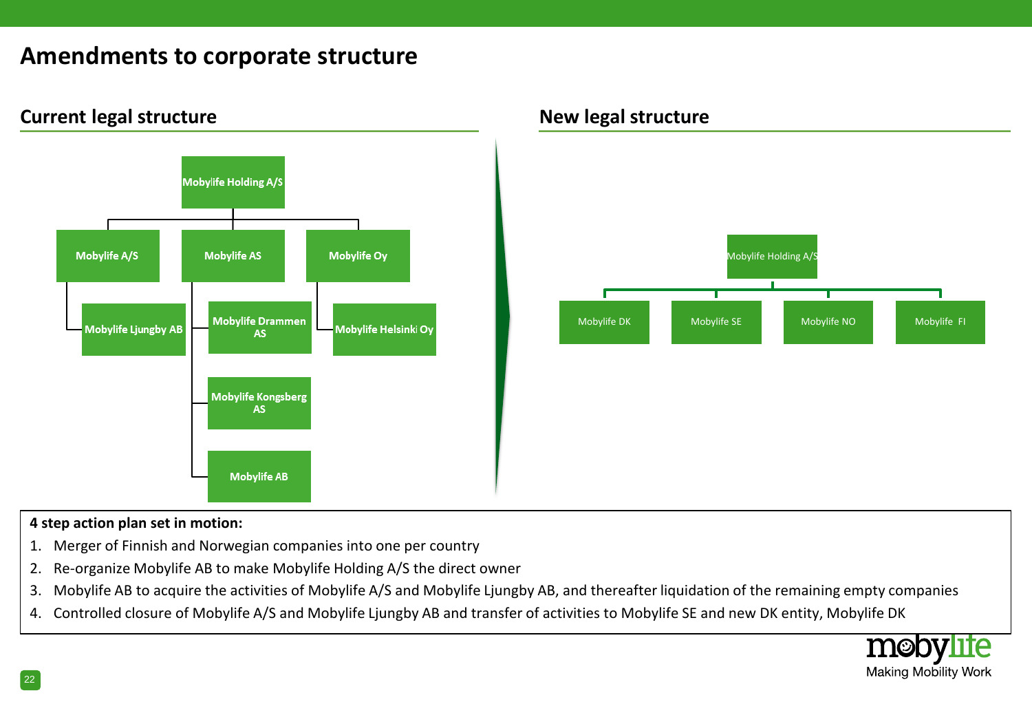# Amendments to corporate structure

## Current legal structure

Mobylife Holding A/S

Mobylife A/S

Mobylife AS

Mobylife Oy

Mobylife Ljungby AB

Mobylife Drammen AS

Mobylife Helsinki Oy

Mobylife Kongsberg AS

Mobylife AB

## New legal structure

Mobylife Holding A/S

Mobylife DK

Mobylife SE

Mobylife NO

Mobylife FI

**4 step action plan set in motion:**

1. Merger of Finnish and Norwegian companies into one per country
2. Re-organize Mobylife AB to make Mobylife Holding A/S the direct owner
3. Mobylife AB to acquire the activities of Mobylife A/S and Mobylife Ljungby AB, and thereafter liquidation of the remaining empty companies
4. Controlled closure of Mobylife A/S and Mobylife Ljungby AB and transfer of activities to Mobylife SE and new DK entity, Mobylife DK

mobylife
Making Mobility Work